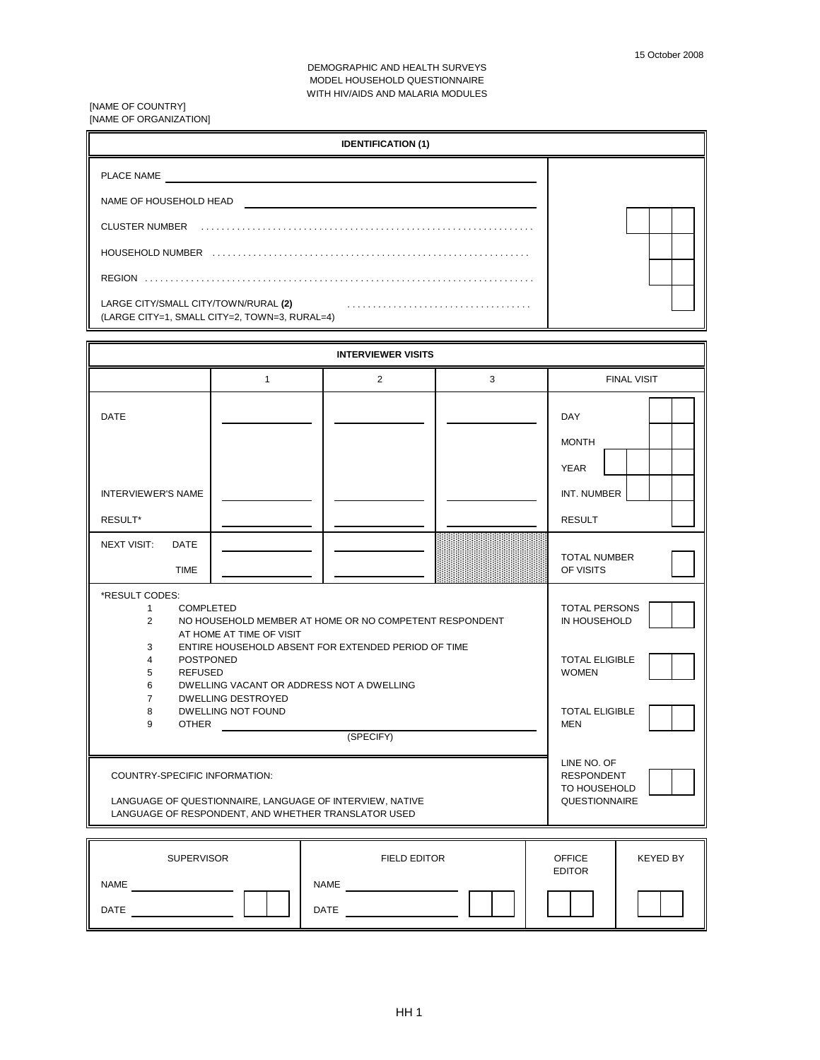15 October 2008

DEMOGRAPHIC AND HEALTH SURVEYS
MODEL HOUSEHOLD QUESTIONNAIRE
WITH HIV/AIDS AND MALARIA MODULES

[NAME OF COUNTRY]
[NAME OF ORGANIZATION]

## IDENTIFICATION (1)

| | |
|---|---|
| PLACE NAME ______ | |
| NAME OF HOUSEHOLD HEAD ______ | |
| CLUSTER NUMBER . . . . . . | ☐☐☐ |
| HOUSEHOLD NUMBER . . . . . . | ☐☐ |
| REGION . . . . . . | ☐☐ |
| LARGE CITY/SMALL CITY/TOWN/RURAL **(2)** (LARGE CITY=1, SMALL CITY=2, TOWN=3, RURAL=4) . . . . . . | ☐ |

## INTERVIEWER VISITS

| | 1 | 2 | 3 | FINAL VISIT | |
|---|---|---|---|---|---|
| DATE | ______ | ______ | ______ | DAY | ☐☐ |
| | | | | MONTH | ☐☐ |
| | | | | YEAR | ☐☐☐☐ |
| INTERVIEWER'S NAME | ______ | ______ | ______ | INT. NUMBER | ☐☐☐ |
| RESULT* | ______ | ______ | ______ | RESULT | ☐ |
| NEXT VISIT: DATE | ______ | ______ | | TOTAL NUMBER OF VISITS | ☐ |
| TIME | ______ | ______ | | | |

*RESULT CODES:

1. COMPLETED
2. NO HOUSEHOLD MEMBER AT HOME OR NO COMPETENT RESPONDENT AT HOME AT TIME OF VISIT
3. ENTIRE HOUSEHOLD ABSENT FOR EXTENDED PERIOD OF TIME
4. POSTPONED
5. REFUSED
6. DWELLING VACANT OR ADDRESS NOT A DWELLING
7. DWELLING DESTROYED
8. DWELLING NOT FOUND
9. OTHER ______ (SPECIFY)

| | |
|---|---|
| TOTAL PERSONS IN HOUSEHOLD | ☐☐ |
| TOTAL ELIGIBLE WOMEN | ☐☐ |
| TOTAL ELIGIBLE MEN | ☐☐ |
| LINE NO. OF RESPONDENT TO HOUSEHOLD QUESTIONNAIRE | ☐☐ |

COUNTRY-SPECIFIC INFORMATION:

LANGUAGE OF QUESTIONNAIRE, LANGUAGE OF INTERVIEW, NATIVE LANGUAGE OF RESPONDENT, AND WHETHER TRANSLATOR USED

| SUPERVISOR | FIELD EDITOR | OFFICE EDITOR | KEYED BY |
|---|---|---|---|
| NAME ______ | NAME ______ | | |
| DATE ______ ☐☐ | DATE ______ ☐☐ | ☐☐ | ☐☐ |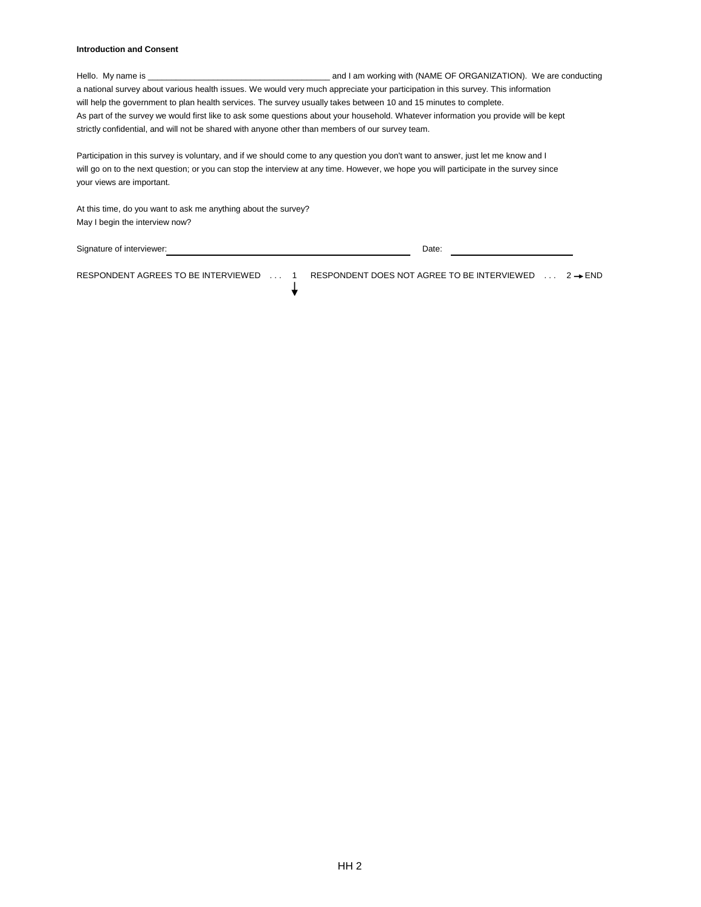**Introduction and Consent**

Hello. My name is _______________________________________ and I am working with (NAME OF ORGANIZATION). We are conducting a national survey about various health issues. We would very much appreciate your participation in this survey. This information will help the government to plan health services. The survey usually takes between 10 and 15 minutes to complete. As part of the survey we would first like to ask some questions about your household. Whatever information you provide will be kept strictly confidential, and will not be shared with anyone other than members of our survey team.

Participation in this survey is voluntary, and if we should come to any question you don't want to answer, just let me know and I will go on to the next question; or you can stop the interview at any time. However, we hope you will participate in the survey since your views are important.

At this time, do you want to ask me anything about the survey?
May I begin the interview now?

Signature of interviewer: ___________________________________________ Date: ______________________

RESPONDENT AGREES TO BE INTERVIEWED . . . 1 ↓ RESPONDENT DOES NOT AGREE TO BE INTERVIEWED . . . 2 → END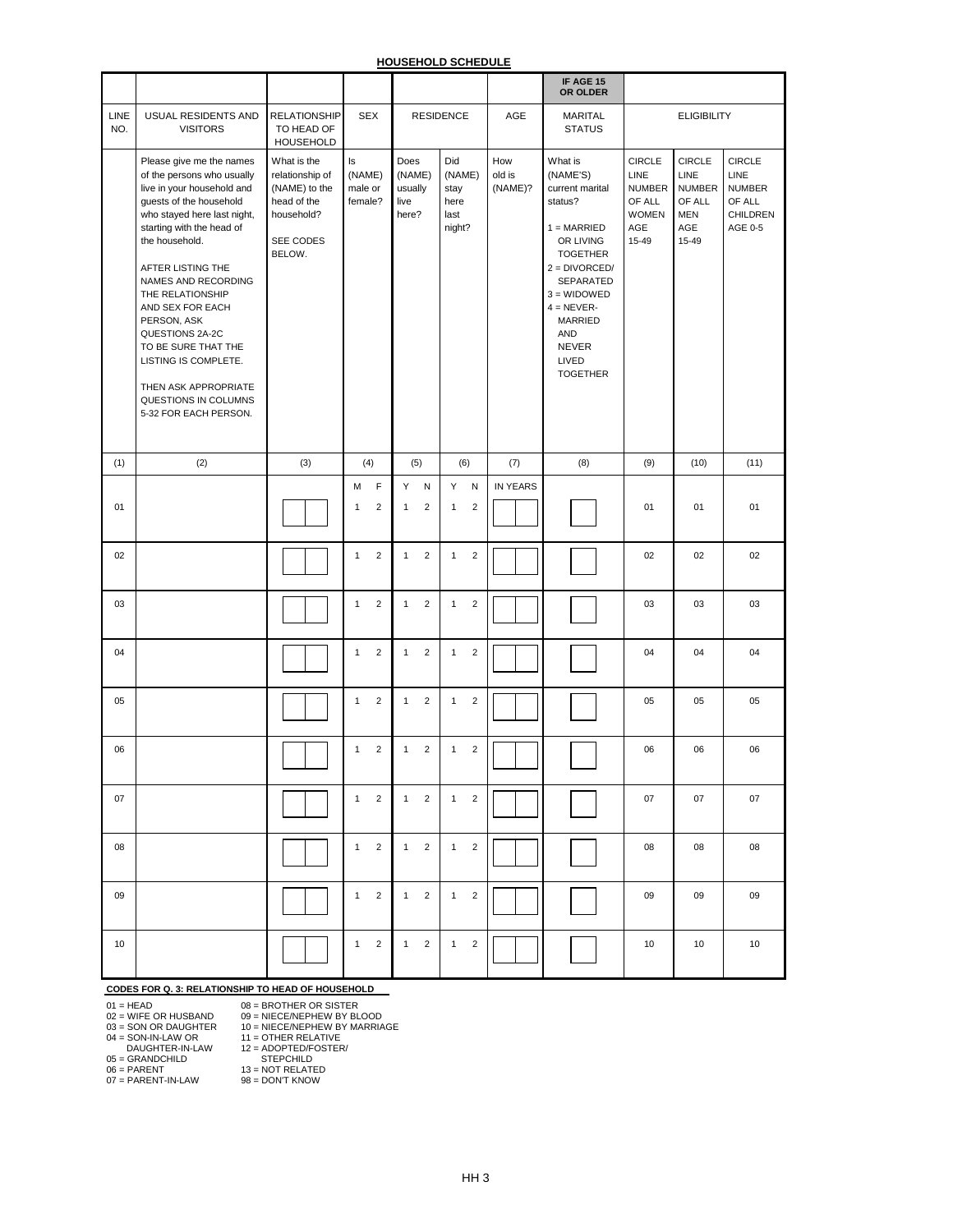## HOUSEHOLD SCHEDULE

| | | | | | | | IF AGE 15 OR OLDER | | | |
|---|---|---|---|---|---|---|---|---|---|---|
| LINE NO. | USUAL RESIDENTS AND VISITORS | RELATIONSHIP TO HEAD OF HOUSEHOLD | SEX | RESIDENCE | | AGE | MARITAL STATUS | ELIGIBILITY | | |
| | Please give me the names of the persons who usually live in your household and guests of the household who stayed here last night, starting with the head of the household.<br><br>AFTER LISTING THE NAMES AND RECORDING THE RELATIONSHIP AND SEX FOR EACH PERSON, ASK QUESTIONS 2A-2C TO BE SURE THAT THE LISTING IS COMPLETE.<br><br>THEN ASK APPROPRIATE QUESTIONS IN COLUMNS 5-32 FOR EACH PERSON. | What is the relationship of (NAME) to the head of the household?<br><br>SEE CODES BELOW. | Is (NAME) male or female? | Does (NAME) usually live here? | Did (NAME) stay here last night? | How old is (NAME)? | What is (NAME'S) current marital status?<br><br>1 = MARRIED OR LIVING TOGETHER<br>2 = DIVORCED/ SEPARATED<br>3 = WIDOWED<br>4 = NEVER-MARRIED AND NEVER LIVED TOGETHER | CIRCLE LINE NUMBER OF ALL WOMEN AGE 15-49 | CIRCLE LINE NUMBER OF ALL MEN AGE 15-49 | CIRCLE LINE NUMBER OF ALL CHILDREN AGE 0-5 |
| (1) | (2) | (3) | (4) | (5) | (6) | (7) | (8) | (9) | (10) | (11) |
| | | | M F | Y N | Y N | IN YEARS | | | | |
| 01 | | | 1 2 | 1 2 | 1 2 | | | 01 | 01 | 01 |
| 02 | | | 1 2 | 1 2 | 1 2 | | | 02 | 02 | 02 |
| 03 | | | 1 2 | 1 2 | 1 2 | | | 03 | 03 | 03 |
| 04 | | | 1 2 | 1 2 | 1 2 | | | 04 | 04 | 04 |
| 05 | | | 1 2 | 1 2 | 1 2 | | | 05 | 05 | 05 |
| 06 | | | 1 2 | 1 2 | 1 2 | | | 06 | 06 | 06 |
| 07 | | | 1 2 | 1 2 | 1 2 | | | 07 | 07 | 07 |
| 08 | | | 1 2 | 1 2 | 1 2 | | | 08 | 08 | 08 |
| 09 | | | 1 2 | 1 2 | 1 2 | | | 09 | 09 | 09 |
| 10 | | | 1 2 | 1 2 | 1 2 | | | 10 | 10 | 10 |

**CODES FOR Q. 3: RELATIONSHIP TO HEAD OF HOUSEHOLD**

01 = HEAD
02 = WIFE OR HUSBAND
03 = SON OR DAUGHTER
04 = SON-IN-LAW OR DAUGHTER-IN-LAW
05 = GRANDCHILD
06 = PARENT
07 = PARENT-IN-LAW
08 = BROTHER OR SISTER
09 = NIECE/NEPHEW BY BLOOD
10 = NIECE/NEPHEW BY MARRIAGE
11 = OTHER RELATIVE
12 = ADOPTED/FOSTER/ STEPCHILD
13 = NOT RELATED
98 = DON'T KNOW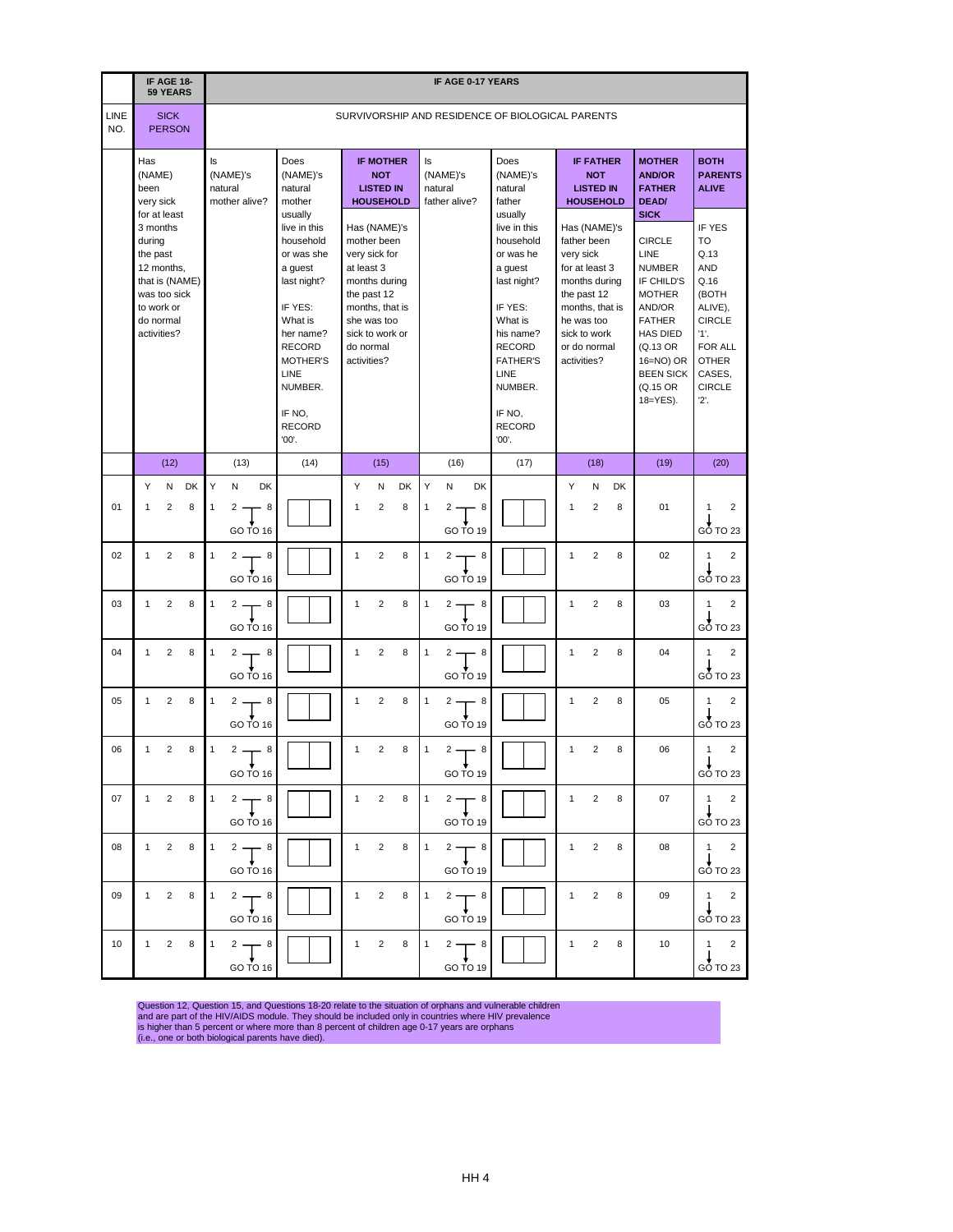| LINE NO. | IF AGE 18-59 YEARS | IF AGE 0-17 YEARS | | | | | | | | |
|---|---|---|---|---|---|---|---|---|---|---|
| | SICK PERSON | SURVIVORSHIP AND RESIDENCE OF BIOLOGICAL PARENTS | | | | | | | | |
| | Has (NAME) been very sick for at least 3 months during the past 12 months, that is (NAME) was too sick to work or do normal activities? | Is (NAME)'s natural mother alive? | Does (NAME)'s natural mother usually live in this household or was she a guest last night? IF YES: What is her name? RECORD MOTHER'S LINE NUMBER. IF NO, RECORD '00'. | **IF MOTHER NOT LISTED IN HOUSEHOLD** Has (NAME)'s mother been very sick for at least 3 months during the past 12 months, that is she was too sick to work or do normal activities? | Is (NAME)'s natural father alive? | Does (NAME)'s natural father usually live in this household or was he a guest last night? IF YES: What is his name? RECORD FATHER'S LINE NUMBER. IF NO, RECORD '00'. | **IF FATHER NOT LISTED IN HOUSEHOLD** Has (NAME)'s father been very sick for at least 3 months during the past 12 months, that is he was too sick to work or do normal activities? | **MOTHER AND/OR FATHER DEAD/ SICK** CIRCLE LINE NUMBER IF CHILD'S MOTHER AND/OR FATHER HAS DIED (Q.13 OR 16=NO) OR BEEN SICK (Q.15 OR 18=YES). | **BOTH PARENTS ALIVE** IF YES TO Q.13 AND Q.16 (BOTH ALIVE), CIRCLE '1'. FOR ALL OTHER CASES, CIRCLE '2'. |
| | (12) | (13) | (14) | (15) | (16) | (17) | (18) | (19) | (20) |
| | Y N DK | Y N DK | | Y N DK | Y N DK | | Y N DK | | |
| 01 | 1 2 8 | 1 2 8 (2 → GO TO 16) | | 1 2 8 | 1 2 8 (2 → GO TO 19) | | 1 2 8 | 01 | 1 2 (1 → GO TO 23) |
| 02 | 1 2 8 | 1 2 8 (2 → GO TO 16) | | 1 2 8 | 1 2 8 (2 → GO TO 19) | | 1 2 8 | 02 | 1 2 (1 → GO TO 23) |
| 03 | 1 2 8 | 1 2 8 (2 → GO TO 16) | | 1 2 8 | 1 2 8 (2 → GO TO 19) | | 1 2 8 | 03 | 1 2 (1 → GO TO 23) |
| 04 | 1 2 8 | 1 2 8 (2 → GO TO 16) | | 1 2 8 | 1 2 8 (2 → GO TO 19) | | 1 2 8 | 04 | 1 2 (1 → GO TO 23) |
| 05 | 1 2 8 | 1 2 8 (2 → GO TO 16) | | 1 2 8 | 1 2 8 (2 → GO TO 19) | | 1 2 8 | 05 | 1 2 (1 → GO TO 23) |
| 06 | 1 2 8 | 1 2 8 (2 → GO TO 16) | | 1 2 8 | 1 2 8 (2 → GO TO 19) | | 1 2 8 | 06 | 1 2 (1 → GO TO 23) |
| 07 | 1 2 8 | 1 2 8 (2 → GO TO 16) | | 1 2 8 | 1 2 8 (2 → GO TO 19) | | 1 2 8 | 07 | 1 2 (1 → GO TO 23) |
| 08 | 1 2 8 | 1 2 8 (2 → GO TO 16) | | 1 2 8 | 1 2 8 (2 → GO TO 19) | | 1 2 8 | 08 | 1 2 (1 → GO TO 23) |
| 09 | 1 2 8 | 1 2 8 (2 → GO TO 16) | | 1 2 8 | 1 2 8 (2 → GO TO 19) | | 1 2 8 | 09 | 1 2 (1 → GO TO 23) |
| 10 | 1 2 8 | 1 2 8 (2 → GO TO 16) | | 1 2 8 | 1 2 8 (2 → GO TO 19) | | 1 2 8 | 10 | 1 2 (1 → GO TO 23) |

Question 12, Question 15, and Questions 18-20 relate to the situation of orphans and vulnerable children and are part of the HIV/AIDS module. They should be included only in countries where HIV prevalence is higher than 5 percent or where more than 8 percent of children age 0-17 years are orphans (i.e., one or both biological parents have died).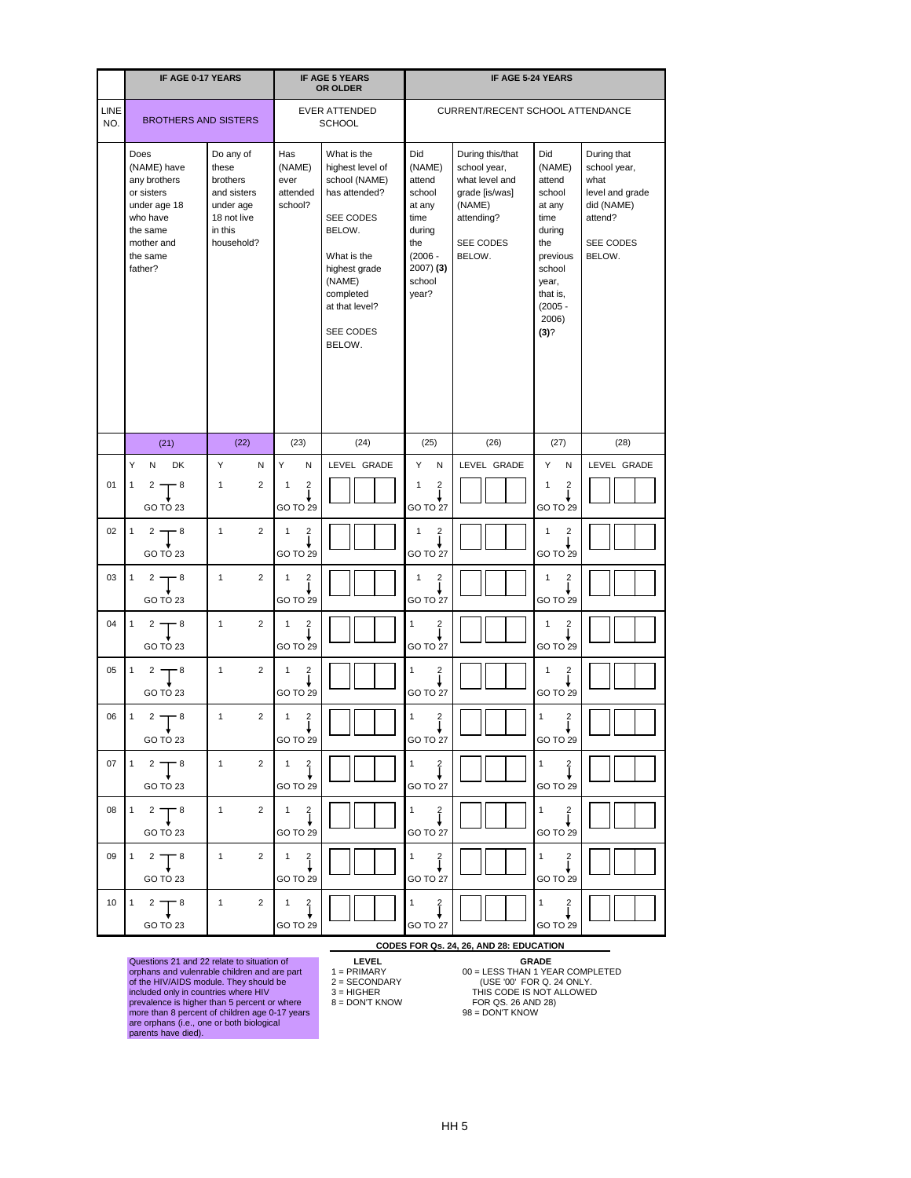| | IF AGE 0-17 YEARS | | IF AGE 5 YEARS OR OLDER | | IF AGE 5-24 YEARS | | | |
|---|---|---|---|---|---|---|---|---|
| LINE NO. | BROTHERS AND SISTERS | | EVER ATTENDED SCHOOL | | CURRENT/RECENT SCHOOL ATTENDANCE | | | |
| | Does (NAME) have any brothers or sisters under age 18 who have the same mother and the same father? | Do any of these brothers and sisters under age 18 not live in this household? | Has (NAME) ever attended school? | What is the highest level of school (NAME) has attended? SEE CODES BELOW. What is the highest grade (NAME) completed at that level? SEE CODES BELOW. | Did (NAME) attend school at any time during the (2006 - 2007) **(3)** school year? | During this/that school year, what level and grade [is/was] (NAME) attending? SEE CODES BELOW. | Did (NAME) attend school at any time during the previous school year, that is, (2005 - 2006) **(3)**? | During that school year, what level and grade did (NAME) attend? SEE CODES BELOW. |
| | (21) | (22) | (23) | (24) | (25) | (26) | (27) | (28) |
| | Y N DK | Y N | Y N | LEVEL GRADE | Y N | LEVEL GRADE | Y N | LEVEL GRADE |
| 01 | 1 2 8 GO TO 23 | 1 2 | 1 2 GO TO 29 | | 1 2 GO TO 27 | | 1 2 GO TO 29 | |
| 02 | 1 2 8 GO TO 23 | 1 2 | 1 2 GO TO 29 | | 1 2 GO TO 27 | | 1 2 GO TO 29 | |
| 03 | 1 2 8 GO TO 23 | 1 2 | 1 2 GO TO 29 | | 1 2 GO TO 27 | | 1 2 GO TO 29 | |
| 04 | 1 2 8 GO TO 23 | 1 2 | 1 2 GO TO 29 | | 1 2 GO TO 27 | | 1 2 GO TO 29 | |
| 05 | 1 2 8 GO TO 23 | 1 2 | 1 2 GO TO 29 | | 1 2 GO TO 27 | | 1 2 GO TO 29 | |
| 06 | 1 2 8 GO TO 23 | 1 2 | 1 2 GO TO 29 | | 1 2 GO TO 27 | | 1 2 GO TO 29 | |
| 07 | 1 2 8 GO TO 23 | 1 2 | 1 2 GO TO 29 | | 1 2 GO TO 27 | | 1 2 GO TO 29 | |
| 08 | 1 2 8 GO TO 23 | 1 2 | 1 2 GO TO 29 | | 1 2 GO TO 27 | | 1 2 GO TO 29 | |
| 09 | 1 2 8 GO TO 23 | 1 2 | 1 2 GO TO 29 | | 1 2 GO TO 27 | | 1 2 GO TO 29 | |
| 10 | 1 2 8 GO TO 23 | 1 2 | 1 2 GO TO 29 | | 1 2 GO TO 27 | | 1 2 GO TO 29 | |

Questions 21 and 22 relate to situation of orphans and vulnerable children and are part of the HIV/AIDS module. They should be included only in countries where HIV prevalence is higher than 5 percent or where more than 8 percent of children age 0-17 years are orphans (i.e., one or both biological parents have died).

**CODES FOR Qs. 24, 26, AND 28: EDUCATION**

**LEVEL**
1 = PRIMARY
2 = SECONDARY
3 = HIGHER
8 = DON'T KNOW

**GRADE**
00 = LESS THAN 1 YEAR COMPLETED (USE '00' FOR Q. 24 ONLY. THIS CODE IS NOT ALLOWED FOR QS. 26 AND 28)
98 = DON'T KNOW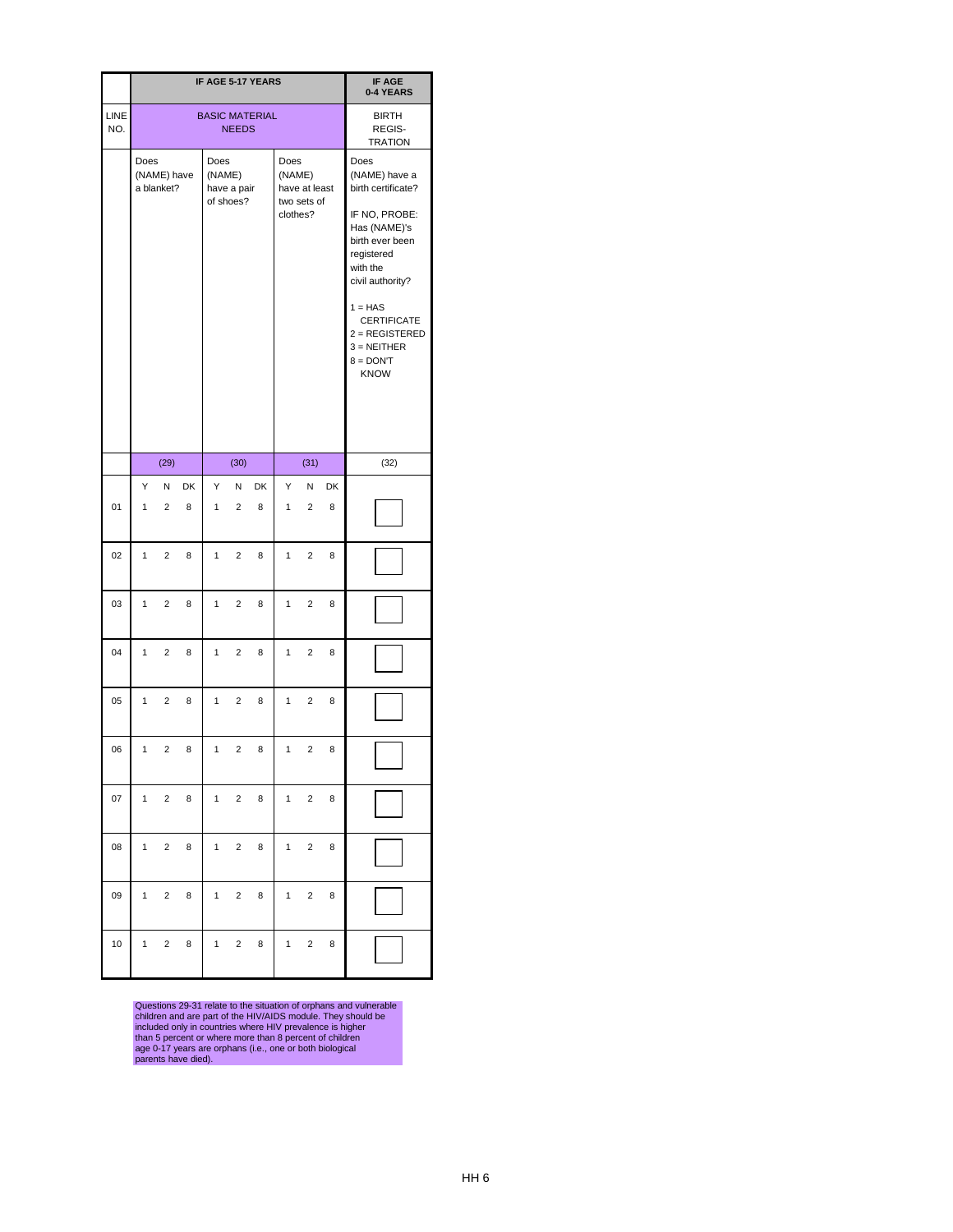| LINE NO. | IF AGE 5-17 YEARS | | | IF AGE 0-4 YEARS |
|---|---|---|---|---|
| | BASIC MATERIAL NEEDS | | | BIRTH REGIS-TRATION |
| | Does (NAME) have a blanket? | Does (NAME) have a pair of shoes? | Does (NAME) have at least two sets of clothes? | Does (NAME) have a birth certificate? IF NO, PROBE: Has (NAME)'s birth ever been registered with the civil authority? 1 = HAS CERTIFICATE 2 = REGISTERED 3 = NEITHER 8 = DON'T KNOW |
| | (29) | (30) | (31) | (32) |
| | Y N DK | Y N DK | Y N DK | |
| 01 | 1 2 8 | 1 2 8 | 1 2 8 | |
| 02 | 1 2 8 | 1 2 8 | 1 2 8 | |
| 03 | 1 2 8 | 1 2 8 | 1 2 8 | |
| 04 | 1 2 8 | 1 2 8 | 1 2 8 | |
| 05 | 1 2 8 | 1 2 8 | 1 2 8 | |
| 06 | 1 2 8 | 1 2 8 | 1 2 8 | |
| 07 | 1 2 8 | 1 2 8 | 1 2 8 | |
| 08 | 1 2 8 | 1 2 8 | 1 2 8 | |
| 09 | 1 2 8 | 1 2 8 | 1 2 8 | |
| 10 | 1 2 8 | 1 2 8 | 1 2 8 | |

Questions 29-31 relate to the situation of orphans and vulnerable children and are part of the HIV/AIDS module. They should be included only in countries where HIV prevalence is higher than 5 percent or where more than 8 percent of children age 0-17 years are orphans (i.e., one or both biological parents have died).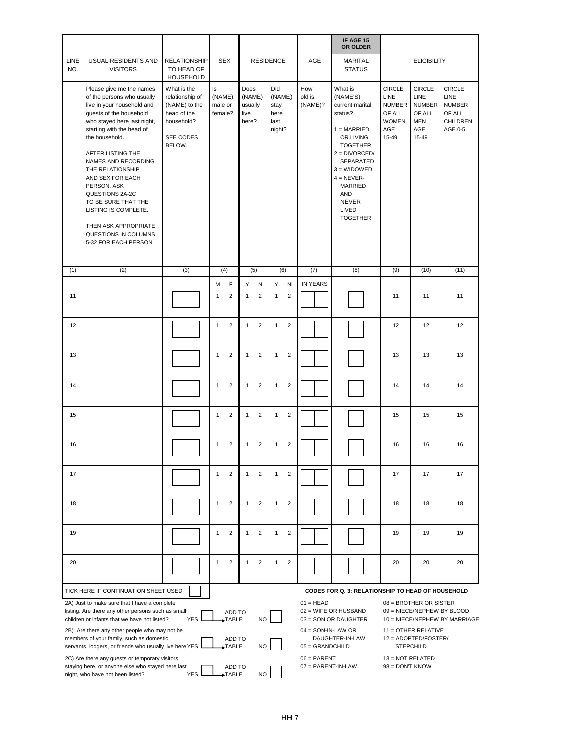| | | | | | | | IF AGE 15 OR OLDER | | | |
|---|---|---|---|---|---|---|---|---|---|---|
| LINE NO. | USUAL RESIDENTS AND VISITORS | RELATIONSHIP TO HEAD OF HOUSEHOLD | SEX | RESIDENCE | | AGE | MARITAL STATUS | ELIGIBILITY | | |
| | Please give me the names of the persons who usually live in your household and guests of the household who stayed here last night, starting with the head of the household. AFTER LISTING THE NAMES AND RECORDING THE RELATIONSHIP AND SEX FOR EACH PERSON, ASK QUESTIONS 2A-2C TO BE SURE THAT THE LISTING IS COMPLETE. THEN ASK APPROPRIATE QUESTIONS IN COLUMNS 5-32 FOR EACH PERSON. | What is the relationship of (NAME) to the head of the household? SEE CODES BELOW. | Is (NAME) male or female? | Does (NAME) usually live here? | Did (NAME) stay here last night? | How old is (NAME)? | What is (NAME'S) current marital status? 1 = MARRIED OR LIVING TOGETHER 2 = DIVORCED/ SEPARATED 3 = WIDOWED 4 = NEVER-MARRIED AND NEVER LIVED TOGETHER | CIRCLE LINE NUMBER OF ALL WOMEN AGE 15-49 | CIRCLE LINE NUMBER OF ALL MEN AGE 15-49 | CIRCLE LINE NUMBER OF ALL CHILDREN AGE 0-5 |
| (1) | (2) | (3) | (4) | (5) | (6) | (7) | (8) | (9) | (10) | (11) |
| | | | M F | Y N | Y N | IN YEARS | | | | |
| 11 | | | 1 2 | 1 2 | 1 2 | | | 11 | 11 | 11 |
| 12 | | | 1 2 | 1 2 | 1 2 | | | 12 | 12 | 12 |
| 13 | | | 1 2 | 1 2 | 1 2 | | | 13 | 13 | 13 |
| 14 | | | 1 2 | 1 2 | 1 2 | | | 14 | 14 | 14 |
| 15 | | | 1 2 | 1 2 | 1 2 | | | 15 | 15 | 15 |
| 16 | | | 1 2 | 1 2 | 1 2 | | | 16 | 16 | 16 |
| 17 | | | 1 2 | 1 2 | 1 2 | | | 17 | 17 | 17 |
| 18 | | | 1 2 | 1 2 | 1 2 | | | 18 | 18 | 18 |
| 19 | | | 1 2 | 1 2 | 1 2 | | | 19 | 19 | 19 |
| 20 | | | 1 2 | 1 2 | 1 2 | | | 20 | 20 | 20 |

TICK HERE IF CONTINUATION SHEET USED ☐

2A) Just to make sure that I have a complete listing. Are there any other persons such as small children or infants that we have not listed? YES → ADD TO TABLE NO ☐

2B) Are there any other people who may not be members of your family, such as domestic servants, lodgers, or friends who usually live here YES → ADD TO TABLE NO ☐

2C) Are there any guests or temporary visitors staying here, or anyone else who stayed here last night, who have not been listed? YES → ADD TO TABLE NO ☐

**CODES FOR Q. 3: RELATIONSHIP TO HEAD OF HOUSEHOLD**

01 = HEAD
02 = WIFE OR HUSBAND
03 = SON OR DAUGHTER
04 = SON-IN-LAW OR DAUGHTER-IN-LAW
05 = GRANDCHILD
06 = PARENT
07 = PARENT-IN-LAW
08 = BROTHER OR SISTER
09 = NIECE/NEPHEW BY BLOOD
10 = NIECE/NEPHEW BY MARRIAGE
11 = OTHER RELATIVE
12 = ADOPTED/FOSTER/ STEPCHILD
13 = NOT RELATED
98 = DON'T KNOW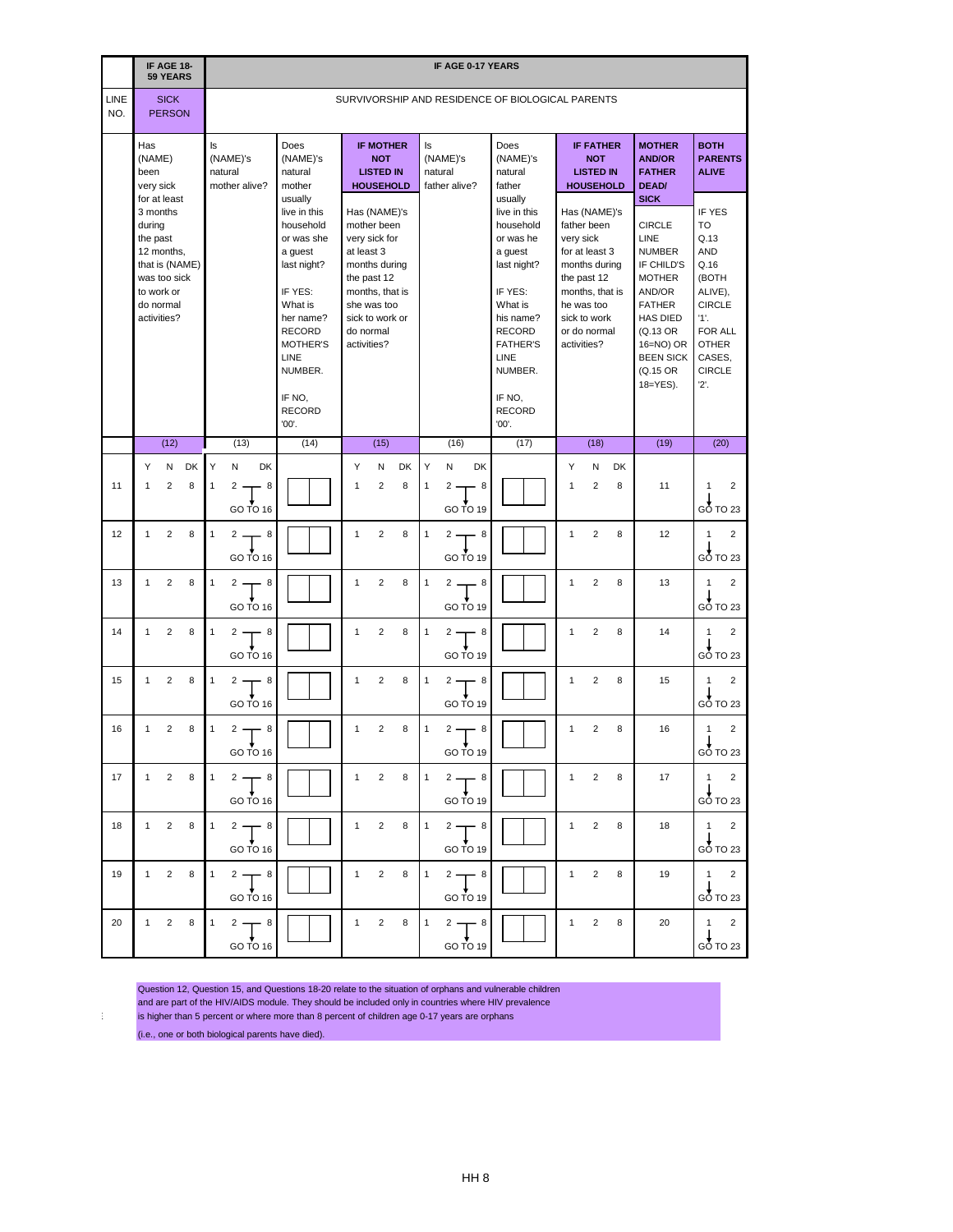| LINE NO. | IF AGE 18-59 YEARS | IF AGE 0-17 YEARS | | | | | | | |
|---|---|---|---|---|---|---|---|---|---|
| | SICK PERSON | SURVIVORSHIP AND RESIDENCE OF BIOLOGICAL PARENTS | | | | | | | |
| | Has (NAME) been very sick for at least 3 months during the past 12 months, that is (NAME) was too sick to work or do normal activities? | Is (NAME)'s natural mother alive? | Does (NAME)'s natural mother usually live in this household or was she a guest last night? IF YES: What is her name? RECORD MOTHER'S LINE NUMBER. IF NO, RECORD '00'. | **IF MOTHER NOT LISTED IN HOUSEHOLD** Has (NAME)'s mother been very sick for at least 3 months during the past 12 months, that is she was too sick to work or do normal activities? | Is (NAME)'s natural father alive? | Does (NAME)'s natural father usually live in this household or was he a guest last night? IF YES: What is his name? RECORD FATHER'S LINE NUMBER. IF NO, RECORD '00'. | **IF FATHER NOT LISTED IN HOUSEHOLD** Has (NAME)'s father been very sick for at least 3 months during the past 12 months, that is he was too sick to work or do normal activities? | **MOTHER AND/OR FATHER DEAD/ SICK** CIRCLE LINE NUMBER IF CHILD'S MOTHER AND/OR FATHER HAS DIED (Q.13 OR 16=NO) OR BEEN SICK (Q.15 OR 18=YES). | **BOTH PARENTS ALIVE** IF YES TO Q.13 AND Q.16 (BOTH ALIVE), CIRCLE '1'. FOR ALL OTHER CASES, CIRCLE '2'. |
| | (12) | (13) | (14) | (15) | (16) | (17) | (18) | (19) | (20) |
| | Y N DK | Y N DK | | Y N DK | Y N DK | | Y N DK | | |
| 11 | 1 2 8 | 1 2 8 (2 → GO TO 16) | | 1 2 8 | 1 2 8 (2 → GO TO 19) | | 1 2 8 | 11 | 1 2 (1 → GO TO 23) |
| 12 | 1 2 8 | 1 2 8 (2 → GO TO 16) | | 1 2 8 | 1 2 8 (2 → GO TO 19) | | 1 2 8 | 12 | 1 2 (1 → GO TO 23) |
| 13 | 1 2 8 | 1 2 8 (2 → GO TO 16) | | 1 2 8 | 1 2 8 (2 → GO TO 19) | | 1 2 8 | 13 | 1 2 (1 → GO TO 23) |
| 14 | 1 2 8 | 1 2 8 (2 → GO TO 16) | | 1 2 8 | 1 2 8 (2 → GO TO 19) | | 1 2 8 | 14 | 1 2 (1 → GO TO 23) |
| 15 | 1 2 8 | 1 2 8 (2 → GO TO 16) | | 1 2 8 | 1 2 8 (2 → GO TO 19) | | 1 2 8 | 15 | 1 2 (1 → GO TO 23) |
| 16 | 1 2 8 | 1 2 8 (2 → GO TO 16) | | 1 2 8 | 1 2 8 (2 → GO TO 19) | | 1 2 8 | 16 | 1 2 (1 → GO TO 23) |
| 17 | 1 2 8 | 1 2 8 (2 → GO TO 16) | | 1 2 8 | 1 2 8 (2 → GO TO 19) | | 1 2 8 | 17 | 1 2 (1 → GO TO 23) |
| 18 | 1 2 8 | 1 2 8 (2 → GO TO 16) | | 1 2 8 | 1 2 8 (2 → GO TO 19) | | 1 2 8 | 18 | 1 2 (1 → GO TO 23) |
| 19 | 1 2 8 | 1 2 8 (2 → GO TO 16) | | 1 2 8 | 1 2 8 (2 → GO TO 19) | | 1 2 8 | 19 | 1 2 (1 → GO TO 23) |
| 20 | 1 2 8 | 1 2 8 (2 → GO TO 16) | | 1 2 8 | 1 2 8 (2 → GO TO 19) | | 1 2 8 | 20 | 1 2 (1 → GO TO 23) |

Question 12, Question 15, and Questions 18-20 relate to the situation of orphans and vulnerable children and are part of the HIV/AIDS module. They should be included only in countries where HIV prevalence is higher than 5 percent or where more than 8 percent of children age 0-17 years are orphans (i.e., one or both biological parents have died).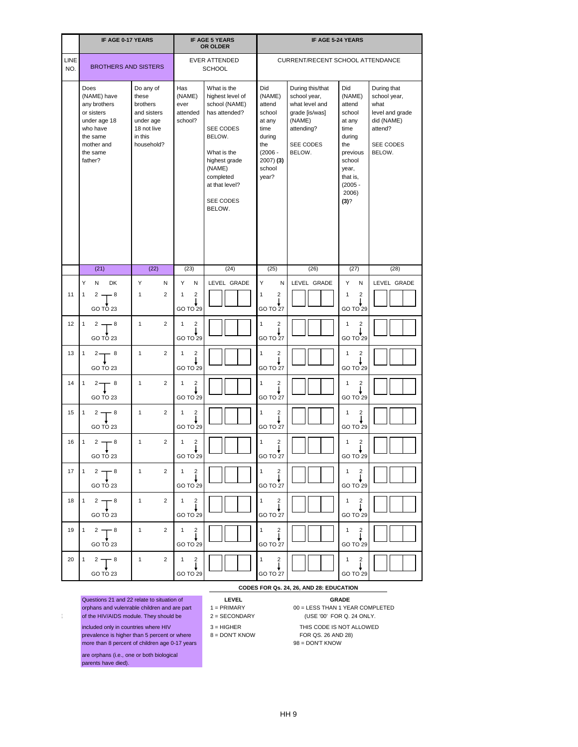| | IF AGE 0-17 YEARS | | IF AGE 5 YEARS OR OLDER | | IF AGE 5-24 YEARS | | | |
|---|---|---|---|---|---|---|---|---|
| LINE NO. | BROTHERS AND SISTERS | | EVER ATTENDED SCHOOL | | CURRENT/RECENT SCHOOL ATTENDANCE | | | |
| | Does (NAME) have any brothers or sisters under age 18 who have the same mother and the same father? | Do any of these brothers and sisters under age 18 not live in this household? | Has (NAME) ever attended school? | What is the highest level of school (NAME) has attended? SEE CODES BELOW. What is the highest grade (NAME) completed at that level? SEE CODES BELOW. | Did (NAME) attend school at any time during the (2006 - 2007) **(3)** school year? | During this/that school year, what level and grade [is/was] (NAME) attending? SEE CODES BELOW. | Did (NAME) attend school at any time during the previous school year, that is, (2005 - 2006) **(3)**? | During that school year, what level and grade did (NAME) attend? SEE CODES BELOW. |
| | (21) | (22) | (23) | (24) | (25) | (26) | (27) | (28) |
| | Y N DK | Y N | Y N | LEVEL GRADE | Y N | LEVEL GRADE | Y N | LEVEL GRADE |
| 11 | 1 2 8 GO TO 23 | 1 2 | 1 2 GO TO 29 | | 1 2 GO TO 27 | | 1 2 GO TO 29 | |
| 12 | 1 2 8 GO TO 23 | 1 2 | 1 2 GO TO 29 | | 1 2 GO TO 27 | | 1 2 GO TO 29 | |
| 13 | 1 2 8 GO TO 23 | 1 2 | 1 2 GO TO 29 | | 1 2 GO TO 27 | | 1 2 GO TO 29 | |
| 14 | 1 2 8 GO TO 23 | 1 2 | 1 2 GO TO 29 | | 1 2 GO TO 27 | | 1 2 GO TO 29 | |
| 15 | 1 2 8 GO TO 23 | 1 2 | 1 2 GO TO 29 | | 1 2 GO TO 27 | | 1 2 GO TO 29 | |
| 16 | 1 2 8 GO TO 23 | 1 2 | 1 2 GO TO 29 | | 1 2 GO TO 27 | | 1 2 GO TO 29 | |
| 17 | 1 2 8 GO TO 23 | 1 2 | 1 2 GO TO 29 | | 1 2 GO TO 27 | | 1 2 GO TO 29 | |
| 18 | 1 2 8 GO TO 23 | 1 2 | 1 2 GO TO 29 | | 1 2 GO TO 27 | | 1 2 GO TO 29 | |
| 19 | 1 2 8 GO TO 23 | 1 2 | 1 2 GO TO 29 | | 1 2 GO TO 27 | | 1 2 GO TO 29 | |
| 20 | 1 2 8 GO TO 23 | 1 2 | 1 2 GO TO 29 | | 1 2 GO TO 27 | | 1 2 GO TO 29 | |

Questions 21 and 22 relate to situation of orphans and vulenrable children and are part of the HIV/AIDS module. They should be included only in countries where HIV prevalence is higher than 5 percent or where more than 8 percent of children age 0-17 years are orphans (i.e., one or both biological parents have died).

**CODES FOR Qs. 24, 26, AND 28: EDUCATION**

**LEVEL**
1 = PRIMARY
2 = SECONDARY
3 = HIGHER
8 = DON'T KNOW

**GRADE**
00 = LESS THAN 1 YEAR COMPLETED (USE '00' FOR Q. 24 ONLY. THIS CODE IS NOT ALLOWED FOR QS. 26 AND 28)
98 = DON'T KNOW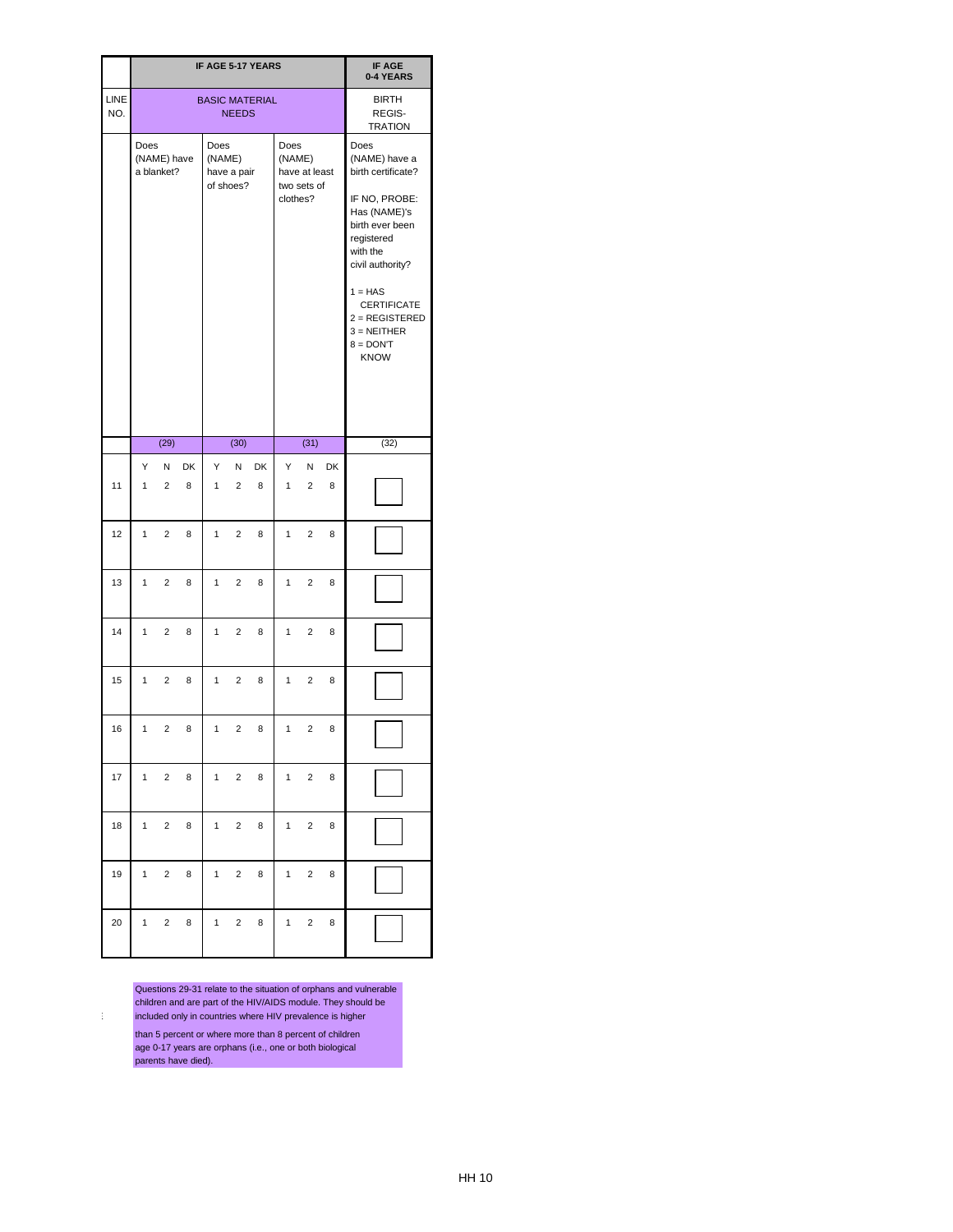| | IF AGE 5-17 YEARS | | | | | | | | | IF AGE 0-4 YEARS |
|---|---|---|---|---|---|---|---|---|---|---|
| LINE NO. | BASIC MATERIAL NEEDS | | | | | | | | | BIRTH REGIS-TRATION |
| | Does (NAME) have a blanket? | | | Does (NAME) have a pair of shoes? | | | Does (NAME) have at least two sets of clothes? | | | Does (NAME) have a birth certificate?<br><br>IF NO, PROBE: Has (NAME)'s birth ever been registered with the civil authority?<br><br>1 = HAS CERTIFICATE<br>2 = REGISTERED<br>3 = NEITHER<br>8 = DON'T KNOW |
| | (29) | | | (30) | | | (31) | | | (32) |
| | Y | N | DK | Y | N | DK | Y | N | DK | |
| 11 | 1 | 2 | 8 | 1 | 2 | 8 | 1 | 2 | 8 | |
| 12 | 1 | 2 | 8 | 1 | 2 | 8 | 1 | 2 | 8 | |
| 13 | 1 | 2 | 8 | 1 | 2 | 8 | 1 | 2 | 8 | |
| 14 | 1 | 2 | 8 | 1 | 2 | 8 | 1 | 2 | 8 | |
| 15 | 1 | 2 | 8 | 1 | 2 | 8 | 1 | 2 | 8 | |
| 16 | 1 | 2 | 8 | 1 | 2 | 8 | 1 | 2 | 8 | |
| 17 | 1 | 2 | 8 | 1 | 2 | 8 | 1 | 2 | 8 | |
| 18 | 1 | 2 | 8 | 1 | 2 | 8 | 1 | 2 | 8 | |
| 19 | 1 | 2 | 8 | 1 | 2 | 8 | 1 | 2 | 8 | |
| 20 | 1 | 2 | 8 | 1 | 2 | 8 | 1 | 2 | 8 | |

Questions 29-31 relate to the situation of orphans and vulnerable children and are part of the HIV/AIDS module. They should be included only in countries where HIV prevalence is higher than 5 percent or where more than 8 percent of children age 0-17 years are orphans (i.e., one or both biological parents have died).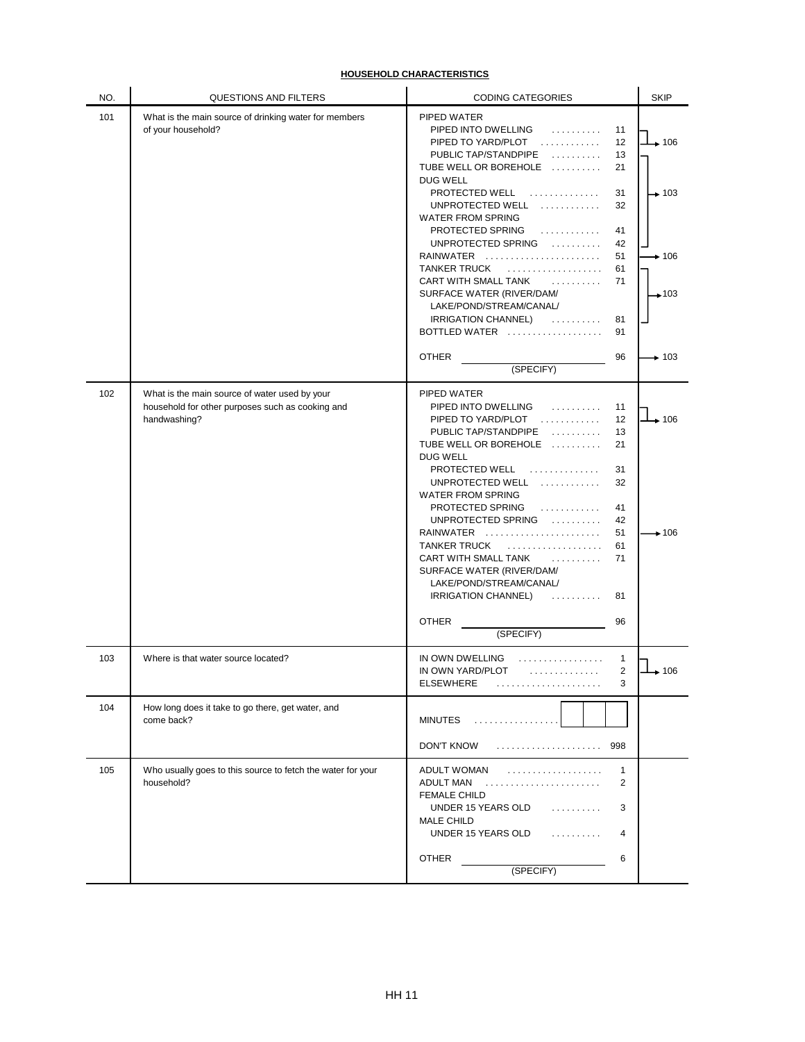## HOUSEHOLD CHARACTERISTICS

| NO. | QUESTIONS AND FILTERS | CODING CATEGORIES | | SKIP |
|---|---|---|---|---|
| 101 | What is the main source of drinking water for members of your household? | PIPED WATER | | |
| | | PIPED INTO DWELLING | 11 | → 106 |
| | | PIPED TO YARD/PLOT | 12 | → 106 |
| | | PUBLIC TAP/STANDPIPE | 13 | → 103 |
| | | TUBE WELL OR BOREHOLE | 21 | → 103 |
| | | DUG WELL | | |
| | | PROTECTED WELL | 31 | → 103 |
| | | UNPROTECTED WELL | 32 | → 103 |
| | | WATER FROM SPRING | | |
| | | PROTECTED SPRING | 41 | → 103 |
| | | UNPROTECTED SPRING | 42 | → 103 |
| | | RAINWATER | 51 | → 106 |
| | | TANKER TRUCK | 61 | → 103 |
| | | CART WITH SMALL TANK | 71 | → 103 |
| | | SURFACE WATER (RIVER/DAM/ LAKE/POND/STREAM/CANAL/ IRRIGATION CHANNEL) | 81 | → 103 |
| | | BOTTLED WATER | 91 | |
| | | OTHER ______ (SPECIFY) | 96 | → 103 |
| 102 | What is the main source of water used by your household for other purposes such as cooking and handwashing? | PIPED WATER | | |
| | | PIPED INTO DWELLING | 11 | → 106 |
| | | PIPED TO YARD/PLOT | 12 | → 106 |
| | | PUBLIC TAP/STANDPIPE | 13 | |
| | | TUBE WELL OR BOREHOLE | 21 | |
| | | DUG WELL | | |
| | | PROTECTED WELL | 31 | |
| | | UNPROTECTED WELL | 32 | |
| | | WATER FROM SPRING | | |
| | | PROTECTED SPRING | 41 | |
| | | UNPROTECTED SPRING | 42 | |
| | | RAINWATER | 51 | → 106 |
| | | TANKER TRUCK | 61 | |
| | | CART WITH SMALL TANK | 71 | |
| | | SURFACE WATER (RIVER/DAM/ LAKE/POND/STREAM/CANAL/ IRRIGATION CHANNEL) | 81 | |
| | | OTHER ______ (SPECIFY) | 96 | |
| 103 | Where is that water source located? | IN OWN DWELLING | 1 | → 106 |
| | | IN OWN YARD/PLOT | 2 | → 106 |
| | | ELSEWHERE | 3 | |
| 104 | How long does it take to go there, get water, and come back? | MINUTES | [ ][ ][ ] | |
| | | DON'T KNOW | 998 | |
| 105 | Who usually goes to this source to fetch the water for your household? | ADULT WOMAN | 1 | |
| | | ADULT MAN | 2 | |
| | | FEMALE CHILD UNDER 15 YEARS OLD | 3 | |
| | | MALE CHILD UNDER 15 YEARS OLD | 4 | |
| | | OTHER ______ (SPECIFY) | 6 | |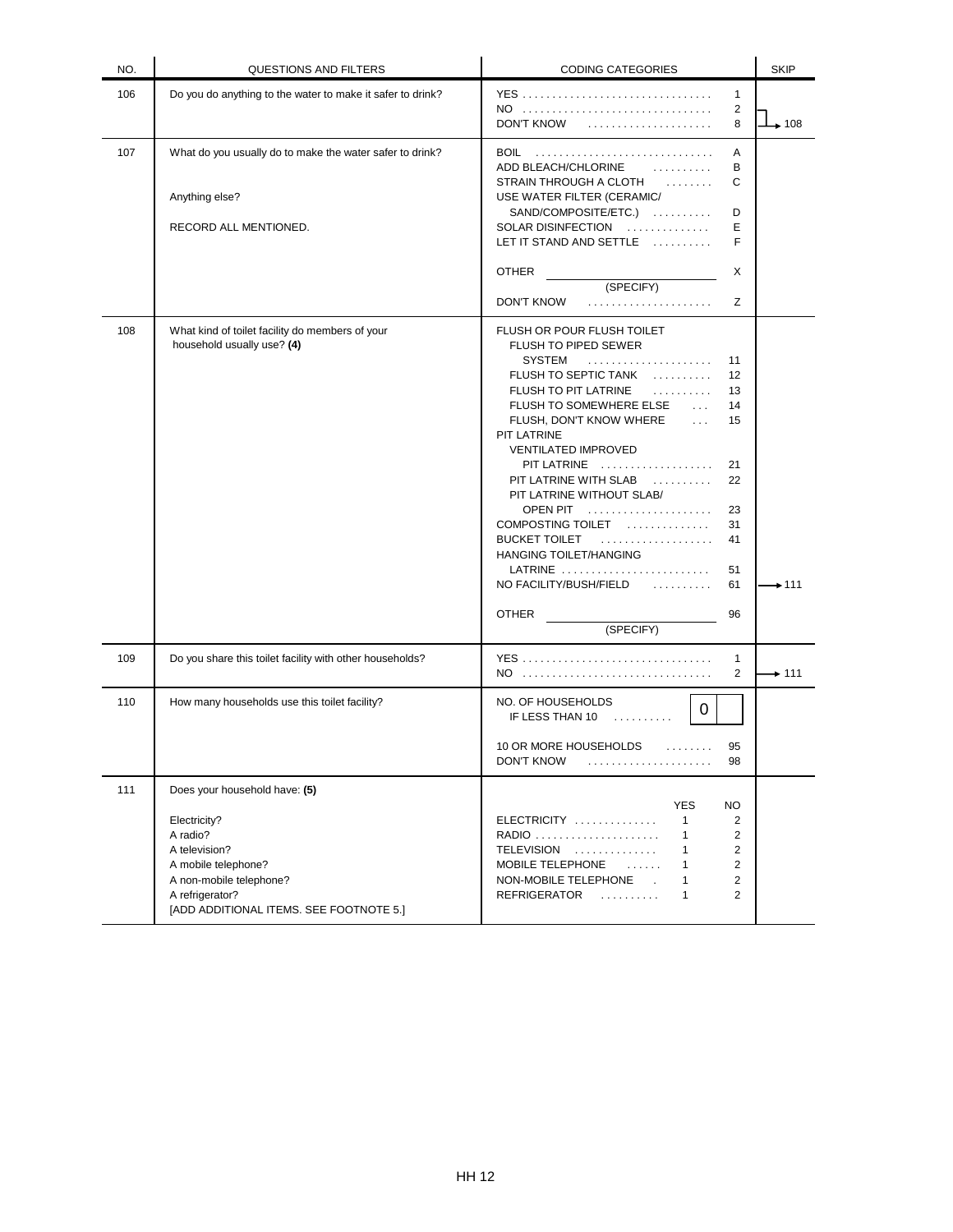| NO. | QUESTIONS AND FILTERS | CODING CATEGORIES | SKIP |
|---|---|---|---|
| 106 | Do you do anything to the water to make it safer to drink? | YES . . . . . . . . . . . . . . . . . . . . . . . . . . . . . . . . 1<br>NO . . . . . . . . . . . . . . . . . . . . . . . . . . . . . . . . 2<br>DON'T KNOW . . . . . . . . . . . . . . . . . . . . . 8 | NO, DON'T KNOW → 108 |
| 107 | What do you usually do to make the water safer to drink?<br><br>Anything else?<br><br>RECORD ALL MENTIONED. | BOIL . . . . . . . . . . . . . . . . . . . . . . . . . . . . . A<br>ADD BLEACH/CHLORINE . . . . . . . . . . B<br>STRAIN THROUGH A CLOTH . . . . . . . . C<br>USE WATER FILTER (CERAMIC/<br>SAND/COMPOSITE/ETC.) . . . . . . . . . . D<br>SOLAR DISINFECTION . . . . . . . . . . . . . . E<br>LET IT STAND AND SETTLE . . . . . . . . . . F<br><br>OTHER ______________ X<br>(SPECIFY)<br>DON'T KNOW . . . . . . . . . . . . . . . . . . . . . Z | |
| 108 | What kind of toilet facility do members of your household usually use? **(4)** | FLUSH OR POUR FLUSH TOILET<br>FLUSH TO PIPED SEWER<br>SYSTEM . . . . . . . . . . . . . . . . . . . . . 11<br>FLUSH TO SEPTIC TANK . . . . . . . . . . 12<br>FLUSH TO PIT LATRINE . . . . . . . . . . 13<br>FLUSH TO SOMEWHERE ELSE . . . 14<br>FLUSH, DON'T KNOW WHERE . . . 15<br>PIT LATRINE<br>VENTILATED IMPROVED<br>PIT LATRINE . . . . . . . . . . . . . . . . . . . 21<br>PIT LATRINE WITH SLAB . . . . . . . . . . 22<br>PIT LATRINE WITHOUT SLAB/<br>OPEN PIT . . . . . . . . . . . . . . . . . . . . . 23<br>COMPOSTING TOILET . . . . . . . . . . . . . . 31<br>BUCKET TOILET . . . . . . . . . . . . . . . . . . . 41<br>HANGING TOILET/HANGING<br>LATRINE . . . . . . . . . . . . . . . . . . . . . . . . . 51<br>NO FACILITY/BUSH/FIELD . . . . . . . . . . 61<br><br>OTHER ______________ 96<br>(SPECIFY) | NO FACILITY/BUSH/FIELD → 111 |
| 109 | Do you share this toilet facility with other households? | YES . . . . . . . . . . . . . . . . . . . . . . . . . . . . . . . . 1<br>NO . . . . . . . . . . . . . . . . . . . . . . . . . . . . . . . . 2 | NO → 111 |
| 110 | How many households use this toilet facility? | NO. OF HOUSEHOLDS<br>IF LESS THAN 10 . . . . . . . . . . [ 0 &#124; ]<br><br>10 OR MORE HOUSEHOLDS . . . . . . . . 95<br>DON'T KNOW . . . . . . . . . . . . . . . . . . . . . 98 | |
| 111 | Does your household have: **(5)**<br><br>Electricity?<br>A radio?<br>A television?<br>A mobile telephone?<br>A non-mobile telephone?<br>A refrigerator?<br>[ADD ADDITIONAL ITEMS. SEE FOOTNOTE 5.] | YES NO<br>ELECTRICITY . . . . . . . . . . . . . . 1 2<br>RADIO . . . . . . . . . . . . . . . . . . . . . 1 2<br>TELEVISION . . . . . . . . . . . . . . 1 2<br>MOBILE TELEPHONE . . . . . . 1 2<br>NON-MOBILE TELEPHONE . 1 2<br>REFRIGERATOR . . . . . . . . . . 1 2 | |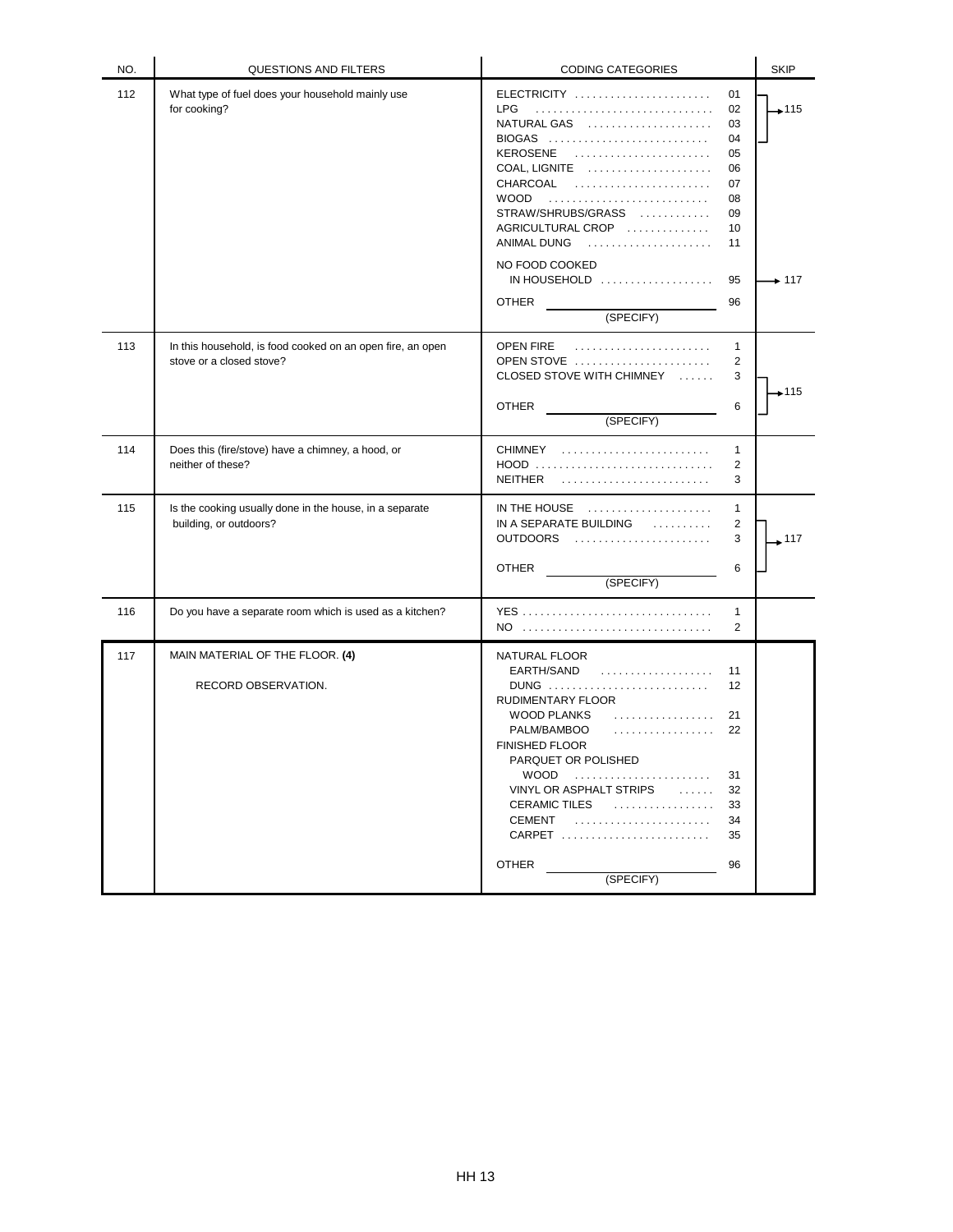| NO. | QUESTIONS AND FILTERS | CODING CATEGORIES | | SKIP |
|---|---|---|---|---|
| 112 | What type of fuel does your household mainly use for cooking? | ELECTRICITY | 01 | →115 |
| | | LPG | 02 | |
| | | NATURAL GAS | 03 | |
| | | BIOGAS | 04 | |
| | | KEROSENE | 05 | |
| | | COAL, LIGNITE | 06 | |
| | | CHARCOAL | 07 | |
| | | WOOD | 08 | |
| | | STRAW/SHRUBS/GRASS | 09 | |
| | | AGRICULTURAL CROP | 10 | |
| | | ANIMAL DUNG | 11 | |
| | | NO FOOD COOKED IN HOUSEHOLD | 95 | → 117 |
| | | OTHER ______ (SPECIFY) | 96 | |
| 113 | In this household, is food cooked on an open fire, an open stove or a closed stove? | OPEN FIRE | 1 | |
| | | OPEN STOVE | 2 | |
| | | CLOSED STOVE WITH CHIMNEY | 3 | →115 |
| | | OTHER ______ (SPECIFY) | 6 | →115 |
| 114 | Does this (fire/stove) have a chimney, a hood, or neither of these? | CHIMNEY | 1 | |
| | | HOOD | 2 | |
| | | NEITHER | 3 | |
| 115 | Is the cooking usually done in the house, in a separate building, or outdoors? | IN THE HOUSE | 1 | |
| | | IN A SEPARATE BUILDING | 2 | →117 |
| | | OUTDOORS | 3 | →117 |
| | | OTHER ______ (SPECIFY) | 6 | →117 |
| 116 | Do you have a separate room which is used as a kitchen? | YES | 1 | |
| | | NO | 2 | |
| 117 | MAIN MATERIAL OF THE FLOOR. **(4)** RECORD OBSERVATION. | NATURAL FLOOR | | |
| | | EARTH/SAND | 11 | |
| | | DUNG | 12 | |
| | | RUDIMENTARY FLOOR | | |
| | | WOOD PLANKS | 21 | |
| | | PALM/BAMBOO | 22 | |
| | | FINISHED FLOOR | | |
| | | PARQUET OR POLISHED WOOD | 31 | |
| | | VINYL OR ASPHALT STRIPS | 32 | |
| | | CERAMIC TILES | 33 | |
| | | CEMENT | 34 | |
| | | CARPET | 35 | |
| | | OTHER ______ (SPECIFY) | 96 | |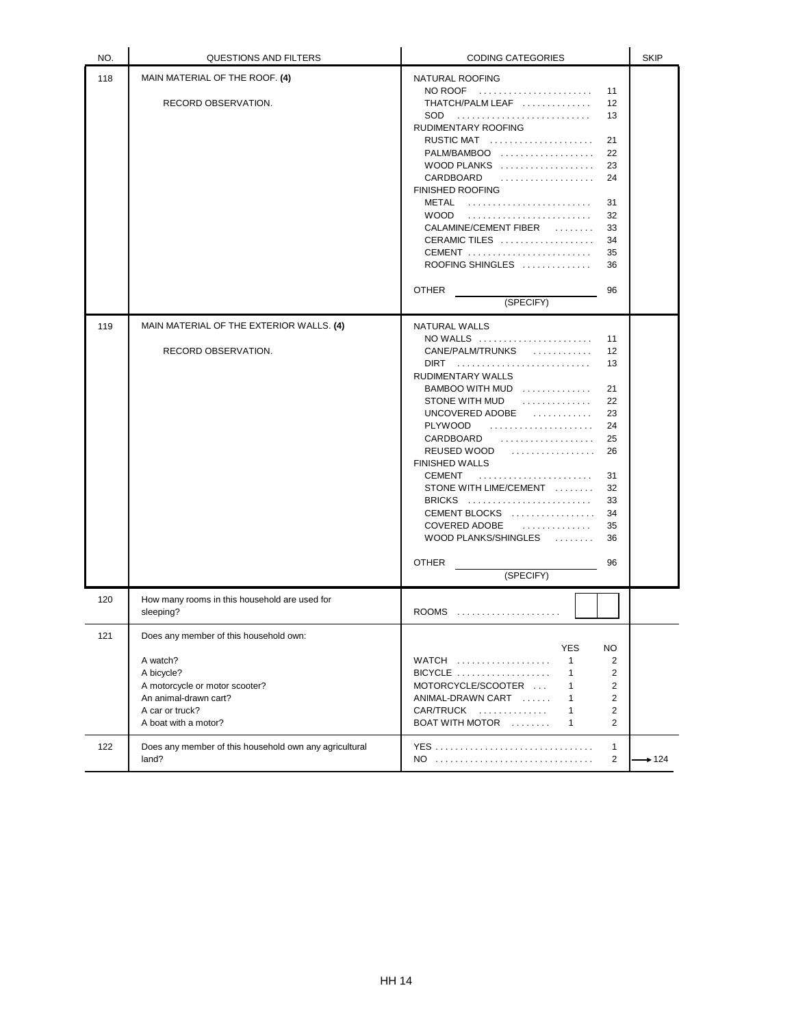| NO. | QUESTIONS AND FILTERS | CODING CATEGORIES | SKIP |
|---|---|---|---|
| 118 | MAIN MATERIAL OF THE ROOF. **(4)**<br><br>RECORD OBSERVATION. | NATURAL ROOFING<br>NO ROOF . . . . . . . . . . . . . . . . . . . . . . . 11<br>THATCH/PALM LEAF . . . . . . . . . . . . . 12<br>SOD . . . . . . . . . . . . . . . . . . . . . . . . . . 13<br>RUDIMENTARY ROOFING<br>RUSTIC MAT . . . . . . . . . . . . . . . . . . . . 21<br>PALM/BAMBOO . . . . . . . . . . . . . . . . . . 22<br>WOOD PLANKS . . . . . . . . . . . . . . . . . . 23<br>CARDBOARD . . . . . . . . . . . . . . . . . . 24<br>FINISHED ROOFING<br>METAL . . . . . . . . . . . . . . . . . . . . . . . . 31<br>WOOD . . . . . . . . . . . . . . . . . . . . . . . . 32<br>CALAMINE/CEMENT FIBER . . . . . . . . 33<br>CERAMIC TILES . . . . . . . . . . . . . . . . . . 34<br>CEMENT . . . . . . . . . . . . . . . . . . . . . . . . 35<br>ROOFING SHINGLES . . . . . . . . . . . . . 36<br><br>OTHER ______________________ 96<br>(SPECIFY) | |
| 119 | MAIN MATERIAL OF THE EXTERIOR WALLS. **(4)**<br><br>RECORD OBSERVATION. | NATURAL WALLS<br>NO WALLS . . . . . . . . . . . . . . . . . . . . . . 11<br>CANE/PALM/TRUNKS . . . . . . . . . . . . 12<br>DIRT . . . . . . . . . . . . . . . . . . . . . . . . . . 13<br>RUDIMENTARY WALLS<br>BAMBOO WITH MUD . . . . . . . . . . . . . 21<br>STONE WITH MUD . . . . . . . . . . . . . 22<br>UNCOVERED ADOBE . . . . . . . . . . . . 23<br>PLYWOOD . . . . . . . . . . . . . . . . . . . . 24<br>CARDBOARD . . . . . . . . . . . . . . . . . . 25<br>REUSED WOOD . . . . . . . . . . . . . . . . 26<br>FINISHED WALLS<br>CEMENT . . . . . . . . . . . . . . . . . . . . . . . 31<br>STONE WITH LIME/CEMENT . . . . . . . . 32<br>BRICKS . . . . . . . . . . . . . . . . . . . . . . . . 33<br>CEMENT BLOCKS . . . . . . . . . . . . . . . . 34<br>COVERED ADOBE . . . . . . . . . . . . . 35<br>WOOD PLANKS/SHINGLES . . . . . . . . 36<br><br>OTHER ______________________ 96<br>(SPECIFY) | |
| 120 | How many rooms in this household are used for sleeping? | ROOMS . . . . . . . . . . . . . . . . . . . . . [ ][ ] | |
| 121 | Does any member of this household own:<br><br>A watch?<br>A bicycle?<br>A motorcycle or motor scooter?<br>An animal-drawn cart?<br>A car or truck?<br>A boat with a motor? | YES NO<br>WATCH . . . . . . . . . . . . . . . . . . . 1 2<br>BICYCLE . . . . . . . . . . . . . . . . . . 1 2<br>MOTORCYCLE/SCOOTER . . . 1 2<br>ANIMAL-DRAWN CART . . . . . . 1 2<br>CAR/TRUCK . . . . . . . . . . . . . . 1 2<br>BOAT WITH MOTOR . . . . . . . . 1 2 | |
| 122 | Does any member of this household own any agricultural land? | YES . . . . . . . . . . . . . . . . . . . . . . . . . . . . . . . 1<br>NO . . . . . . . . . . . . . . . . . . . . . . . . . . . . . . . 2 | <br>→124 |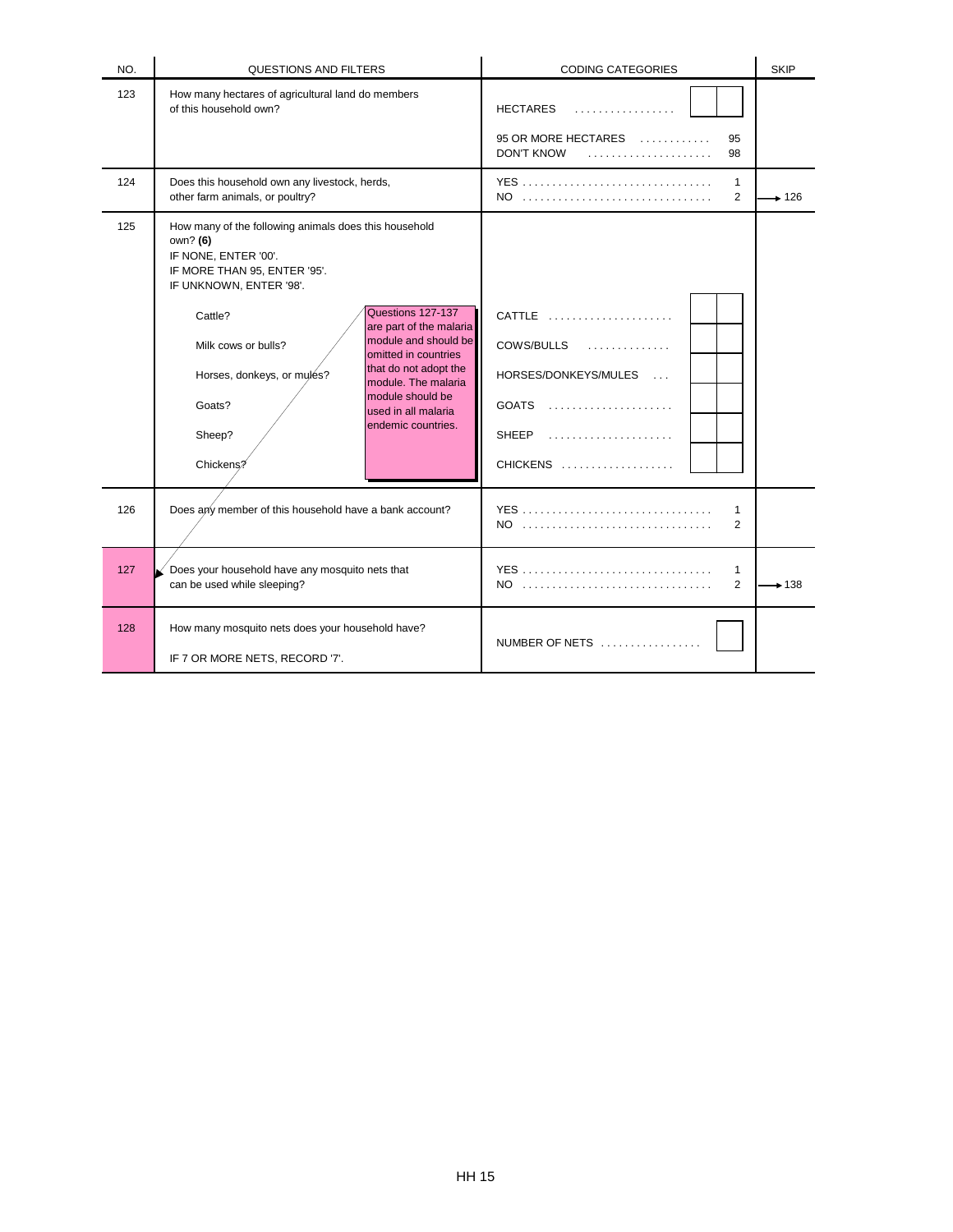| NO. | QUESTIONS AND FILTERS | CODING CATEGORIES | SKIP |
|---|---|---|---|
| 123 | How many hectares of agricultural land do members of this household own? | HECTARES . . . . . . . . . . . . . . . . . . [ ][ ]<br><br>95 OR MORE HECTARES . . . . . . . . . . . 95<br>DON'T KNOW . . . . . . . . . . . . . . . . . . . . . 98 | |
| 124 | Does this household own any livestock, herds, other farm animals, or poultry? | YES . . . . . . . . . . . . . . . . . . . . . . . . . . . . . . . . 1<br>NO . . . . . . . . . . . . . . . . . . . . . . . . . . . . . . . . 2 | NO → 126 |
| 125 | How many of the following animals does this household own? **(6)**<br>IF NONE, ENTER '00'.<br>IF MORE THAN 95, ENTER '95'.<br>IF UNKNOWN, ENTER '98'.<br><br>Cattle?<br>Milk cows or bulls?<br>Horses, donkeys, or mules?<br>Goats?<br>Sheep?<br>Chickens?<br><br>*Questions 127-137 are part of the malaria module and should be omitted in countries that do not adopt the module. The malaria module should be used in all malaria endemic countries.* | CATTLE . . . . . . . . . . . . . . . . . . . . . [ ][ ]<br>COWS/BULLS . . . . . . . . . . . . . . [ ][ ]<br>HORSES/DONKEYS/MULES . . . [ ][ ]<br>GOATS . . . . . . . . . . . . . . . . . . . . . [ ][ ]<br>SHEEP . . . . . . . . . . . . . . . . . . . . . [ ][ ]<br>CHICKENS . . . . . . . . . . . . . . . . . . . [ ][ ] | |
| 126 | Does any member of this household have a bank account? | YES . . . . . . . . . . . . . . . . . . . . . . . . . . . . . . . . 1<br>NO . . . . . . . . . . . . . . . . . . . . . . . . . . . . . . . . 2 | |
| 127 | Does your household have any mosquito nets that can be used while sleeping? | YES . . . . . . . . . . . . . . . . . . . . . . . . . . . . . . . . 1<br>NO . . . . . . . . . . . . . . . . . . . . . . . . . . . . . . . . 2 | NO → 138 |
| 128 | How many mosquito nets does your household have?<br><br>IF 7 OR MORE NETS, RECORD '7'. | NUMBER OF NETS . . . . . . . . . . . . . . . . . [ ] | |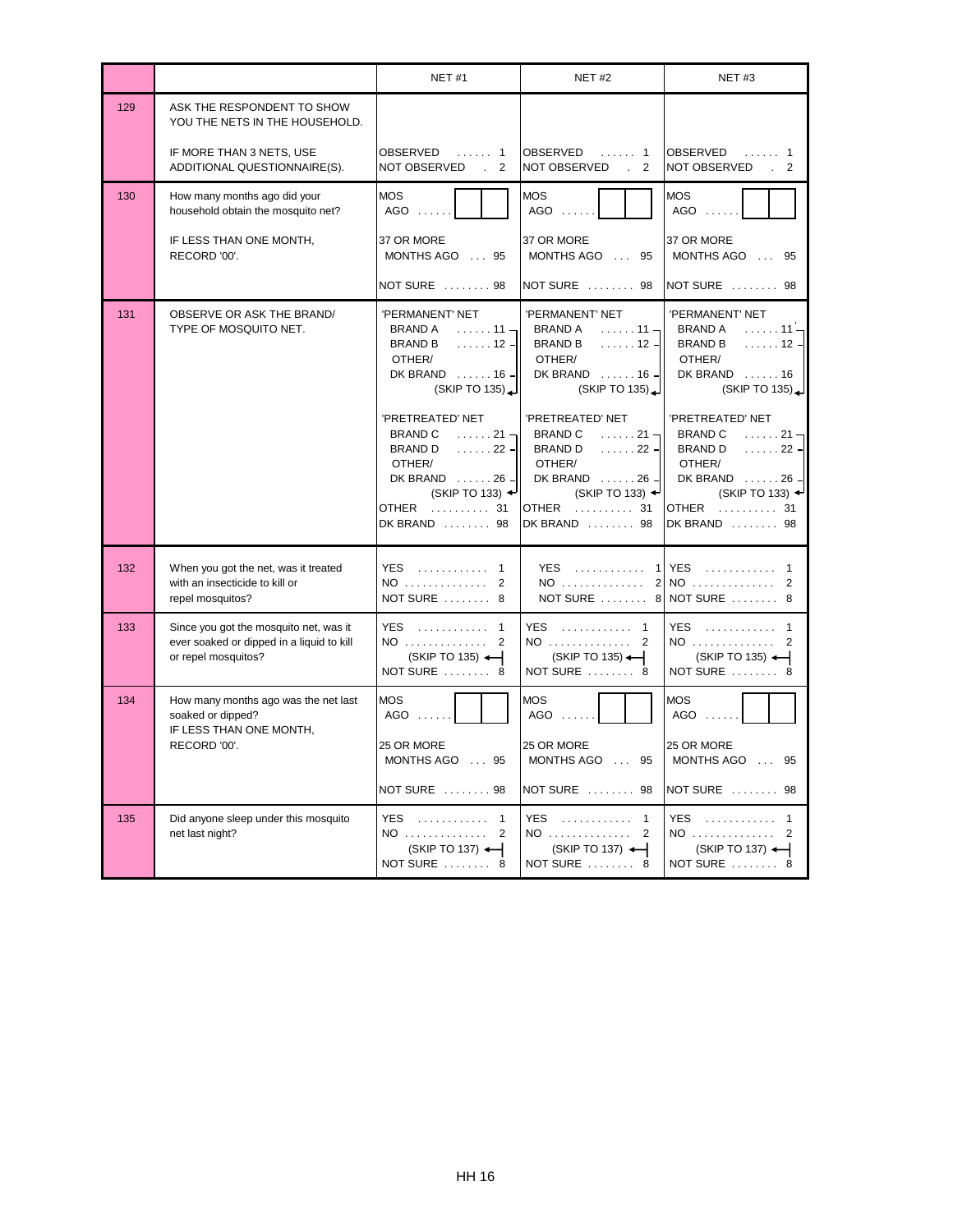| | | NET #1 | NET #2 | NET #3 |
|---|---|---|---|---|
| 129 | ASK THE RESPONDENT TO SHOW YOU THE NETS IN THE HOUSEHOLD.<br><br>IF MORE THAN 3 NETS, USE ADDITIONAL QUESTIONNAIRE(S). | OBSERVED . . . . . . 1<br>NOT OBSERVED . 2 | OBSERVED . . . . . . 1<br>NOT OBSERVED . 2 | OBSERVED . . . . . . 1<br>NOT OBSERVED . 2 |
| 130 | How many months ago did your household obtain the mosquito net?<br><br>IF LESS THAN ONE MONTH, RECORD '00'. | MOS AGO . . . . . . [ ][ ]<br><br>37 OR MORE MONTHS AGO . . . 95<br><br>NOT SURE . . . . . . . . 98 | MOS AGO . . . . . . [ ][ ]<br><br>37 OR MORE MONTHS AGO . . . 95<br><br>NOT SURE . . . . . . . . 98 | MOS AGO . . . . . . [ ][ ]<br><br>37 OR MORE MONTHS AGO . . . 95<br><br>NOT SURE . . . . . . . . 98 |
| 131 | OBSERVE OR ASK THE BRAND/ TYPE OF MOSQUITO NET. | 'PERMANENT' NET<br>BRAND A . . . . . . 11<br>BRAND B . . . . . . 12<br>OTHER/ DK BRAND . . . . . . 16<br>(SKIP TO 135)<br><br>'PRETREATED' NET<br>BRAND C . . . . . . 21<br>BRAND D . . . . . . 22<br>OTHER/ DK BRAND . . . . . . 26<br>(SKIP TO 133)<br>OTHER . . . . . . . . . . 31<br>DK BRAND . . . . . . . . 98 | 'PERMANENT' NET<br>BRAND A . . . . . . 11<br>BRAND B . . . . . . 12<br>OTHER/ DK BRAND . . . . . . 16<br>(SKIP TO 135)<br><br>'PRETREATED' NET<br>BRAND C . . . . . . 21<br>BRAND D . . . . . . 22<br>OTHER/ DK BRAND . . . . . . 26<br>(SKIP TO 133)<br>OTHER . . . . . . . . . . 31<br>DK BRAND . . . . . . . . 98 | 'PERMANENT' NET<br>BRAND A . . . . . . 11<br>BRAND B . . . . . . 12<br>OTHER/ DK BRAND . . . . . . 16<br>(SKIP TO 135)<br><br>'PRETREATED' NET<br>BRAND C . . . . . . 21<br>BRAND D . . . . . . 22<br>OTHER/ DK BRAND . . . . . . 26<br>(SKIP TO 133)<br>OTHER . . . . . . . . . . 31<br>DK BRAND . . . . . . . . 98 |
| 132 | When you got the net, was it treated with an insecticide to kill or repel mosquitos? | YES . . . . . . . . . . . . 1<br>NO . . . . . . . . . . . . . . 2<br>NOT SURE . . . . . . . . 8 | YES . . . . . . . . . . . . 1<br>NO . . . . . . . . . . . . . . 2<br>NOT SURE . . . . . . . . 8 | YES . . . . . . . . . . . . 1<br>NO . . . . . . . . . . . . . . 2<br>NOT SURE . . . . . . . . 8 |
| 133 | Since you got the mosquito net, was it ever soaked or dipped in a liquid to kill or repel mosquitos? | YES . . . . . . . . . . . . 1<br>NO . . . . . . . . . . . . . . 2<br>(SKIP TO 135)<br>NOT SURE . . . . . . . . 8 | YES . . . . . . . . . . . . 1<br>NO . . . . . . . . . . . . . . 2<br>(SKIP TO 135)<br>NOT SURE . . . . . . . . 8 | YES . . . . . . . . . . . . 1<br>NO . . . . . . . . . . . . . . 2<br>(SKIP TO 135)<br>NOT SURE . . . . . . . . 8 |
| 134 | How many months ago was the net last soaked or dipped?<br>IF LESS THAN ONE MONTH, RECORD '00'. | MOS AGO . . . . . . [ ][ ]<br><br>25 OR MORE MONTHS AGO . . . 95<br><br>NOT SURE . . . . . . . . 98 | MOS AGO . . . . . . [ ][ ]<br><br>25 OR MORE MONTHS AGO . . . 95<br><br>NOT SURE . . . . . . . . 98 | MOS AGO . . . . . . [ ][ ]<br><br>25 OR MORE MONTHS AGO . . . 95<br><br>NOT SURE . . . . . . . . 98 |
| 135 | Did anyone sleep under this mosquito net last night? | YES . . . . . . . . . . . . 1<br>NO . . . . . . . . . . . . . . 2<br>(SKIP TO 137)<br>NOT SURE . . . . . . . . 8 | YES . . . . . . . . . . . . 1<br>NO . . . . . . . . . . . . . . 2<br>(SKIP TO 137)<br>NOT SURE . . . . . . . . 8 | YES . . . . . . . . . . . . 1<br>NO . . . . . . . . . . . . . . 2<br>(SKIP TO 137)<br>NOT SURE . . . . . . . . 8 |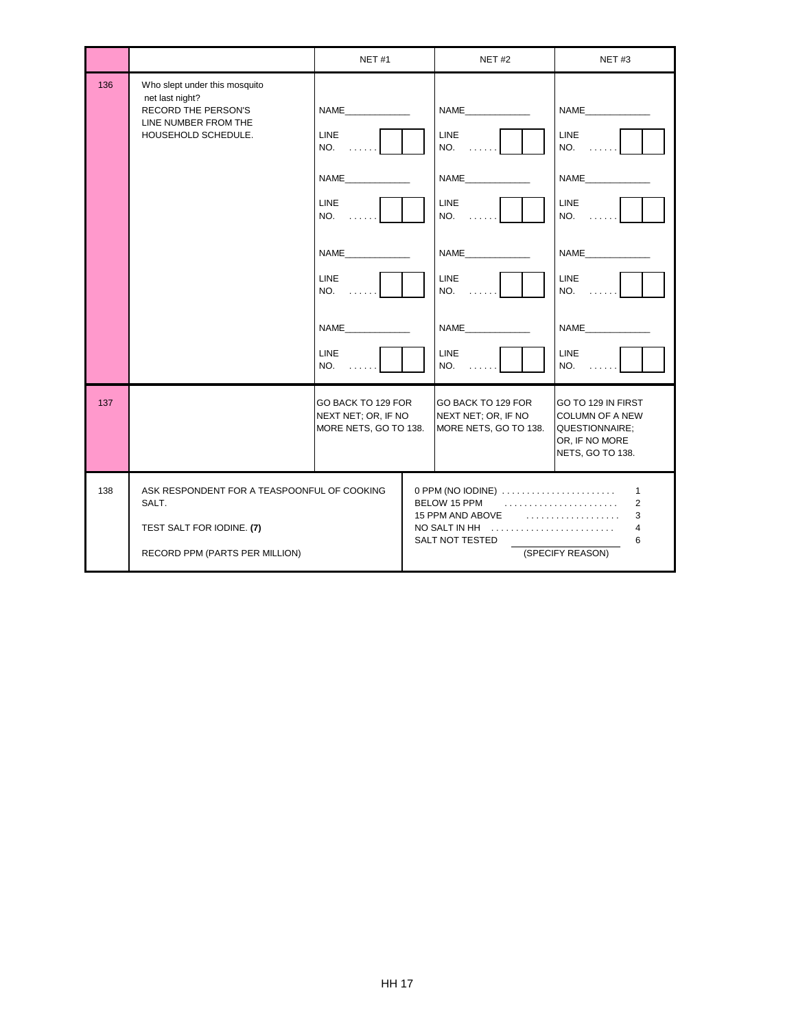| | | NET #1 | NET #2 | NET #3 |
|---|---|---|---|---|
| 136 | Who slept under this mosquito net last night?<br>RECORD THE PERSON'S LINE NUMBER FROM THE HOUSEHOLD SCHEDULE. | NAME____________<br>LINE NO. . . . . . . [ ][ ]<br><br>NAME____________<br>LINE NO. . . . . . . [ ][ ]<br><br>NAME____________<br>LINE NO. . . . . . . [ ][ ]<br><br>NAME____________<br>LINE NO. . . . . . . [ ][ ] | NAME____________<br>LINE NO. . . . . . . [ ][ ]<br><br>NAME____________<br>LINE NO. . . . . . . [ ][ ]<br><br>NAME____________<br>LINE NO. . . . . . . [ ][ ]<br><br>NAME____________<br>LINE NO. . . . . . . [ ][ ] | NAME____________<br>LINE NO. . . . . . . [ ][ ]<br><br>NAME____________<br>LINE NO. . . . . . . [ ][ ]<br><br>NAME____________<br>LINE NO. . . . . . . [ ][ ]<br><br>NAME____________<br>LINE NO. . . . . . . [ ][ ] |
| 137 | | GO BACK TO 129 FOR NEXT NET; OR, IF NO MORE NETS, GO TO 138. | GO BACK TO 129 FOR NEXT NET; OR, IF NO MORE NETS, GO TO 138. | GO TO 129 IN FIRST COLUMN OF A NEW QUESTIONNAIRE; OR, IF NO MORE NETS, GO TO 138. |

| | | |
|---|---|---|
| 138 | ASK RESPONDENT FOR A TEASPOONFUL OF COOKING SALT.<br><br>TEST SALT FOR IODINE. **(7)**<br><br>RECORD PPM (PARTS PER MILLION) | 0 PPM (NO IODINE) . . . . . . . . . . . . . . . . . . . . . . . 1<br>BELOW 15 PPM . . . . . . . . . . . . . . . . . . . . . . . 2<br>15 PPM AND ABOVE . . . . . . . . . . . . . . . . . . . 3<br>NO SALT IN HH . . . . . . . . . . . . . . . . . . . . . . . . . 4<br>SALT NOT TESTED ________________ 6<br>(SPECIFY REASON) |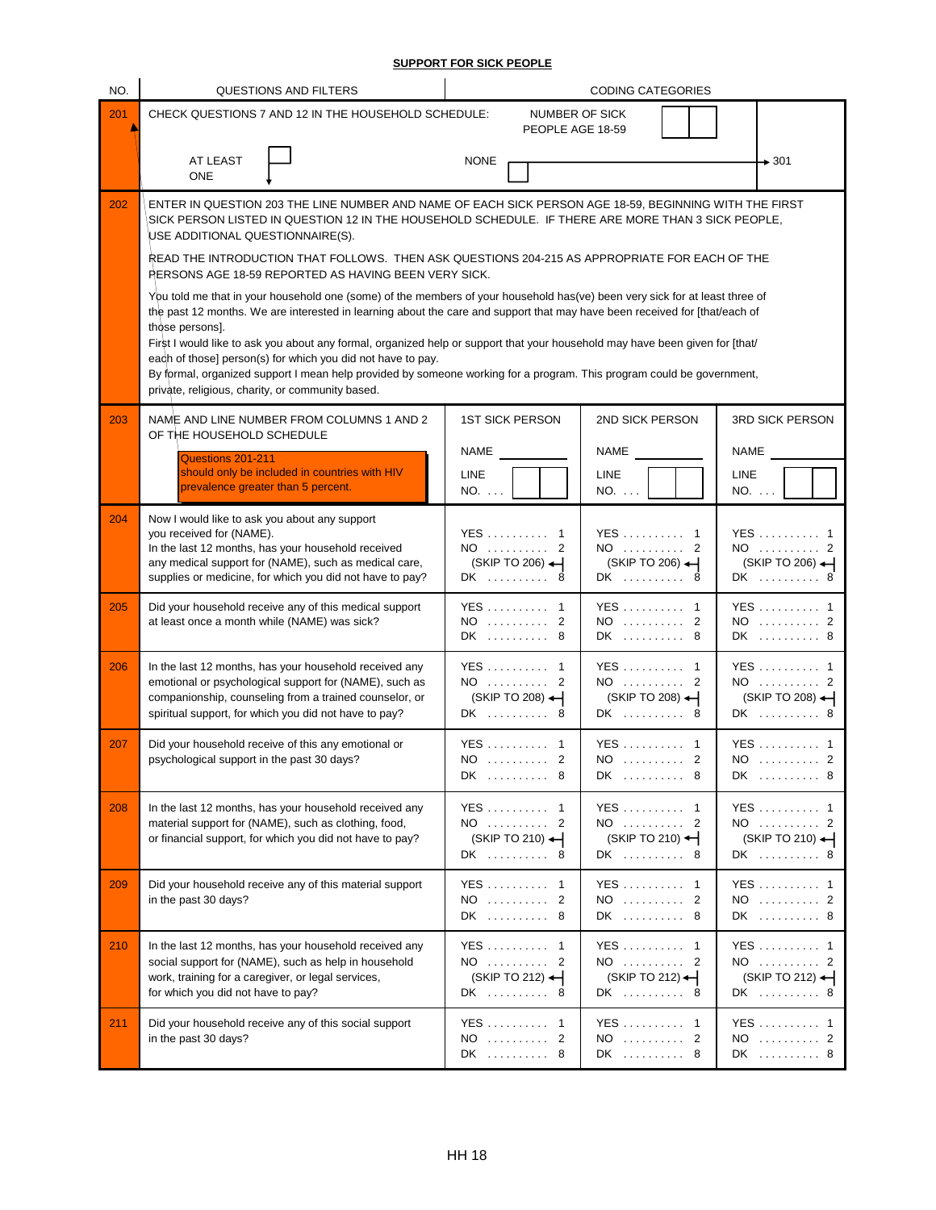## SUPPORT FOR SICK PEOPLE

| NO. | QUESTIONS AND FILTERS | CODING CATEGORIES | | |
|---|---|---|---|---|
| 201 | CHECK QUESTIONS 7 AND 12 IN THE HOUSEHOLD SCHEDULE:<br><br>AT LEAST ONE ☐ | NUMBER OF SICK PEOPLE AGE 18-59 ☐☐<br><br>NONE ☐ → 301 | | |
| 202 | ENTER IN QUESTION 203 THE LINE NUMBER AND NAME OF EACH SICK PERSON AGE 18-59, BEGINNING WITH THE FIRST SICK PERSON LISTED IN QUESTION 12 IN THE HOUSEHOLD SCHEDULE. IF THERE ARE MORE THAN 3 SICK PEOPLE, USE ADDITIONAL QUESTIONNAIRE(S).<br><br>READ THE INTRODUCTION THAT FOLLOWS. THEN ASK QUESTIONS 204-215 AS APPROPRIATE FOR EACH OF THE PERSONS AGE 18-59 REPORTED AS HAVING BEEN VERY SICK.<br><br>You told me that in your household one (some) of the members of your household has(ve) been very sick for at least three of the past 12 months. We are interested in learning about the care and support that may have been received for [that/each of those persons].<br>First I would like to ask you about any formal, organized help or support that your household may have been given for [that/each of those] person(s) for which you did not have to pay.<br>By formal, organized support I mean help provided by someone working for a program. This program could be government, private, religious, charity, or community based. | | | |
| 203 | NAME AND LINE NUMBER FROM COLUMNS 1 AND 2 OF THE HOUSEHOLD SCHEDULE<br><br>Questions 201-211 should only be included in countries with HIV prevalence greater than 5 percent. | 1ST SICK PERSON<br><br>NAME ________<br><br>LINE NO. . . . ☐☐ | 2ND SICK PERSON<br><br>NAME ________<br><br>LINE NO. . . . ☐☐ | 3RD SICK PERSON<br><br>NAME ________<br><br>LINE NO. . . . ☐☐ |
| 204 | Now I would like to ask you about any support you received for (NAME).<br>In the last 12 months, has your household received any medical support for (NAME), such as medical care, supplies or medicine, for which you did not have to pay? | YES . . . . . . . . . . 1<br>NO . . . . . . . . . . 2<br>(SKIP TO 206) ←<br>DK . . . . . . . . . . 8 | YES . . . . . . . . . . 1<br>NO . . . . . . . . . . 2<br>(SKIP TO 206) ←<br>DK . . . . . . . . . . 8 | YES . . . . . . . . . . 1<br>NO . . . . . . . . . . 2<br>(SKIP TO 206) ←<br>DK . . . . . . . . . . 8 |
| 205 | Did your household receive any of this medical support at least once a month while (NAME) was sick? | YES . . . . . . . . . . 1<br>NO . . . . . . . . . . 2<br>DK . . . . . . . . . . 8 | YES . . . . . . . . . . 1<br>NO . . . . . . . . . . 2<br>DK . . . . . . . . . . 8 | YES . . . . . . . . . . 1<br>NO . . . . . . . . . . 2<br>DK . . . . . . . . . . 8 |
| 206 | In the last 12 months, has your household received any emotional or psychological support for (NAME), such as companionship, counseling from a trained counselor, or spiritual support, for which you did not have to pay? | YES . . . . . . . . . . 1<br>NO . . . . . . . . . . 2<br>(SKIP TO 208) ←<br>DK . . . . . . . . . . 8 | YES . . . . . . . . . . 1<br>NO . . . . . . . . . . 2<br>(SKIP TO 208) ←<br>DK . . . . . . . . . . 8 | YES . . . . . . . . . . 1<br>NO . . . . . . . . . . 2<br>(SKIP TO 208) ←<br>DK . . . . . . . . . . 8 |
| 207 | Did your household receive of this any emotional or psychological support in the past 30 days? | YES . . . . . . . . . . 1<br>NO . . . . . . . . . . 2<br>DK . . . . . . . . . . 8 | YES . . . . . . . . . . 1<br>NO . . . . . . . . . . 2<br>DK . . . . . . . . . . 8 | YES . . . . . . . . . . 1<br>NO . . . . . . . . . . 2<br>DK . . . . . . . . . . 8 |
| 208 | In the last 12 months, has your household received any material support for (NAME), such as clothing, food, or financial support, for which you did not have to pay? | YES . . . . . . . . . . 1<br>NO . . . . . . . . . . 2<br>(SKIP TO 210) ←<br>DK . . . . . . . . . . 8 | YES . . . . . . . . . . 1<br>NO . . . . . . . . . . 2<br>(SKIP TO 210) ←<br>DK . . . . . . . . . . 8 | YES . . . . . . . . . . 1<br>NO . . . . . . . . . . 2<br>(SKIP TO 210) ←<br>DK . . . . . . . . . . 8 |
| 209 | Did your household receive any of this material support in the past 30 days? | YES . . . . . . . . . . 1<br>NO . . . . . . . . . . 2<br>DK . . . . . . . . . . 8 | YES . . . . . . . . . . 1<br>NO . . . . . . . . . . 2<br>DK . . . . . . . . . . 8 | YES . . . . . . . . . . 1<br>NO . . . . . . . . . . 2<br>DK . . . . . . . . . . 8 |
| 210 | In the last 12 months, has your household received any social support for (NAME), such as help in household work, training for a caregiver, or legal services, for which you did not have to pay? | YES . . . . . . . . . . 1<br>NO . . . . . . . . . . 2<br>(SKIP TO 212) ←<br>DK . . . . . . . . . . 8 | YES . . . . . . . . . . 1<br>NO . . . . . . . . . . 2<br>(SKIP TO 212) ←<br>DK . . . . . . . . . . 8 | YES . . . . . . . . . . 1<br>NO . . . . . . . . . . 2<br>(SKIP TO 212) ←<br>DK . . . . . . . . . . 8 |
| 211 | Did your household receive any of this social support in the past 30 days? | YES . . . . . . . . . . 1<br>NO . . . . . . . . . . 2<br>DK . . . . . . . . . . 8 | YES . . . . . . . . . . 1<br>NO . . . . . . . . . . 2<br>DK . . . . . . . . . . 8 | YES . . . . . . . . . . 1<br>NO . . . . . . . . . . 2<br>DK . . . . . . . . . . 8 |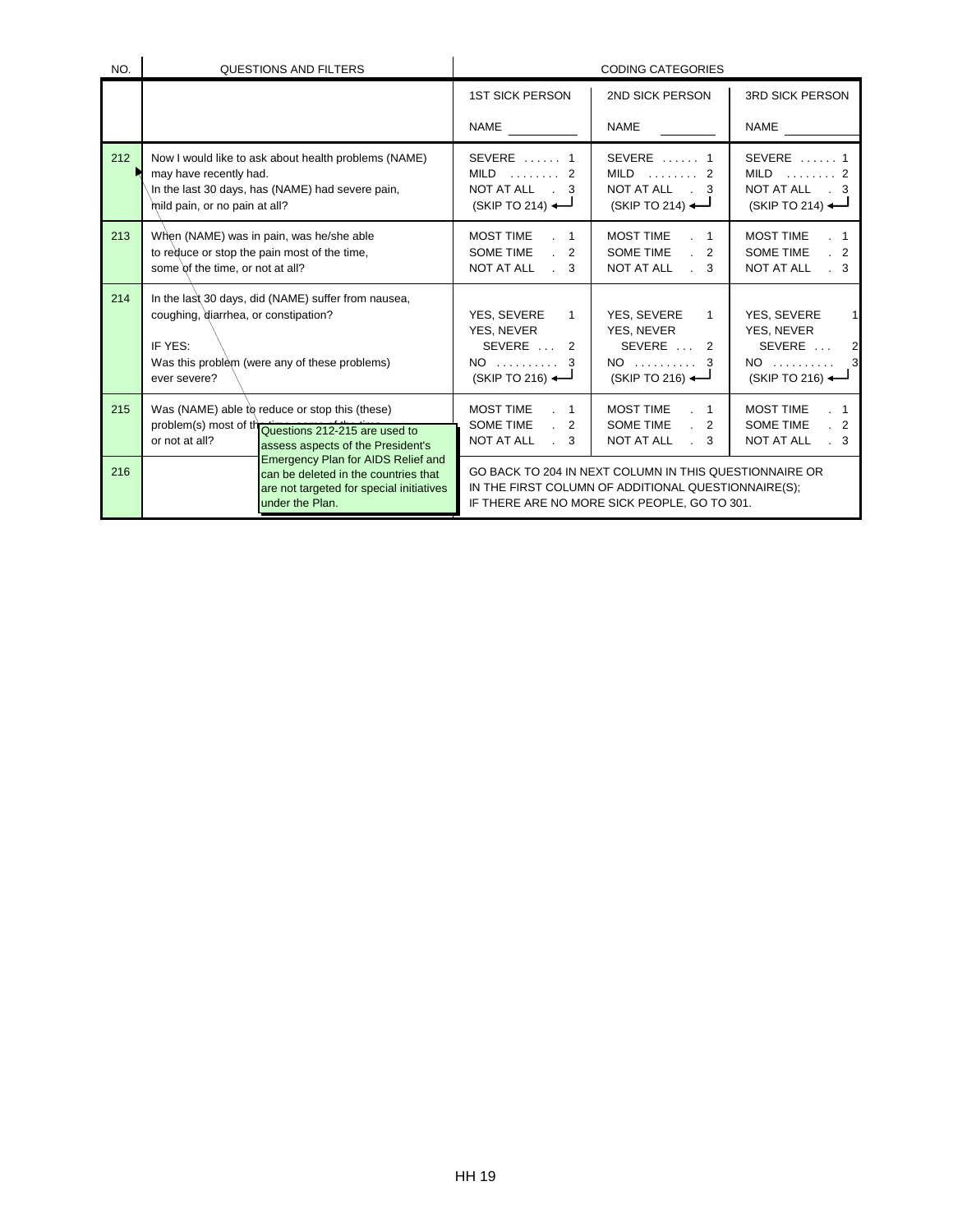| NO. | QUESTIONS AND FILTERS | CODING CATEGORIES | | |
|---|---|---|---|---|
| | | 1ST SICK PERSON<br><br>NAME ________ | 2ND SICK PERSON<br><br>NAME ________ | 3RD SICK PERSON<br><br>NAME ________ |
| 212 | Now I would like to ask about health problems (NAME) may have recently had.<br>In the last 30 days, has (NAME) had severe pain, mild pain, or no pain at all? | SEVERE . . . . . . 1<br>MILD . . . . . . . . 2<br>NOT AT ALL . 3<br>(SKIP TO 214) | SEVERE . . . . . . 1<br>MILD . . . . . . . . 2<br>NOT AT ALL . 3<br>(SKIP TO 214) | SEVERE . . . . . . 1<br>MILD . . . . . . . . 2<br>NOT AT ALL . 3<br>(SKIP TO 214) |
| 213 | When (NAME) was in pain, was he/she able to reduce or stop the pain most of the time, some of the time, or not at all? | MOST TIME . 1<br>SOME TIME . 2<br>NOT AT ALL . 3 | MOST TIME . 1<br>SOME TIME . 2<br>NOT AT ALL . 3 | MOST TIME . 1<br>SOME TIME . 2<br>NOT AT ALL . 3 |
| 214 | In the last 30 days, did (NAME) suffer from nausea, coughing, diarrhea, or constipation?<br><br>IF YES:<br>Was this problem (were any of these problems) ever severe? | YES, SEVERE 1<br>YES, NEVER SEVERE . . . 2<br>NO . . . . . . . . . . 3<br>(SKIP TO 216) | YES, SEVERE 1<br>YES, NEVER SEVERE . . . 2<br>NO . . . . . . . . . . 3<br>(SKIP TO 216) | YES, SEVERE 1<br>YES, NEVER SEVERE . . . 2<br>NO . . . . . . . . . . 3<br>(SKIP TO 216) |
| 215 | Was (NAME) able to reduce or stop this (these) problem(s) most of the time, some of the time, or not at all? | MOST TIME . 1<br>SOME TIME . 2<br>NOT AT ALL . 3 | MOST TIME . 1<br>SOME TIME . 2<br>NOT AT ALL . 3 | MOST TIME . 1<br>SOME TIME . 2<br>NOT AT ALL . 3 |
| 216 | | GO BACK TO 204 IN NEXT COLUMN IN THIS QUESTIONNAIRE OR IN THE FIRST COLUMN OF ADDITIONAL QUESTIONNAIRE(S); IF THERE ARE NO MORE SICK PEOPLE, GO TO 301. | | |

Questions 212-215 are used to assess aspects of the President's Emergency Plan for AIDS Relief and can be deleted in the countries that are not targeted for special initiatives under the Plan.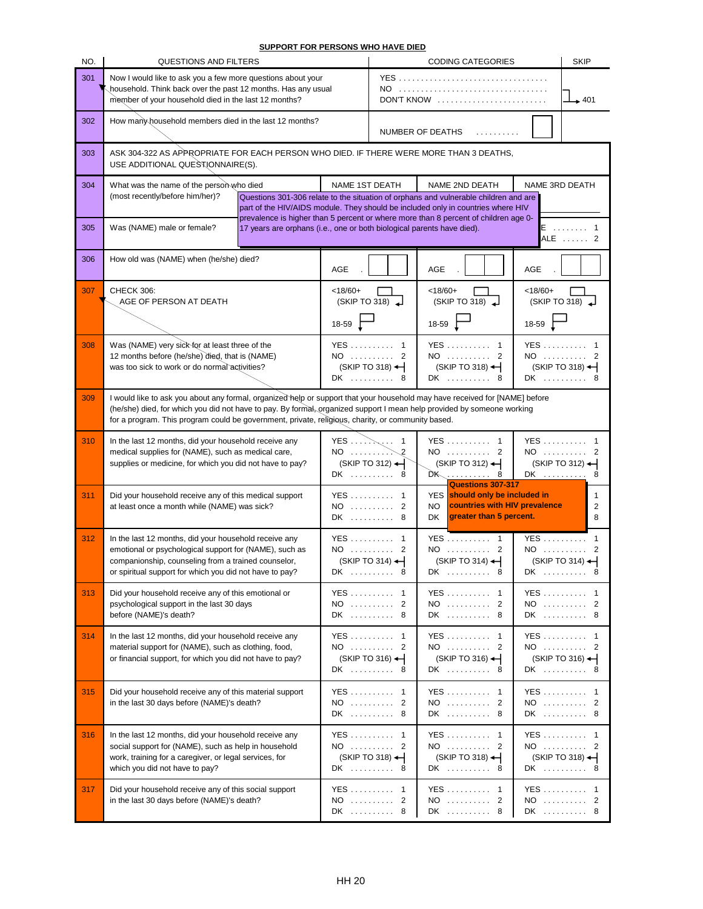## SUPPORT FOR PERSONS WHO HAVE DIED

| NO. | QUESTIONS AND FILTERS | CODING CATEGORIES | | | SKIP |
|---|---|---|---|---|---|
| 301 | Now I would like to ask you a few more questions about your household. Think back over the past 12 months. Has any usual member of your household died in the last 12 months? | YES ........ 1<br>NO ........ 2<br>DON'T KNOW ........ 8 | | | 2, 8 → 401 |
| 302 | How many household members died in the last 12 months? | NUMBER OF DEATHS .......... | | | |
| 303 | ASK 304-322 AS APPROPRIATE FOR EACH PERSON WHO DIED. IF THERE WERE MORE THAN 3 DEATHS, USE ADDITIONAL QUESTIONNAIRE(S). | | | | |
| | | **NAME 1ST DEATH** | **NAME 2ND DEATH** | **NAME 3RD DEATH** | |
| 304 | What was the name of the person who died (most recently/before him/her)? | | | | |
| 305 | Was (NAME) male or female? | MALE ...... 1<br>FEMALE ...... 2 | MALE ...... 1<br>FEMALE ...... 2 | MALE ...... 1<br>FEMALE ...... 2 | |
| 306 | How old was (NAME) when (he/she) died? | AGE . [ ][ ] | AGE . [ ][ ] | AGE . [ ][ ] | |
| 307 | CHECK 306:<br>AGE OF PERSON AT DEATH | <18/60+ (SKIP TO 318)<br>18-59 | <18/60+ (SKIP TO 318)<br>18-59 | <18/60+ (SKIP TO 318)<br>18-59 | |
| 308 | Was (NAME) very sick for at least three of the 12 months before (he/she) died, that is (NAME) was too sick to work or do normal activities? | YES .......... 1<br>NO .......... 2<br>(SKIP TO 318)<br>DK .......... 8 | YES .......... 1<br>NO .......... 2<br>(SKIP TO 318)<br>DK .......... 8 | YES .......... 1<br>NO .......... 2<br>(SKIP TO 318)<br>DK .......... 8 | |
| 309 | I would like to ask you about any formal, organized help or support that your household may have received for [NAME] before (he/she) died, for which you did not have to pay. By formal, organized support I mean help provided by someone working for a program. This program could be government, private, religious, charity, or community based. | | | | |
| 310 | In the last 12 months, did your household receive any medical supplies for (NAME), such as medical care, supplies or medicine, for which you did not have to pay? | YES .......... 1<br>NO .......... 2<br>(SKIP TO 312)<br>DK .......... 8 | YES .......... 1<br>NO .......... 2<br>(SKIP TO 312)<br>DK .......... 8 | YES .......... 1<br>NO .......... 2<br>(SKIP TO 312)<br>DK .......... 8 | |
| 311 | Did your household receive any of this medical support at least once a month while (NAME) was sick? | YES .......... 1<br>NO .......... 2<br>DK .......... 8 | YES .......... 1<br>NO .......... 2<br>DK .......... 8 | YES .......... 1<br>NO .......... 2<br>DK .......... 8 | |
| 312 | In the last 12 months, did your household receive any emotional or psychological support for (NAME), such as companionship, counseling from a trained counselor, or spiritual support for which you did not have to pay? | YES .......... 1<br>NO .......... 2<br>(SKIP TO 314)<br>DK .......... 8 | YES .......... 1<br>NO .......... 2<br>(SKIP TO 314)<br>DK .......... 8 | YES .......... 1<br>NO .......... 2<br>(SKIP TO 314)<br>DK .......... 8 | |
| 313 | Did your household receive any of this emotional or psychological support in the last 30 days before (NAME)'s death? | YES .......... 1<br>NO .......... 2<br>DK .......... 8 | YES .......... 1<br>NO .......... 2<br>DK .......... 8 | YES .......... 1<br>NO .......... 2<br>DK .......... 8 | |
| 314 | In the last 12 months, did your household receive any material support for (NAME), such as clothing, food, or financial support, for which you did not have to pay? | YES .......... 1<br>NO .......... 2<br>(SKIP TO 316)<br>DK .......... 8 | YES .......... 1<br>NO .......... 2<br>(SKIP TO 316)<br>DK .......... 8 | YES .......... 1<br>NO .......... 2<br>(SKIP TO 316)<br>DK .......... 8 | |
| 315 | Did your household receive any of this material support in the last 30 days before (NAME)'s death? | YES .......... 1<br>NO .......... 2<br>DK .......... 8 | YES .......... 1<br>NO .......... 2<br>DK .......... 8 | YES .......... 1<br>NO .......... 2<br>DK .......... 8 | |
| 316 | In the last 12 months, did your household receive any social support for (NAME), such as help in household work, training for a caregiver, or legal services, for which you did not have to pay? | YES .......... 1<br>NO .......... 2<br>(SKIP TO 318)<br>DK .......... 8 | YES .......... 1<br>NO .......... 2<br>(SKIP TO 318)<br>DK .......... 8 | YES .......... 1<br>NO .......... 2<br>(SKIP TO 318)<br>DK .......... 8 | |
| 317 | Did your household receive any of this social support in the last 30 days before (NAME)'s death? | YES .......... 1<br>NO .......... 2<br>DK .......... 8 | YES .......... 1<br>NO .......... 2<br>DK .......... 8 | YES .......... 1<br>NO .......... 2<br>DK .......... 8 | |

Questions 301-306 relate to the situation of orphans and vulnerable children and are part of the HIV/AIDS module. They should be included only in countries where HIV prevalence is higher than 5 percent or where more than 8 percent of children age 0-17 years are orphans (i.e., one or both biological parents have died).

**Questions 307-317 should only be included in countries with HIV prevalence greater than 5 percent.**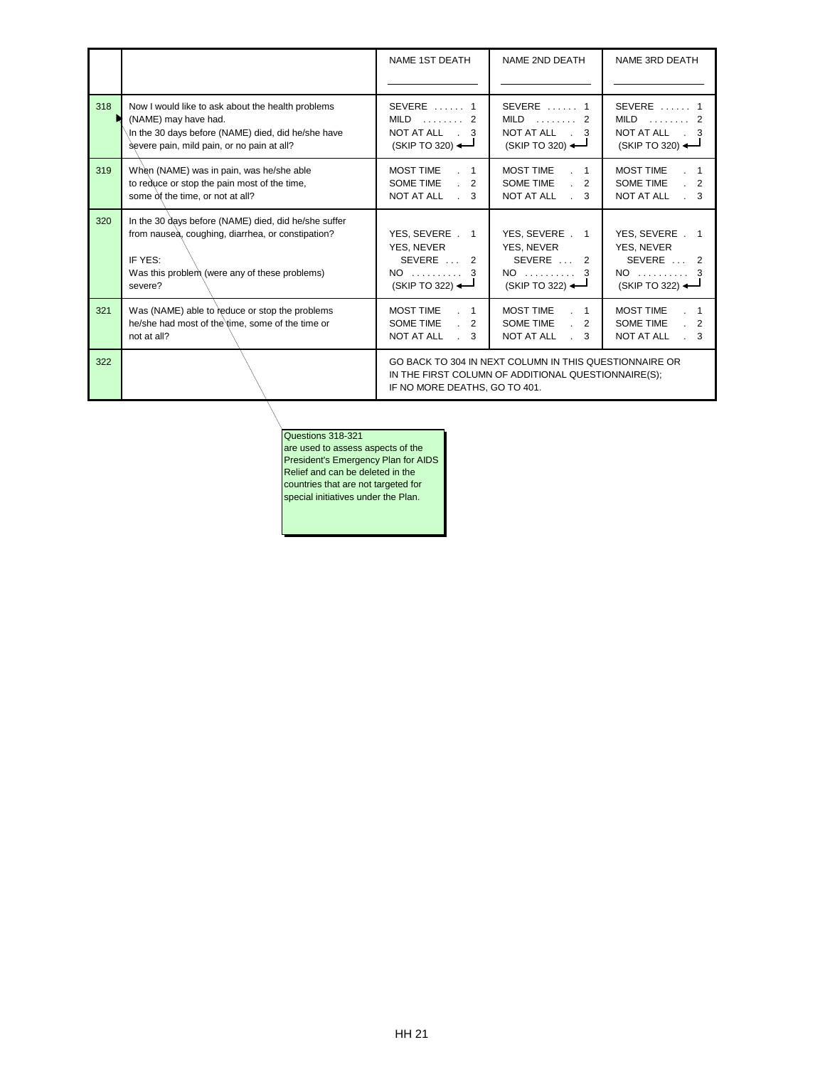| | | NAME 1ST DEATH | NAME 2ND DEATH | NAME 3RD DEATH |
|---|---|---|---|---|
| 318 | Now I would like to ask about the health problems (NAME) may have had. In the 30 days before (NAME) died, did he/she have severe pain, mild pain, or no pain at all? | SEVERE . . . . . . 1<br>MILD . . . . . . . . 2<br>NOT AT ALL . 3<br>(SKIP TO 320) | SEVERE . . . . . . 1<br>MILD . . . . . . . . 2<br>NOT AT ALL . 3<br>(SKIP TO 320) | SEVERE . . . . . . 1<br>MILD . . . . . . . . 2<br>NOT AT ALL . 3<br>(SKIP TO 320) |
| 319 | When (NAME) was in pain, was he/she able to reduce or stop the pain most of the time, some of the time, or not at all? | MOST TIME . 1<br>SOME TIME . 2<br>NOT AT ALL . 3 | MOST TIME . 1<br>SOME TIME . 2<br>NOT AT ALL . 3 | MOST TIME . 1<br>SOME TIME . 2<br>NOT AT ALL . 3 |
| 320 | In the 30 days before (NAME) died, did he/she suffer from nausea, coughing, diarrhea, or constipation?<br><br>IF YES:<br>Was this problem (were any of these problems) severe? | YES, SEVERE . 1<br>YES, NEVER SEVERE . . . 2<br>NO . . . . . . . . . . 3<br>(SKIP TO 322) | YES, SEVERE . 1<br>YES, NEVER SEVERE . . . 2<br>NO . . . . . . . . . . 3<br>(SKIP TO 322) | YES, SEVERE . 1<br>YES, NEVER SEVERE . . . 2<br>NO . . . . . . . . . . 3<br>(SKIP TO 322) |
| 321 | Was (NAME) able to reduce or stop the problems he/she had most of the time, some of the time or not at all? | MOST TIME . 1<br>SOME TIME . 2<br>NOT AT ALL . 3 | MOST TIME . 1<br>SOME TIME . 2<br>NOT AT ALL . 3 | MOST TIME . 1<br>SOME TIME . 2<br>NOT AT ALL . 3 |
| 322 | | GO BACK TO 304 IN NEXT COLUMN IN THIS QUESTIONNAIRE OR IN THE FIRST COLUMN OF ADDITIONAL QUESTIONNAIRE(S); IF NO MORE DEATHS, GO TO 401. | | |

Questions 318-321 are used to assess aspects of the President's Emergency Plan for AIDS Relief and can be deleted in the countries that are not targeted for special initiatives under the Plan.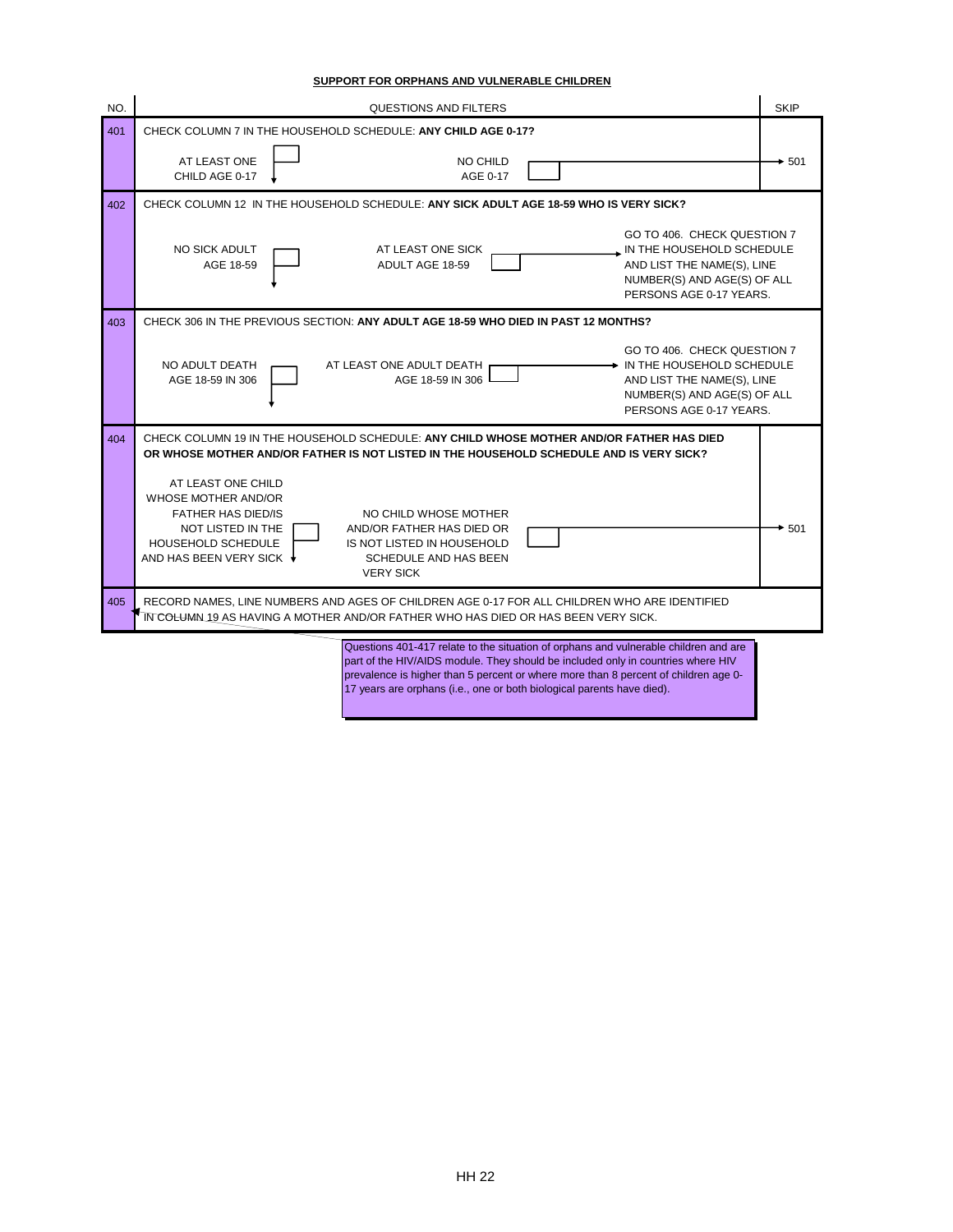## SUPPORT FOR ORPHANS AND VULNERABLE CHILDREN

| NO. | QUESTIONS AND FILTERS | SKIP |
|---|---|---|
| 401 | CHECK COLUMN 7 IN THE HOUSEHOLD SCHEDULE: **ANY CHILD AGE 0-17?**<br><br>AT LEAST ONE CHILD AGE 0-17 ☐ ↓ &nbsp;&nbsp;&nbsp; NO CHILD AGE 0-17 ☐ → | 501 |
| 402 | CHECK COLUMN 12 IN THE HOUSEHOLD SCHEDULE: **ANY SICK ADULT AGE 18-59 WHO IS VERY SICK?**<br><br>NO SICK ADULT AGE 18-59 ☐ ↓ &nbsp;&nbsp;&nbsp; AT LEAST ONE SICK ADULT AGE 18-59 ☐ → GO TO 406. CHECK QUESTION 7 IN THE HOUSEHOLD SCHEDULE AND LIST THE NAME(S), LINE NUMBER(S) AND AGE(S) OF ALL PERSONS AGE 0-17 YEARS. | |
| 403 | CHECK 306 IN THE PREVIOUS SECTION: **ANY ADULT AGE 18-59 WHO DIED IN PAST 12 MONTHS?**<br><br>NO ADULT DEATH AGE 18-59 IN 306 ☐ ↓ &nbsp;&nbsp;&nbsp; AT LEAST ONE ADULT DEATH AGE 18-59 IN 306 ☐ → GO TO 406. CHECK QUESTION 7 IN THE HOUSEHOLD SCHEDULE AND LIST THE NAME(S), LINE NUMBER(S) AND AGE(S) OF ALL PERSONS AGE 0-17 YEARS. | |
| 404 | CHECK COLUMN 19 IN THE HOUSEHOLD SCHEDULE: **ANY CHILD WHOSE MOTHER AND/OR FATHER HAS DIED OR WHOSE MOTHER AND/OR FATHER IS NOT LISTED IN THE HOUSEHOLD SCHEDULE AND IS VERY SICK?**<br><br>AT LEAST ONE CHILD WHOSE MOTHER AND/OR FATHER HAS DIED/IS NOT LISTED IN THE HOUSEHOLD SCHEDULE AND HAS BEEN VERY SICK ☐ ↓ &nbsp;&nbsp;&nbsp; NO CHILD WHOSE MOTHER AND/OR FATHER HAS DIED OR IS NOT LISTED IN HOUSEHOLD SCHEDULE AND HAS BEEN VERY SICK ☐ → | 501 |
| 405 | RECORD NAMES, LINE NUMBERS AND AGES OF CHILDREN AGE 0-17 FOR ALL CHILDREN WHO ARE IDENTIFIED IN COLUMN 19 AS HAVING A MOTHER AND/OR FATHER WHO HAS DIED OR HAS BEEN VERY SICK. | |

Questions 401-417 relate to the situation of orphans and vulnerable children and are part of the HIV/AIDS module. They should be included only in countries where HIV prevalence is higher than 5 percent or where more than 8 percent of children age 0-17 years are orphans (i.e., one or both biological parents have died).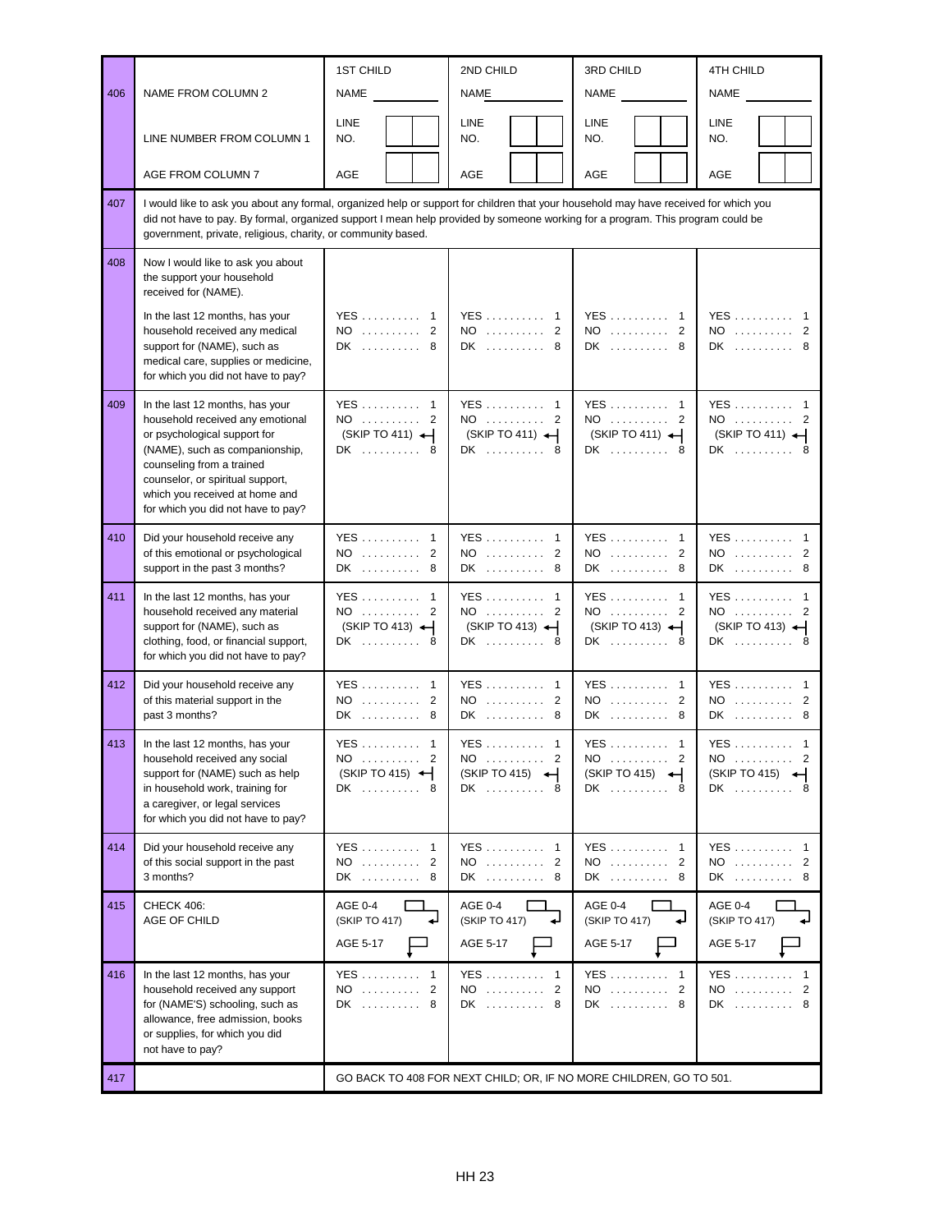| | | 1ST CHILD | 2ND CHILD | 3RD CHILD | 4TH CHILD |
|---|---|---|---|---|---|
| 406 | NAME FROM COLUMN 2 | NAME ________ | NAME ________ | NAME ________ | NAME ________ |
| | LINE NUMBER FROM COLUMN 1 | LINE NO. | LINE NO. | LINE NO. | LINE NO. |
| | AGE FROM COLUMN 7 | AGE | AGE | AGE | AGE |
| 407 | I would like to ask you about any formal, organized help or support for children that your household may have received for which you did not have to pay. By formal, organized support I mean help provided by someone working for a program. This program could be government, private, religious, charity, or community based. | | | | |
| 408 | Now I would like to ask you about the support your household received for (NAME).<br><br>In the last 12 months, has your household received any medical support for (NAME), such as medical care, supplies or medicine, for which you did not have to pay? | YES . . . . . . . . . . 1<br>NO . . . . . . . . . . 2<br>DK . . . . . . . . . . 8 | YES . . . . . . . . . . 1<br>NO . . . . . . . . . . 2<br>DK . . . . . . . . . . 8 | YES . . . . . . . . . . 1<br>NO . . . . . . . . . . 2<br>DK . . . . . . . . . . 8 | YES . . . . . . . . . . 1<br>NO . . . . . . . . . . 2<br>DK . . . . . . . . . . 8 |
| 409 | In the last 12 months, has your household received any emotional or psychological support for (NAME), such as companionship, counseling from a trained counselor, or spiritual support, which you received at home and for which you did not have to pay? | YES . . . . . . . . . . 1<br>NO . . . . . . . . . . 2<br>(SKIP TO 411)<br>DK . . . . . . . . . . 8 | YES . . . . . . . . . . 1<br>NO . . . . . . . . . . 2<br>(SKIP TO 411)<br>DK . . . . . . . . . . 8 | YES . . . . . . . . . . 1<br>NO . . . . . . . . . . 2<br>(SKIP TO 411)<br>DK . . . . . . . . . . 8 | YES . . . . . . . . . . 1<br>NO . . . . . . . . . . 2<br>(SKIP TO 411)<br>DK . . . . . . . . . . 8 |
| 410 | Did your household receive any of this emotional or psychological support in the past 3 months? | YES . . . . . . . . . . 1<br>NO . . . . . . . . . . 2<br>DK . . . . . . . . . . 8 | YES . . . . . . . . . . 1<br>NO . . . . . . . . . . 2<br>DK . . . . . . . . . . 8 | YES . . . . . . . . . . 1<br>NO . . . . . . . . . . 2<br>DK . . . . . . . . . . 8 | YES . . . . . . . . . . 1<br>NO . . . . . . . . . . 2<br>DK . . . . . . . . . . 8 |
| 411 | In the last 12 months, has your household received any material support for (NAME), such as clothing, food, or financial support, for which you did not have to pay? | YES . . . . . . . . . . 1<br>NO . . . . . . . . . . 2<br>(SKIP TO 413)<br>DK . . . . . . . . . . 8 | YES . . . . . . . . . . 1<br>NO . . . . . . . . . . 2<br>(SKIP TO 413)<br>DK . . . . . . . . . . 8 | YES . . . . . . . . . . 1<br>NO . . . . . . . . . . 2<br>(SKIP TO 413)<br>DK . . . . . . . . . . 8 | YES . . . . . . . . . . 1<br>NO . . . . . . . . . . 2<br>(SKIP TO 413)<br>DK . . . . . . . . . . 8 |
| 412 | Did your household receive any of this material support in the past 3 months? | YES . . . . . . . . . . 1<br>NO . . . . . . . . . . 2<br>DK . . . . . . . . . . 8 | YES . . . . . . . . . . 1<br>NO . . . . . . . . . . 2<br>DK . . . . . . . . . . 8 | YES . . . . . . . . . . 1<br>NO . . . . . . . . . . 2<br>DK . . . . . . . . . . 8 | YES . . . . . . . . . . 1<br>NO . . . . . . . . . . 2<br>DK . . . . . . . . . . 8 |
| 413 | In the last 12 months, has your household received any social support for (NAME) such as help in household work, training for a caregiver, or legal services for which you did not have to pay? | YES . . . . . . . . . . 1<br>NO . . . . . . . . . . 2<br>(SKIP TO 415)<br>DK . . . . . . . . . . 8 | YES . . . . . . . . . . 1<br>NO . . . . . . . . . . 2<br>(SKIP TO 415)<br>DK . . . . . . . . . . 8 | YES . . . . . . . . . . 1<br>NO . . . . . . . . . . 2<br>(SKIP TO 415)<br>DK . . . . . . . . . . 8 | YES . . . . . . . . . . 1<br>NO . . . . . . . . . . 2<br>(SKIP TO 415)<br>DK . . . . . . . . . . 8 |
| 414 | Did your household receive any of this social support in the past 3 months? | YES . . . . . . . . . . 1<br>NO . . . . . . . . . . 2<br>DK . . . . . . . . . . 8 | YES . . . . . . . . . . 1<br>NO . . . . . . . . . . 2<br>DK . . . . . . . . . . 8 | YES . . . . . . . . . . 1<br>NO . . . . . . . . . . 2<br>DK . . . . . . . . . . 8 | YES . . . . . . . . . . 1<br>NO . . . . . . . . . . 2<br>DK . . . . . . . . . . 8 |
| 415 | CHECK 406:<br>AGE OF CHILD | AGE 0-4 (SKIP TO 417)<br>AGE 5-17 | AGE 0-4 (SKIP TO 417)<br>AGE 5-17 | AGE 0-4 (SKIP TO 417)<br>AGE 5-17 | AGE 0-4 (SKIP TO 417)<br>AGE 5-17 |
| 416 | In the last 12 months, has your household received any support for (NAME'S) schooling, such as allowance, free admission, books or supplies, for which you did not have to pay? | YES . . . . . . . . . . 1<br>NO . . . . . . . . . . 2<br>DK . . . . . . . . . . 8 | YES . . . . . . . . . . 1<br>NO . . . . . . . . . . 2<br>DK . . . . . . . . . . 8 | YES . . . . . . . . . . 1<br>NO . . . . . . . . . . 2<br>DK . . . . . . . . . . 8 | YES . . . . . . . . . . 1<br>NO . . . . . . . . . . 2<br>DK . . . . . . . . . . 8 |
| 417 | | GO BACK TO 408 FOR NEXT CHILD; OR, IF NO MORE CHILDREN, GO TO 501. | | | |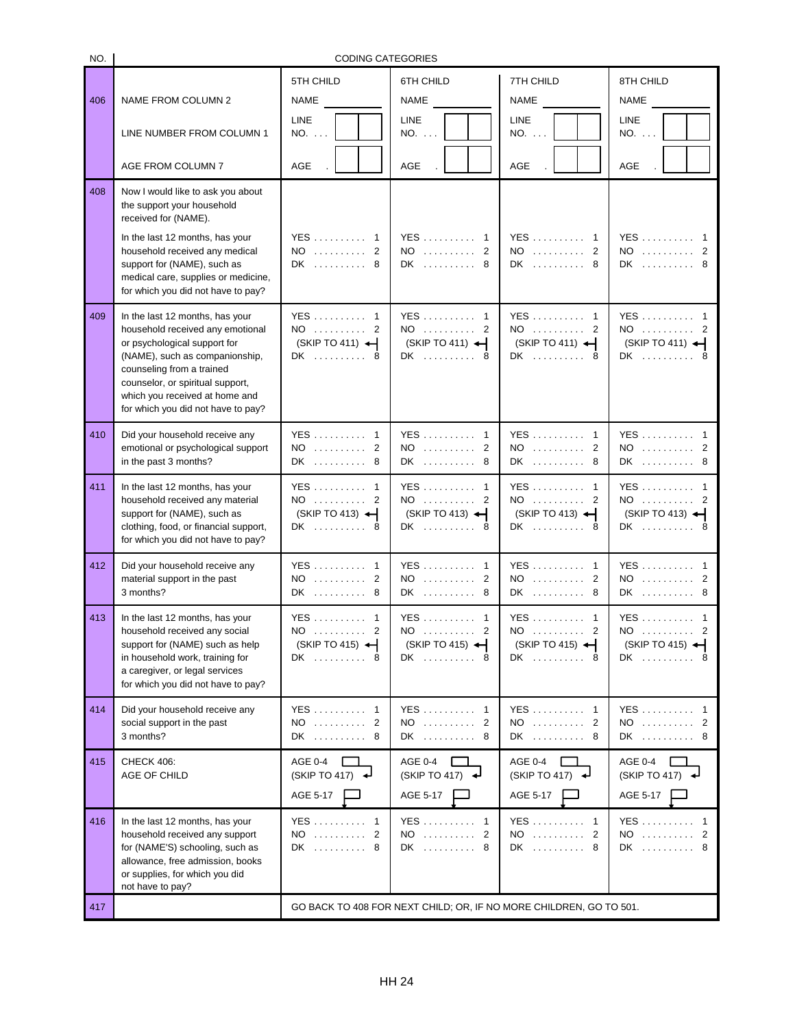| NO. | | CODING CATEGORIES | | | |
|---|---|---|---|---|---|
| 406 | NAME FROM COLUMN 2<br><br>LINE NUMBER FROM COLUMN 1<br><br>AGE FROM COLUMN 7 | 5TH CHILD<br>NAME ______<br>LINE NO. . . . [ ][ ]<br>AGE . [ ][ ] | 6TH CHILD<br>NAME ______<br>LINE NO. . . . [ ][ ]<br>AGE . [ ][ ] | 7TH CHILD<br>NAME ______<br>LINE NO. . . . [ ][ ]<br>AGE . [ ][ ] | 8TH CHILD<br>NAME ______<br>LINE NO. . . . [ ][ ]<br>AGE . [ ][ ] |
| 408 | Now I would like to ask you about the support your household received for (NAME).<br><br>In the last 12 months, has your household received any medical support for (NAME), such as medical care, supplies or medicine, for which you did not have to pay? | YES . . . . . . . . . . 1<br>NO . . . . . . . . . . 2<br>DK . . . . . . . . . . 8 | YES . . . . . . . . . . 1<br>NO . . . . . . . . . . 2<br>DK . . . . . . . . . . 8 | YES . . . . . . . . . . 1<br>NO . . . . . . . . . . 2<br>DK . . . . . . . . . . 8 | YES . . . . . . . . . . 1<br>NO . . . . . . . . . . 2<br>DK . . . . . . . . . . 8 |
| 409 | In the last 12 months, has your household received any emotional or psychological support for (NAME), such as companionship, counseling from a trained counselor, or spiritual support, which you received at home and for which you did not have to pay? | YES . . . . . . . . . . 1<br>NO . . . . . . . . . . 2<br>(SKIP TO 411)<br>DK . . . . . . . . . . 8 | YES . . . . . . . . . . 1<br>NO . . . . . . . . . . 2<br>(SKIP TO 411)<br>DK . . . . . . . . . . 8 | YES . . . . . . . . . . 1<br>NO . . . . . . . . . . 2<br>(SKIP TO 411)<br>DK . . . . . . . . . . 8 | YES . . . . . . . . . . 1<br>NO . . . . . . . . . . 2<br>(SKIP TO 411)<br>DK . . . . . . . . . . 8 |
| 410 | Did your household receive any emotional or psychological support in the past 3 months? | YES . . . . . . . . . . 1<br>NO . . . . . . . . . . 2<br>DK . . . . . . . . . . 8 | YES . . . . . . . . . . 1<br>NO . . . . . . . . . . 2<br>DK . . . . . . . . . . 8 | YES . . . . . . . . . . 1<br>NO . . . . . . . . . . 2<br>DK . . . . . . . . . . 8 | YES . . . . . . . . . . 1<br>NO . . . . . . . . . . 2<br>DK . . . . . . . . . . 8 |
| 411 | In the last 12 months, has your household received any material support for (NAME), such as clothing, food, or financial support, for which you did not have to pay? | YES . . . . . . . . . . 1<br>NO . . . . . . . . . . 2<br>(SKIP TO 413)<br>DK . . . . . . . . . . 8 | YES . . . . . . . . . . 1<br>NO . . . . . . . . . . 2<br>(SKIP TO 413)<br>DK . . . . . . . . . . 8 | YES . . . . . . . . . . 1<br>NO . . . . . . . . . . 2<br>(SKIP TO 413)<br>DK . . . . . . . . . . 8 | YES . . . . . . . . . . 1<br>NO . . . . . . . . . . 2<br>(SKIP TO 413)<br>DK . . . . . . . . . . 8 |
| 412 | Did your household receive any material support in the past 3 months? | YES . . . . . . . . . . 1<br>NO . . . . . . . . . . 2<br>DK . . . . . . . . . . 8 | YES . . . . . . . . . . 1<br>NO . . . . . . . . . . 2<br>DK . . . . . . . . . . 8 | YES . . . . . . . . . . 1<br>NO . . . . . . . . . . 2<br>DK . . . . . . . . . . 8 | YES . . . . . . . . . . 1<br>NO . . . . . . . . . . 2<br>DK . . . . . . . . . . 8 |
| 413 | In the last 12 months, has your household received any social support for (NAME) such as help in household work, training for a caregiver, or legal services for which you did not have to pay? | YES . . . . . . . . . . 1<br>NO . . . . . . . . . . 2<br>(SKIP TO 415)<br>DK . . . . . . . . . . 8 | YES . . . . . . . . . . 1<br>NO . . . . . . . . . . 2<br>(SKIP TO 415)<br>DK . . . . . . . . . . 8 | YES . . . . . . . . . . 1<br>NO . . . . . . . . . . 2<br>(SKIP TO 415)<br>DK . . . . . . . . . . 8 | YES . . . . . . . . . . 1<br>NO . . . . . . . . . . 2<br>(SKIP TO 415)<br>DK . . . . . . . . . . 8 |
| 414 | Did your household receive any social support in the past 3 months? | YES . . . . . . . . . . 1<br>NO . . . . . . . . . . 2<br>DK . . . . . . . . . . 8 | YES . . . . . . . . . . 1<br>NO . . . . . . . . . . 2<br>DK . . . . . . . . . . 8 | YES . . . . . . . . . . 1<br>NO . . . . . . . . . . 2<br>DK . . . . . . . . . . 8 | YES . . . . . . . . . . 1<br>NO . . . . . . . . . . 2<br>DK . . . . . . . . . . 8 |
| 415 | CHECK 406:<br>AGE OF CHILD | AGE 0-4 [ ]<br>(SKIP TO 417)<br>AGE 5-17 [ ] | AGE 0-4 [ ]<br>(SKIP TO 417)<br>AGE 5-17 [ ] | AGE 0-4 [ ]<br>(SKIP TO 417)<br>AGE 5-17 [ ] | AGE 0-4 [ ]<br>(SKIP TO 417)<br>AGE 5-17 [ ] |
| 416 | In the last 12 months, has your household received any support for (NAME'S) schooling, such as allowance, free admission, books or supplies, for which you did not have to pay? | YES . . . . . . . . . . 1<br>NO . . . . . . . . . . 2<br>DK . . . . . . . . . . 8 | YES . . . . . . . . . . 1<br>NO . . . . . . . . . . 2<br>DK . . . . . . . . . . 8 | YES . . . . . . . . . . 1<br>NO . . . . . . . . . . 2<br>DK . . . . . . . . . . 8 | YES . . . . . . . . . . 1<br>NO . . . . . . . . . . 2<br>DK . . . . . . . . . . 8 |
| 417 | | GO BACK TO 408 FOR NEXT CHILD; OR, IF NO MORE CHILDREN, GO TO 501. | | | |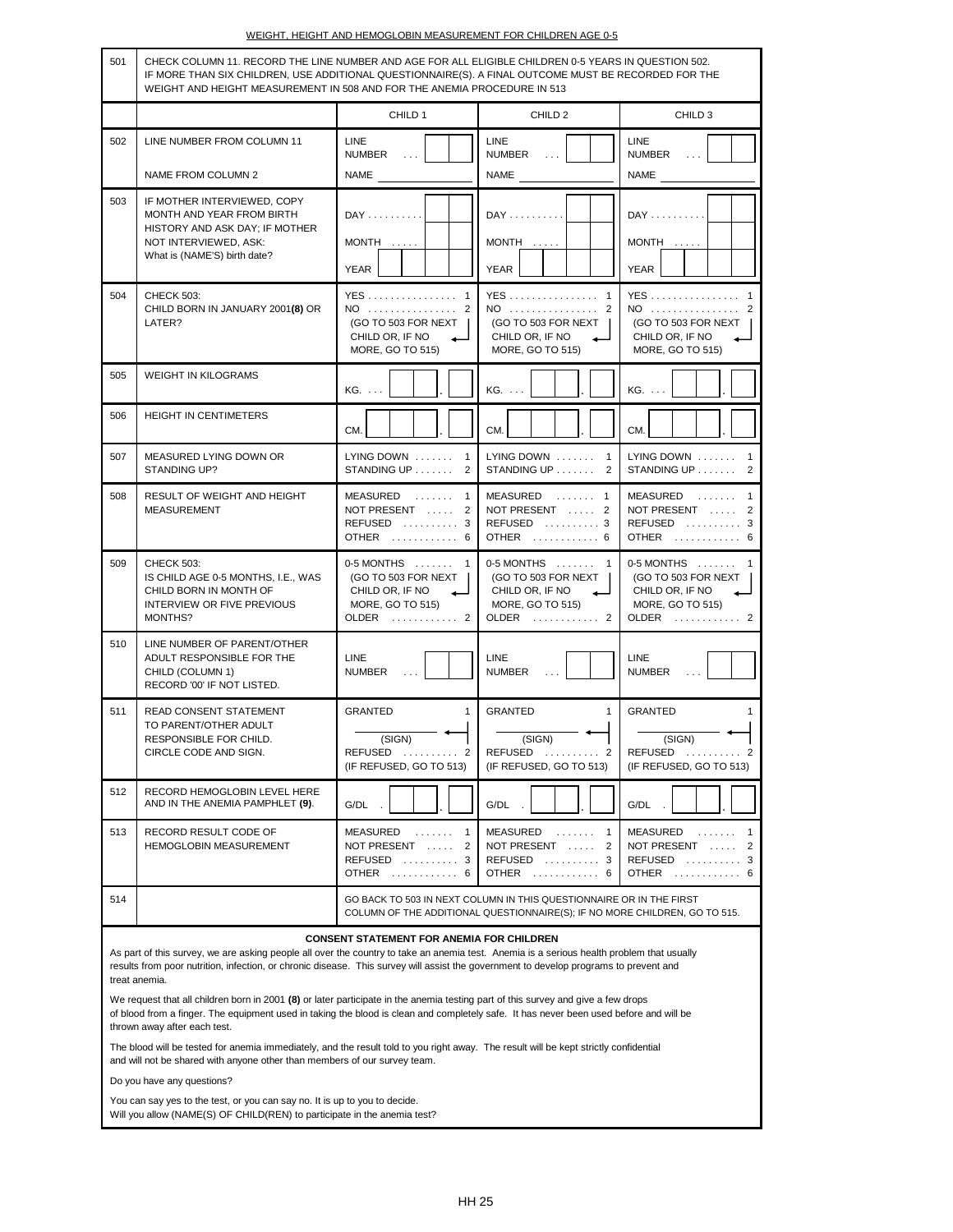## WEIGHT, HEIGHT AND HEMOGLOBIN MEASUREMENT FOR CHILDREN AGE 0-5

| 501 | CHECK COLUMN 11. RECORD THE LINE NUMBER AND AGE FOR ALL ELIGIBLE CHILDREN 0-5 YEARS IN QUESTION 502. IF MORE THAN SIX CHILDREN, USE ADDITIONAL QUESTIONNAIRE(S). A FINAL OUTCOME MUST BE RECORDED FOR THE WEIGHT AND HEIGHT MEASUREMENT IN 508 AND FOR THE ANEMIA PROCEDURE IN 513 | | | |
|---|---|---|---|---|
| | | CHILD 1 | CHILD 2 | CHILD 3 |
| 502 | LINE NUMBER FROM COLUMN 11<br><br>NAME FROM COLUMN 2 | LINE NUMBER . . . [ ][ ]<br><br>NAME ______ | LINE NUMBER . . . [ ][ ]<br><br>NAME ______ | LINE NUMBER . . . [ ][ ]<br><br>NAME ______ |
| 503 | IF MOTHER INTERVIEWED, COPY MONTH AND YEAR FROM BIRTH HISTORY AND ASK DAY; IF MOTHER NOT INTERVIEWED, ASK:<br>What is (NAME'S) birth date? | DAY . . . . . . . . . [ ][ ]<br>MONTH . . . . . [ ][ ]<br>YEAR [ ][ ][ ][ ] | DAY . . . . . . . . . [ ][ ]<br>MONTH . . . . . [ ][ ]<br>YEAR [ ][ ][ ][ ] | DAY . . . . . . . . . [ ][ ]<br>MONTH . . . . . [ ][ ]<br>YEAR [ ][ ][ ][ ] |
| 504 | CHECK 503:<br>CHILD BORN IN JANUARY 2001**(8)** OR LATER? | YES . . . . . . . . . . . . . . . . 1<br>NO . . . . . . . . . . . . . . . . 2<br>(GO TO 503 FOR NEXT CHILD OR, IF NO MORE, GO TO 515) | YES . . . . . . . . . . . . . . . . 1<br>NO . . . . . . . . . . . . . . . . 2<br>(GO TO 503 FOR NEXT CHILD OR, IF NO MORE, GO TO 515) | YES . . . . . . . . . . . . . . . . 1<br>NO . . . . . . . . . . . . . . . . 2<br>(GO TO 503 FOR NEXT CHILD OR, IF NO MORE, GO TO 515) |
| 505 | WEIGHT IN KILOGRAMS | KG. . . . [ ][ ][ ].[ ] | KG. . . . [ ][ ][ ].[ ] | KG. . . . [ ][ ][ ].[ ] |
| 506 | HEIGHT IN CENTIMETERS | CM. [ ][ ][ ].[ ] | CM. [ ][ ][ ].[ ] | CM. [ ][ ][ ].[ ] |
| 507 | MEASURED LYING DOWN OR STANDING UP? | LYING DOWN . . . . . . . 1<br>STANDING UP . . . . . . . 2 | LYING DOWN . . . . . . . 1<br>STANDING UP . . . . . . . 2 | LYING DOWN . . . . . . . 1<br>STANDING UP . . . . . . . 2 |
| 508 | RESULT OF WEIGHT AND HEIGHT MEASUREMENT | MEASURED . . . . . . . 1<br>NOT PRESENT . . . . . 2<br>REFUSED . . . . . . . . . . 3<br>OTHER . . . . . . . . . . . . 6 | MEASURED . . . . . . . 1<br>NOT PRESENT . . . . . 2<br>REFUSED . . . . . . . . . . 3<br>OTHER . . . . . . . . . . . . 6 | MEASURED . . . . . . . 1<br>NOT PRESENT . . . . . 2<br>REFUSED . . . . . . . . . . 3<br>OTHER . . . . . . . . . . . . 6 |
| 509 | CHECK 503:<br>IS CHILD AGE 0-5 MONTHS, I.E., WAS CHILD BORN IN MONTH OF INTERVIEW OR FIVE PREVIOUS MONTHS? | 0-5 MONTHS . . . . . . . 1<br>(GO TO 503 FOR NEXT CHILD OR, IF NO MORE, GO TO 515)<br>OLDER . . . . . . . . . . . . 2 | 0-5 MONTHS . . . . . . . 1<br>(GO TO 503 FOR NEXT CHILD OR, IF NO MORE, GO TO 515)<br>OLDER . . . . . . . . . . . . 2 | 0-5 MONTHS . . . . . . . 1<br>(GO TO 503 FOR NEXT CHILD OR, IF NO MORE, GO TO 515)<br>OLDER . . . . . . . . . . . . 2 |
| 510 | LINE NUMBER OF PARENT/OTHER ADULT RESPONSIBLE FOR THE CHILD (COLUMN 1)<br>RECORD '00' IF NOT LISTED. | LINE NUMBER . . . [ ][ ] | LINE NUMBER . . . [ ][ ] | LINE NUMBER . . . [ ][ ] |
| 511 | READ CONSENT STATEMENT TO PARENT/OTHER ADULT RESPONSIBLE FOR CHILD.<br>CIRCLE CODE AND SIGN. | GRANTED 1<br>______ (SIGN)<br>REFUSED . . . . . . . . . . 2<br>(IF REFUSED, GO TO 513) | GRANTED 1<br>______ (SIGN)<br>REFUSED . . . . . . . . . . 2<br>(IF REFUSED, GO TO 513) | GRANTED 1<br>______ (SIGN)<br>REFUSED . . . . . . . . . . 2<br>(IF REFUSED, GO TO 513) |
| 512 | RECORD HEMOGLOBIN LEVEL HERE AND IN THE ANEMIA PAMPHLET **(9)**. | G/DL . [ ][ ][ ].[ ] | G/DL . [ ][ ][ ].[ ] | G/DL . [ ][ ][ ].[ ] |
| 513 | RECORD RESULT CODE OF HEMOGLOBIN MEASUREMENT | MEASURED . . . . . . . 1<br>NOT PRESENT . . . . . 2<br>REFUSED . . . . . . . . . . 3<br>OTHER . . . . . . . . . . . . 6 | MEASURED . . . . . . . 1<br>NOT PRESENT . . . . . 2<br>REFUSED . . . . . . . . . . 3<br>OTHER . . . . . . . . . . . . 6 | MEASURED . . . . . . . 1<br>NOT PRESENT . . . . . 2<br>REFUSED . . . . . . . . . . 3<br>OTHER . . . . . . . . . . . . 6 |
| 514 | | GO BACK TO 503 IN NEXT COLUMN IN THIS QUESTIONNAIRE OR IN THE FIRST COLUMN OF THE ADDITIONAL QUESTIONNAIRE(S); IF NO MORE CHILDREN, GO TO 515. | | |

### CONSENT STATEMENT FOR ANEMIA FOR CHILDREN

As part of this survey, we are asking people all over the country to take an anemia test. Anemia is a serious health problem that usually results from poor nutrition, infection, or chronic disease. This survey will assist the government to develop programs to prevent and treat anemia.

We request that all children born in 2001 **(8)** or later participate in the anemia testing part of this survey and give a few drops of blood from a finger. The equipment used in taking the blood is clean and completely safe. It has never been used before and will be thrown away after each test.

The blood will be tested for anemia immediately, and the result told to you right away. The result will be kept strictly confidential and will not be shared with anyone other than members of our survey team.

Do you have any questions?

You can say yes to the test, or you can say no. It is up to you to decide.
Will you allow (NAME(S) OF CHILD(REN) to participate in the anemia test?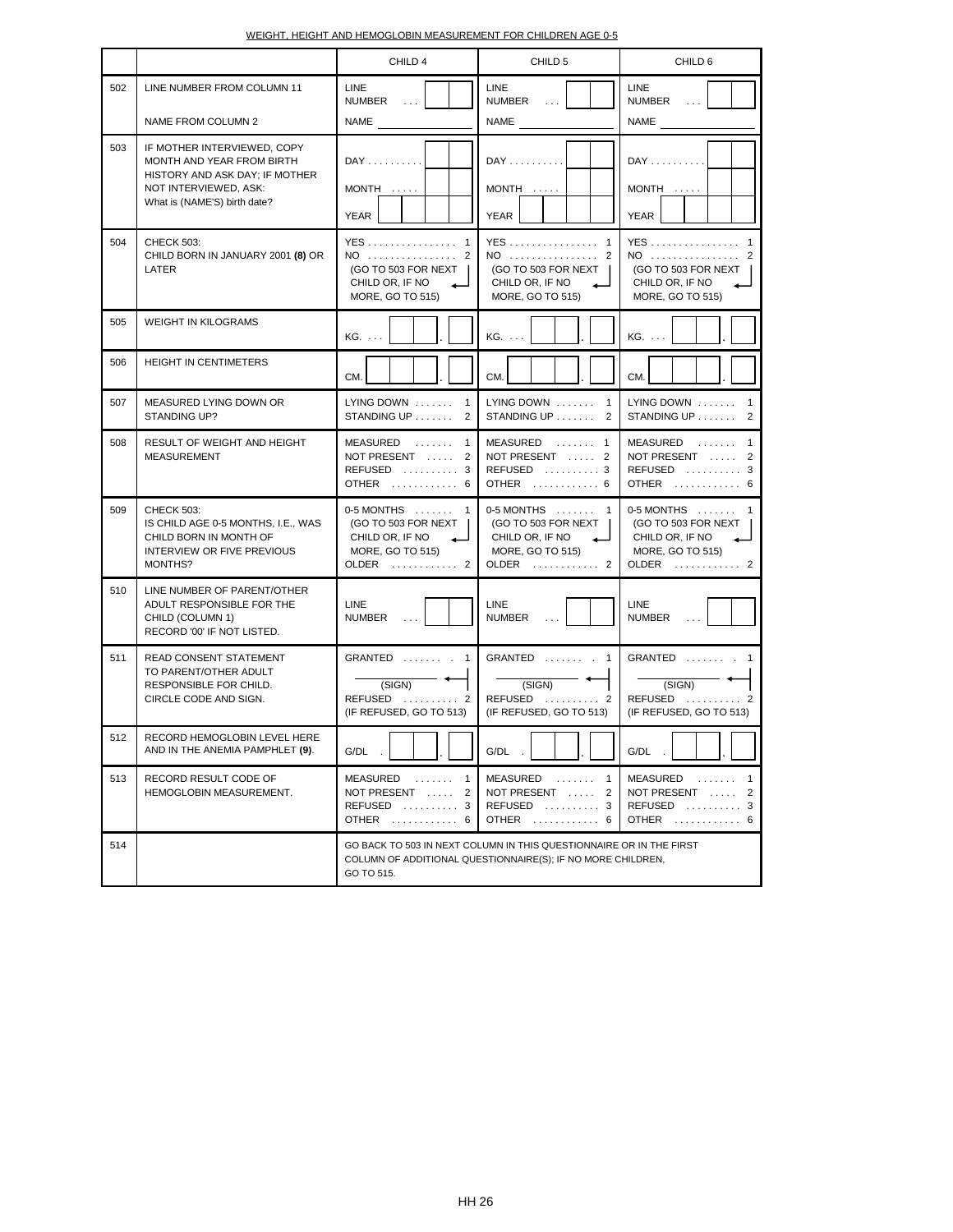WEIGHT, HEIGHT AND HEMOGLOBIN MEASUREMENT FOR CHILDREN AGE 0-5

| | | CHILD 4 | CHILD 5 | CHILD 6 |
|---|---|---|---|---|
| 502 | LINE NUMBER FROM COLUMN 11<br><br>NAME FROM COLUMN 2 | LINE NUMBER . . .<br><br>NAME | LINE NUMBER . . .<br><br>NAME | LINE NUMBER . . .<br><br>NAME |
| 503 | IF MOTHER INTERVIEWED, COPY MONTH AND YEAR FROM BIRTH HISTORY AND ASK DAY; IF MOTHER NOT INTERVIEWED, ASK:<br>What is (NAME'S) birth date? | DAY . . . . . . . . . .<br>MONTH . . . . .<br>YEAR | DAY . . . . . . . . . .<br>MONTH . . . . .<br>YEAR | DAY . . . . . . . . . .<br>MONTH . . . . .<br>YEAR |
| 504 | CHECK 503:<br>CHILD BORN IN JANUARY 2001 **(8)** OR LATER | YES . . . . . . . . . . . . . . . . 1<br>NO . . . . . . . . . . . . . . . . 2<br>(GO TO 503 FOR NEXT CHILD OR, IF NO MORE, GO TO 515) | YES . . . . . . . . . . . . . . . . 1<br>NO . . . . . . . . . . . . . . . . 2<br>(GO TO 503 FOR NEXT CHILD OR, IF NO MORE, GO TO 515) | YES . . . . . . . . . . . . . . . . 1<br>NO . . . . . . . . . . . . . . . . 2<br>(GO TO 503 FOR NEXT CHILD OR, IF NO MORE, GO TO 515) |
| 505 | WEIGHT IN KILOGRAMS | KG. . . . \_\_\_ . \_ | KG. . . . \_\_\_ . \_ | KG. . . . \_\_\_ . \_ |
| 506 | HEIGHT IN CENTIMETERS | CM. \_\_\_ . \_ | CM. \_\_\_ . \_ | CM. \_\_\_ . \_ |
| 507 | MEASURED LYING DOWN OR STANDING UP? | LYING DOWN . . . . . . . 1<br>STANDING UP . . . . . . . 2 | LYING DOWN . . . . . . . 1<br>STANDING UP . . . . . . . 2 | LYING DOWN . . . . . . . 1<br>STANDING UP . . . . . . . 2 |
| 508 | RESULT OF WEIGHT AND HEIGHT MEASUREMENT | MEASURED . . . . . . . 1<br>NOT PRESENT . . . . . 2<br>REFUSED . . . . . . . . . . 3<br>OTHER . . . . . . . . . . . . 6 | MEASURED . . . . . . . 1<br>NOT PRESENT . . . . . 2<br>REFUSED . . . . . . . . . . 3<br>OTHER . . . . . . . . . . . . 6 | MEASURED . . . . . . . 1<br>NOT PRESENT . . . . . 2<br>REFUSED . . . . . . . . . . 3<br>OTHER . . . . . . . . . . . . 6 |
| 509 | CHECK 503:<br>IS CHILD AGE 0-5 MONTHS, I.E., WAS CHILD BORN IN MONTH OF INTERVIEW OR FIVE PREVIOUS MONTHS? | 0-5 MONTHS . . . . . . . 1<br>(GO TO 503 FOR NEXT CHILD OR, IF NO MORE, GO TO 515)<br>OLDER . . . . . . . . . . . . 2 | 0-5 MONTHS . . . . . . . 1<br>(GO TO 503 FOR NEXT CHILD OR, IF NO MORE, GO TO 515)<br>OLDER . . . . . . . . . . . . 2 | 0-5 MONTHS . . . . . . . 1<br>(GO TO 503 FOR NEXT CHILD OR, IF NO MORE, GO TO 515)<br>OLDER . . . . . . . . . . . . 2 |
| 510 | LINE NUMBER OF PARENT/OTHER ADULT RESPONSIBLE FOR THE CHILD (COLUMN 1)<br>RECORD '00' IF NOT LISTED. | LINE NUMBER . . . | LINE NUMBER . . . | LINE NUMBER . . . |
| 511 | READ CONSENT STATEMENT TO PARENT/OTHER ADULT RESPONSIBLE FOR CHILD.<br>CIRCLE CODE AND SIGN. | GRANTED . . . . . . . . 1<br>(SIGN)<br>REFUSED . . . . . . . . . . 2<br>(IF REFUSED, GO TO 513) | GRANTED . . . . . . . . 1<br>(SIGN)<br>REFUSED . . . . . . . . . . 2<br>(IF REFUSED, GO TO 513) | GRANTED . . . . . . . . 1<br>(SIGN)<br>REFUSED . . . . . . . . . . 2<br>(IF REFUSED, GO TO 513) |
| 512 | RECORD HEMOGLOBIN LEVEL HERE AND IN THE ANEMIA PAMPHLET **(9)**. | G/DL . \_\_\_ . \_ | G/DL . \_\_\_ . \_ | G/DL . \_\_\_ . \_ |
| 513 | RECORD RESULT CODE OF HEMOGLOBIN MEASUREMENT. | MEASURED . . . . . . . 1<br>NOT PRESENT . . . . . 2<br>REFUSED . . . . . . . . . . 3<br>OTHER . . . . . . . . . . . . 6 | MEASURED . . . . . . . 1<br>NOT PRESENT . . . . . 2<br>REFUSED . . . . . . . . . . 3<br>OTHER . . . . . . . . . . . . 6 | MEASURED . . . . . . . 1<br>NOT PRESENT . . . . . 2<br>REFUSED . . . . . . . . . . 3<br>OTHER . . . . . . . . . . . . 6 |
| 514 | | GO BACK TO 503 IN NEXT COLUMN IN THIS QUESTIONNAIRE OR IN THE FIRST COLUMN OF ADDITIONAL QUESTIONNAIRE(S); IF NO MORE CHILDREN, GO TO 515. | | |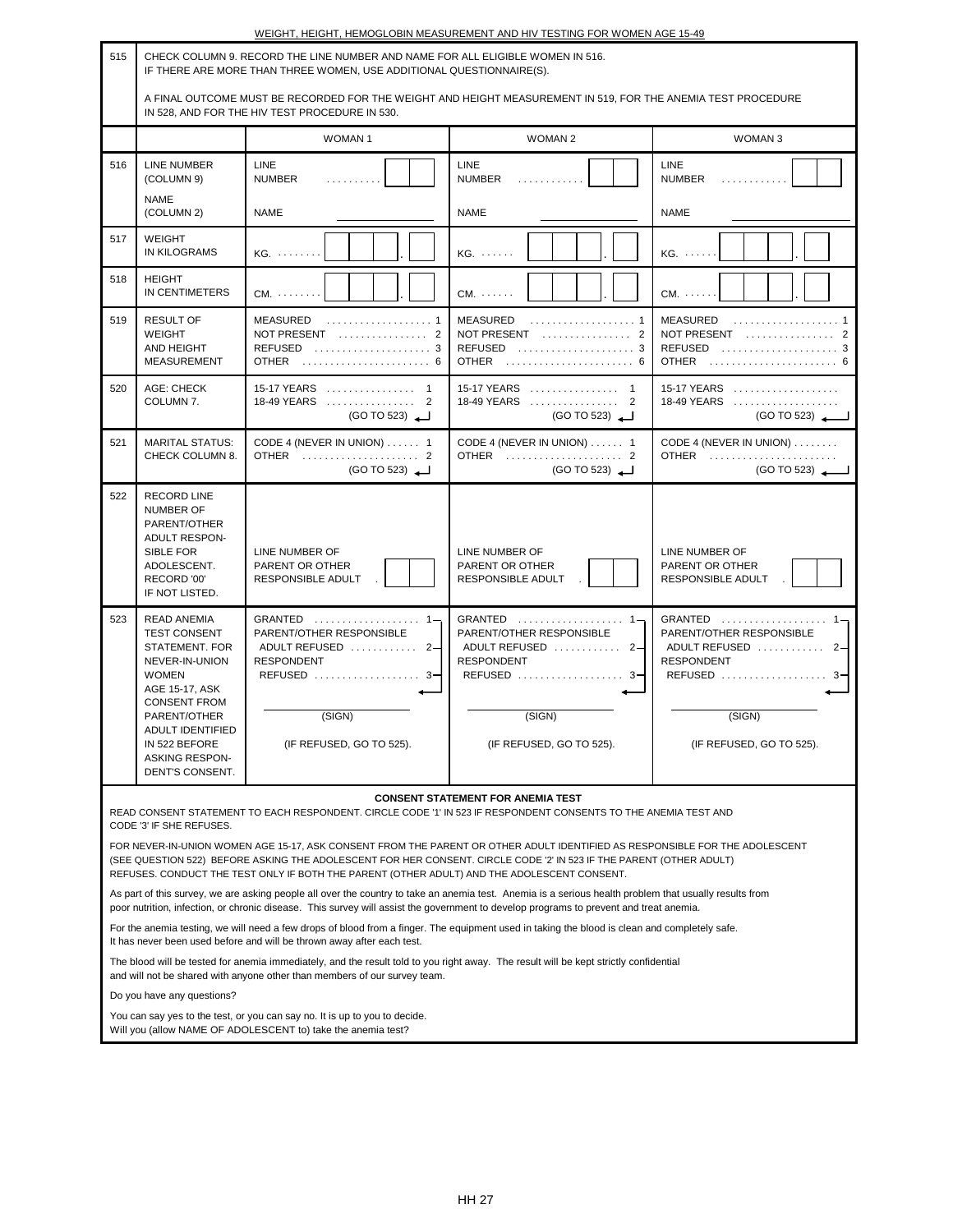## WEIGHT, HEIGHT, HEMOGLOBIN MEASUREMENT AND HIV TESTING FOR WOMEN AGE 15-49

| 515 | CHECK COLUMN 9. RECORD THE LINE NUMBER AND NAME FOR ALL ELIGIBLE WOMEN IN 516. IF THERE ARE MORE THAN THREE WOMEN, USE ADDITIONAL QUESTIONNAIRE(S). A FINAL OUTCOME MUST BE RECORDED FOR THE WEIGHT AND HEIGHT MEASUREMENT IN 519, FOR THE ANEMIA TEST PROCEDURE IN 528, AND FOR THE HIV TEST PROCEDURE IN 530. | | | |
|---|---|---|---|---|
| | | WOMAN 1 | WOMAN 2 | WOMAN 3 |
| 516 | LINE NUMBER (COLUMN 9)<br>NAME (COLUMN 2) | LINE NUMBER . . . . . . . . . . [ ][ ]<br>NAME ____________ | LINE NUMBER . . . . . . . . . . . [ ][ ]<br>NAME ____________ | LINE NUMBER . . . . . . . . . . . [ ][ ]<br>NAME ____________ |
| 517 | WEIGHT IN KILOGRAMS | KG. . . . . . . . . [ ][ ][ ].[ ] | KG. . . . . . . [ ][ ][ ].[ ] | KG. . . . . . . [ ][ ][ ].[ ] |
| 518 | HEIGHT IN CENTIMETERS | CM. . . . . . . . . [ ][ ][ ].[ ] | CM. . . . . . . [ ][ ][ ].[ ] | CM. . . . . . . [ ][ ][ ].[ ] |
| 519 | RESULT OF WEIGHT AND HEIGHT MEASUREMENT | MEASURED . . . . . . . . . . . . . . . . . . 1<br>NOT PRESENT . . . . . . . . . . . . . . . . 2<br>REFUSED . . . . . . . . . . . . . . . . . . . . 3<br>OTHER . . . . . . . . . . . . . . . . . . . . . . 6 | MEASURED . . . . . . . . . . . . . . . . . . 1<br>NOT PRESENT . . . . . . . . . . . . . . . . 2<br>REFUSED . . . . . . . . . . . . . . . . . . . . 3<br>OTHER . . . . . . . . . . . . . . . . . . . . . . 6 | MEASURED . . . . . . . . . . . . . . . . . . 1<br>NOT PRESENT . . . . . . . . . . . . . . . . 2<br>REFUSED . . . . . . . . . . . . . . . . . . . . 3<br>OTHER . . . . . . . . . . . . . . . . . . . . . . 6 |
| 520 | AGE: CHECK COLUMN 7. | 15-17 YEARS . . . . . . . . . . . . . . . . 1<br>18-49 YEARS . . . . . . . . . . . . . . . . 2<br>(GO TO 523) | 15-17 YEARS . . . . . . . . . . . . . . . . 1<br>18-49 YEARS . . . . . . . . . . . . . . . . 2<br>(GO TO 523) | 15-17 YEARS . . . . . . . . . . . . . . . . . . .<br>18-49 YEARS . . . . . . . . . . . . . . . . . . .<br>(GO TO 523) |
| 521 | MARITAL STATUS: CHECK COLUMN 8. | CODE 4 (NEVER IN UNION) . . . . . . 1<br>OTHER . . . . . . . . . . . . . . . . . . . . . 2<br>(GO TO 523) | CODE 4 (NEVER IN UNION) . . . . . . 1<br>OTHER . . . . . . . . . . . . . . . . . . . . . 2<br>(GO TO 523) | CODE 4 (NEVER IN UNION) . . . . . . . .<br>OTHER . . . . . . . . . . . . . . . . . . . . . . .<br>(GO TO 523) |
| 522 | RECORD LINE NUMBER OF PARENT/OTHER ADULT RESPONSIBLE FOR ADOLESCENT. RECORD '00' IF NOT LISTED. | LINE NUMBER OF PARENT OR OTHER RESPONSIBLE ADULT . [ ][ ] | LINE NUMBER OF PARENT OR OTHER RESPONSIBLE ADULT . [ ][ ] | LINE NUMBER OF PARENT OR OTHER RESPONSIBLE ADULT . [ ][ ] |
| 523 | READ ANEMIA TEST CONSENT STATEMENT. FOR NEVER-IN-UNION WOMEN AGE 15-17, ASK CONSENT FROM PARENT/OTHER ADULT IDENTIFIED IN 522 BEFORE ASKING RESPONDENT'S CONSENT. | GRANTED . . . . . . . . . . . . . . . . . . 1<br>PARENT/OTHER RESPONSIBLE ADULT REFUSED . . . . . . . . . . . . 2<br>RESPONDENT REFUSED . . . . . . . . . . . . . . . . . . . 3<br>____________<br>(SIGN)<br>(IF REFUSED, GO TO 525). | GRANTED . . . . . . . . . . . . . . . . . . 1<br>PARENT/OTHER RESPONSIBLE ADULT REFUSED . . . . . . . . . . . . 2<br>RESPONDENT REFUSED . . . . . . . . . . . . . . . . . . . 3<br>____________<br>(SIGN)<br>(IF REFUSED, GO TO 525). | GRANTED . . . . . . . . . . . . . . . . . . 1<br>PARENT/OTHER RESPONSIBLE ADULT REFUSED . . . . . . . . . . . . 2<br>RESPONDENT REFUSED . . . . . . . . . . . . . . . . . . . 3<br>____________<br>(SIGN)<br>(IF REFUSED, GO TO 525). |

### CONSENT STATEMENT FOR ANEMIA TEST

READ CONSENT STATEMENT TO EACH RESPONDENT. CIRCLE CODE '1' IN 523 IF RESPONDENT CONSENTS TO THE ANEMIA TEST AND CODE '3' IF SHE REFUSES.

FOR NEVER-IN-UNION WOMEN AGE 15-17, ASK CONSENT FROM THE PARENT OR OTHER ADULT IDENTIFIED AS RESPONSIBLE FOR THE ADOLESCENT (SEE QUESTION 522) BEFORE ASKING THE ADOLESCENT FOR HER CONSENT. CIRCLE CODE '2' IN 523 IF THE PARENT (OTHER ADULT) REFUSES. CONDUCT THE TEST ONLY IF BOTH THE PARENT (OTHER ADULT) AND THE ADOLESCENT CONSENT.

As part of this survey, we are asking people all over the country to take an anemia test. Anemia is a serious health problem that usually results from poor nutrition, infection, or chronic disease. This survey will assist the government to develop programs to prevent and treat anemia.

For the anemia testing, we will need a few drops of blood from a finger. The equipment used in taking the blood is clean and completely safe. It has never been used before and will be thrown away after each test.

The blood will be tested for anemia immediately, and the result told to you right away. The result will be kept strictly confidential and will not be shared with anyone other than members of our survey team.

Do you have any questions?

You can say yes to the test, or you can say no. It is up to you to decide.
Will you (allow NAME OF ADOLESCENT to) take the anemia test?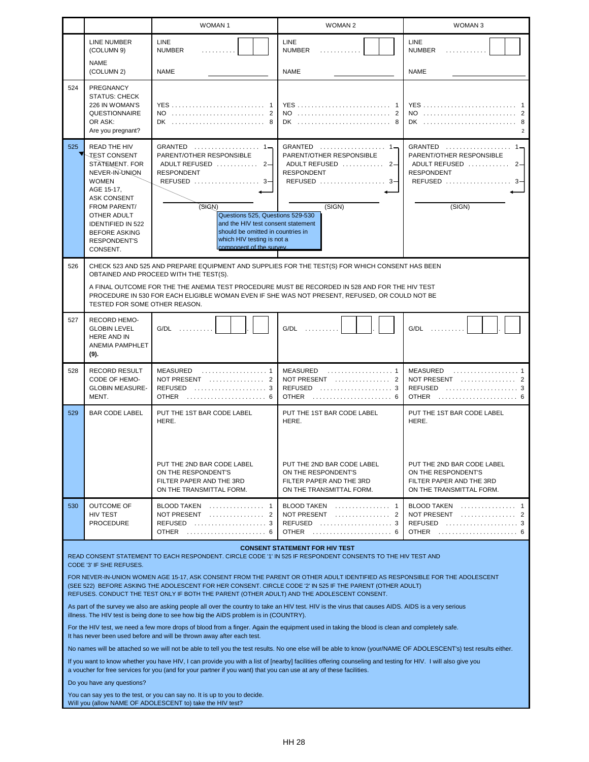| | | WOMAN 1 | WOMAN 2 | WOMAN 3 |
|---|---|---|---|---|
| | LINE NUMBER (COLUMN 9)<br><br>NAME (COLUMN 2) | LINE NUMBER . . . . . . . . .<br><br>NAME | LINE NUMBER . . . . . . . . . . .<br><br>NAME | LINE NUMBER . . . . . . . . . . .<br><br>NAME |
| 524 | PREGNANCY STATUS: CHECK 226 IN WOMAN'S QUESTIONNAIRE OR ASK: Are you pregnant? | YES . . . . . . . . . . . . . . . . . . . . . . . . . . 1<br>NO . . . . . . . . . . . . . . . . . . . . . . . . . . 2<br>DK . . . . . . . . . . . . . . . . . . . . . . . . . . 8 | YES . . . . . . . . . . . . . . . . . . . . . . . . . . 1<br>NO . . . . . . . . . . . . . . . . . . . . . . . . . . 2<br>DK . . . . . . . . . . . . . . . . . . . . . . . . . . 8 | YES . . . . . . . . . . . . . . . . . . . . . . . . . . 1<br>NO . . . . . . . . . . . . . . . . . . . . . . . . . . 2<br>DK . . . . . . . . . . . . . . . . . . . . . . . . . . 8<br>2 |
| 525 | READ THE HIV TEST CONSENT STATEMENT. FOR NEVER-IN-UNION WOMEN AGE 15-17, ASK CONSENT FROM PARENT/ OTHER ADULT IDENTIFIED IN 522 BEFORE ASKING RESPONDENT'S CONSENT. | GRANTED . . . . . . . . . . . . . . . . . . 1<br>PARENT/OTHER RESPONSIBLE ADULT REFUSED . . . . . . . . . . . . 2<br>RESPONDENT REFUSED . . . . . . . . . . . . . . . . . . 3<br><br>(SIGN)<br><br>Questions 525, Questions 529-530 and the HIV test consent statement should be omitted in countries in which HIV testing is not a component of the survey | GRANTED . . . . . . . . . . . . . . . . . . 1<br>PARENT/OTHER RESPONSIBLE ADULT REFUSED . . . . . . . . . . . . 2<br>RESPONDENT REFUSED . . . . . . . . . . . . . . . . . . 3<br><br>(SIGN) | GRANTED . . . . . . . . . . . . . . . . . . 1<br>PARENT/OTHER RESPONSIBLE ADULT REFUSED . . . . . . . . . . . . 2<br>RESPONDENT REFUSED . . . . . . . . . . . . . . . . . . 3<br><br>(SIGN) |
| 526 | CHECK 523 AND 525 AND PREPARE EQUIPMENT AND SUPPLIES FOR THE TEST(S) FOR WHICH CONSENT HAS BEEN OBTAINED AND PROCEED WITH THE TEST(S).<br><br>A FINAL OUTCOME FOR THE THE ANEMIA TEST PROCEDURE MUST BE RECORDED IN 528 AND FOR THE HIV TEST PROCEDURE IN 530 FOR EACH ELIGIBLE WOMAN EVEN IF SHE WAS NOT PRESENT, REFUSED, OR COULD NOT BE TESTED FOR SOME OTHER REASON. | | | |
| 527 | RECORD HEMO-GLOBIN LEVEL HERE AND IN ANEMIA PAMPHLET **(9).** | G/DL . . . . . . . . . __ __ . __ | G/DL . . . . . . . . . __ __ . __ | G/DL . . . . . . . . . __ __ . __ |
| 528 | RECORD RESULT CODE OF HEMO-GLOBIN MEASURE-MENT. | MEASURED . . . . . . . . . . . . . . . . . . 1<br>NOT PRESENT . . . . . . . . . . . . . . . . 2<br>REFUSED . . . . . . . . . . . . . . . . . . . . 3<br>OTHER . . . . . . . . . . . . . . . . . . . . . . 6 | MEASURED . . . . . . . . . . . . . . . . . . 1<br>NOT PRESENT . . . . . . . . . . . . . . . . 2<br>REFUSED . . . . . . . . . . . . . . . . . . . . 3<br>OTHER . . . . . . . . . . . . . . . . . . . . . . 6 | MEASURED . . . . . . . . . . . . . . . . . . 1<br>NOT PRESENT . . . . . . . . . . . . . . . . 2<br>REFUSED . . . . . . . . . . . . . . . . . . . . 3<br>OTHER . . . . . . . . . . . . . . . . . . . . . . 6 |
| 529 | BAR CODE LABEL | PUT THE 1ST BAR CODE LABEL HERE.<br><br>PUT THE 2ND BAR CODE LABEL ON THE RESPONDENT'S FILTER PAPER AND THE 3RD ON THE TRANSMITTAL FORM. | PUT THE 1ST BAR CODE LABEL HERE.<br><br>PUT THE 2ND BAR CODE LABEL ON THE RESPONDENT'S FILTER PAPER AND THE 3RD ON THE TRANSMITTAL FORM. | PUT THE 1ST BAR CODE LABEL HERE.<br><br>PUT THE 2ND BAR CODE LABEL ON THE RESPONDENT'S FILTER PAPER AND THE 3RD ON THE TRANSMITTAL FORM. |
| 530 | OUTCOME OF HIV TEST PROCEDURE | BLOOD TAKEN . . . . . . . . . . . . . . . . 1<br>NOT PRESENT . . . . . . . . . . . . . . . . 2<br>REFUSED . . . . . . . . . . . . . . . . . . . . 3<br>OTHER . . . . . . . . . . . . . . . . . . . . . . 6 | BLOOD TAKEN . . . . . . . . . . . . . . . . 1<br>NOT PRESENT . . . . . . . . . . . . . . . . 2<br>REFUSED . . . . . . . . . . . . . . . . . . . . 3<br>OTHER . . . . . . . . . . . . . . . . . . . . . . 6 | BLOOD TAKEN . . . . . . . . . . . . . . . . 1<br>NOT PRESENT . . . . . . . . . . . . . . . . 2<br>REFUSED . . . . . . . . . . . . . . . . . . . . 3<br>OTHER . . . . . . . . . . . . . . . . . . . . . . 6 |

**CONSENT STATEMENT FOR HIV TEST**

READ CONSENT STATEMENT TO EACH RESPONDENT. CIRCLE CODE '1' IN 525 IF RESPONDENT CONSENTS TO THE HIV TEST AND CODE '3' IF SHE REFUSES.

FOR NEVER-IN-UNION WOMEN AGE 15-17, ASK CONSENT FROM THE PARENT OR OTHER ADULT IDENTIFIED AS RESPONSIBLE FOR THE ADOLESCENT (SEE 522) BEFORE ASKING THE ADOLESCENT FOR HER CONSENT. CIRCLE CODE '2' IN 525 IF THE PARENT (OTHER ADULT) REFUSES. CONDUCT THE TEST ONLY IF BOTH THE PARENT (OTHER ADULT) AND THE ADOLESCENT CONSENT.

As part of the survey we also are asking people all over the country to take an HIV test. HIV is the virus that causes AIDS. AIDS is a very serious illness. The HIV test is being done to see how big the AIDS problem is in (COUNTRY).

For the HIV test, we need a few more drops of blood from a finger. Again the equipment used in taking the blood is clean and completely safe. It has never been used before and will be thrown away after each test.

No names will be attached so we will not be able to tell you the test results. No one else will be able to know (your/NAME OF ADOLESCENT's) test results either.

If you want to know whether you have HIV, I can provide you with a list of [nearby] facilities offering counseling and testing for HIV. I will also give you a voucher for free services for you (and for your partner if you want) that you can use at any of these facilities.

Do you have any questions?

You can say yes to the test, or you can say no. It is up to you to decide.
Will you (allow NAME OF ADOLESCENT to) take the HIV test?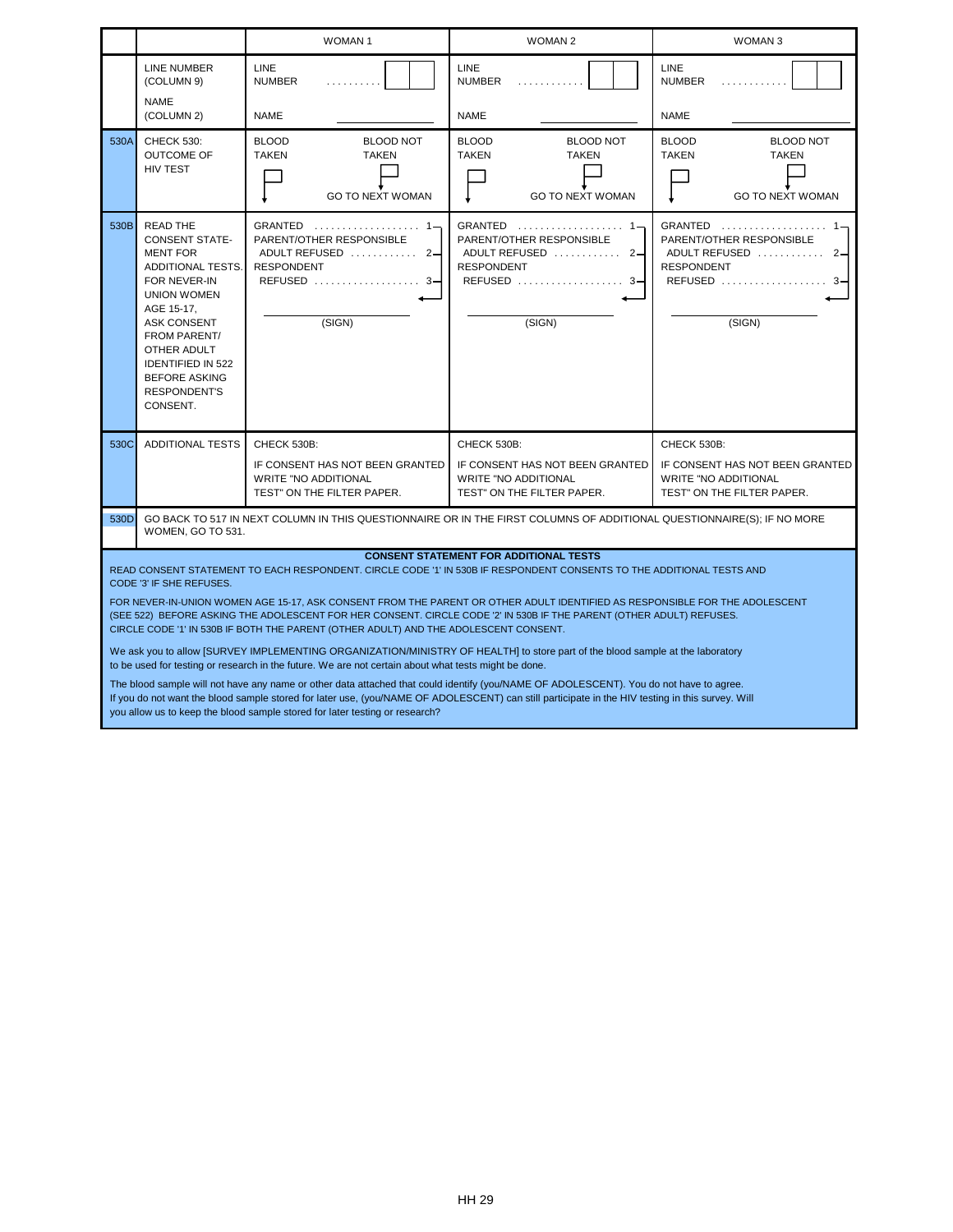| | | WOMAN 1 | WOMAN 2 | WOMAN 3 |
|---|---|---|---|---|
| | LINE NUMBER (COLUMN 9)<br><br>NAME (COLUMN 2) | LINE NUMBER . . . . . . . . . [ ][ ]<br><br>NAME ____________ | LINE NUMBER . . . . . . . . . . . [ ][ ]<br><br>NAME ____________ | LINE NUMBER . . . . . . . . . . . [ ][ ]<br><br>NAME ____________ |
| 530A | CHECK 530: OUTCOME OF HIV TEST | BLOOD TAKEN [ ] ↓<br>BLOOD NOT TAKEN [ ] → GO TO NEXT WOMAN | BLOOD TAKEN [ ] ↓<br>BLOOD NOT TAKEN [ ] → GO TO NEXT WOMAN | BLOOD TAKEN [ ] ↓<br>BLOOD NOT TAKEN [ ] → GO TO NEXT WOMAN |
| 530B | READ THE CONSENT STATEMENT FOR ADDITIONAL TESTS. FOR NEVER-IN UNION WOMEN AGE 15-17, ASK CONSENT FROM PARENT/ OTHER ADULT IDENTIFIED IN 522 BEFORE ASKING RESPONDENT'S CONSENT. | GRANTED . . . . . . . . . . . . . . . . . . . 1<br>PARENT/OTHER RESPONSIBLE ADULT REFUSED . . . . . . . . . . . . 2<br>RESPONDENT REFUSED . . . . . . . . . . . . . . . . . . . 3<br><br>____________<br>(SIGN) | GRANTED . . . . . . . . . . . . . . . . . . . 1<br>PARENT/OTHER RESPONSIBLE ADULT REFUSED . . . . . . . . . . . . 2<br>RESPONDENT REFUSED . . . . . . . . . . . . . . . . . . . 3<br><br>____________<br>(SIGN) | GRANTED . . . . . . . . . . . . . . . . . . . 1<br>PARENT/OTHER RESPONSIBLE ADULT REFUSED . . . . . . . . . . . . 2<br>RESPONDENT REFUSED . . . . . . . . . . . . . . . . . . . 3<br><br>____________<br>(SIGN) |
| 530C | ADDITIONAL TESTS | CHECK 530B:<br><br>IF CONSENT HAS NOT BEEN GRANTED WRITE "NO ADDITIONAL TEST" ON THE FILTER PAPER. | CHECK 530B:<br><br>IF CONSENT HAS NOT BEEN GRANTED WRITE "NO ADDITIONAL TEST" ON THE FILTER PAPER. | CHECK 530B:<br><br>IF CONSENT HAS NOT BEEN GRANTED WRITE "NO ADDITIONAL TEST" ON THE FILTER PAPER. |
| 530D | GO BACK TO 517 IN NEXT COLUMN IN THIS QUESTIONNAIRE OR IN THE FIRST COLUMNS OF ADDITIONAL QUESTIONNAIRE(S); IF NO MORE WOMEN, GO TO 531. | | | |

**CONSENT STATEMENT FOR ADDITIONAL TESTS**

READ CONSENT STATEMENT TO EACH RESPONDENT. CIRCLE CODE '1' IN 530B IF RESPONDENT CONSENTS TO THE ADDITIONAL TESTS AND CODE '3' IF SHE REFUSES.

FOR NEVER-IN-UNION WOMEN AGE 15-17, ASK CONSENT FROM THE PARENT OR OTHER ADULT IDENTIFIED AS RESPONSIBLE FOR THE ADOLESCENT (SEE 522) BEFORE ASKING THE ADOLESCENT FOR HER CONSENT. CIRCLE CODE '2' IN 530B IF THE PARENT (OTHER ADULT) REFUSES. CIRCLE CODE '1' IN 530B IF BOTH THE PARENT (OTHER ADULT) AND THE ADOLESCENT CONSENT.

We ask you to allow [SURVEY IMPLEMENTING ORGANIZATION/MINISTRY OF HEALTH] to store part of the blood sample at the laboratory to be used for testing or research in the future. We are not certain about what tests might be done.

The blood sample will not have any name or other data attached that could identify (you/NAME OF ADOLESCENT). You do not have to agree. If you do not want the blood sample stored for later use, (you/NAME OF ADOLESCENT) can still participate in the HIV testing in this survey. Will you allow us to keep the blood sample stored for later testing or research?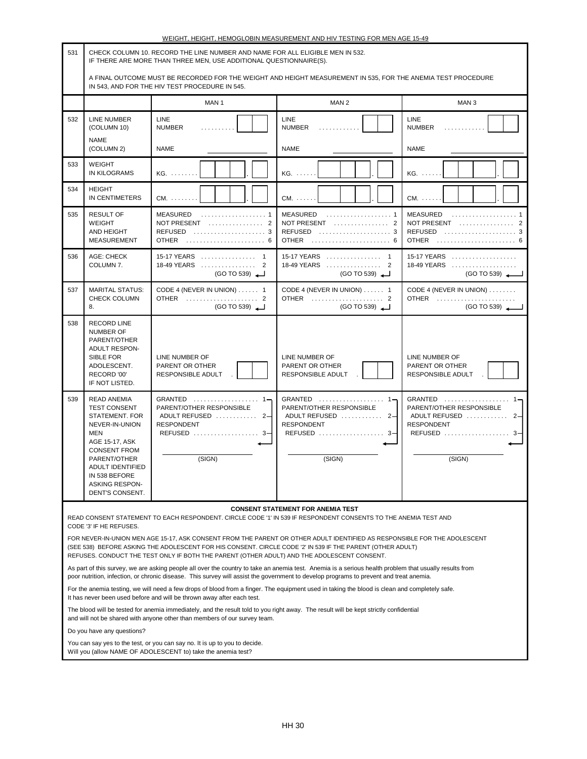WEIGHT, HEIGHT, HEMOGLOBIN MEASUREMENT AND HIV TESTING FOR MEN AGE 15-49

| 531 | CHECK COLUMN 10. RECORD THE LINE NUMBER AND NAME FOR ALL ELIGIBLE MEN IN 532. IF THERE ARE MORE THAN THREE MEN, USE ADDITIONAL QUESTIONNAIRE(S).<br><br>A FINAL OUTCOME MUST BE RECORDED FOR THE WEIGHT AND HEIGHT MEASUREMENT IN 535, FOR THE ANEMIA TEST PROCEDURE IN 543, AND FOR THE HIV TEST PROCEDURE IN 545. | | | |
|---|---|---|---|---|
| | | MAN 1 | MAN 2 | MAN 3 |
| 532 | LINE NUMBER (COLUMN 10)<br><br>NAME (COLUMN 2) | LINE NUMBER . . . . . . . . . [ ][ ]<br><br>NAME ____________ | LINE NUMBER . . . . . . . . . . . [ ][ ]<br><br>NAME ____________ | LINE NUMBER . . . . . . . . . . . [ ][ ]<br><br>NAME ____________ |
| 533 | WEIGHT IN KILOGRAMS | KG. . . . . . . . [ ][ ][ ] . [ ] | KG. . . . . . [ ][ ][ ] . [ ] | KG. . . . . . [ ][ ][ ] . [ ] |
| 534 | HEIGHT IN CENTIMETERS | CM. . . . . . . . [ ][ ][ ] . [ ] | CM. . . . . . [ ][ ][ ] . [ ] | CM. . . . . . [ ][ ][ ] . [ ] |
| 535 | RESULT OF WEIGHT AND HEIGHT MEASUREMENT | MEASURED . . . . . . . . . . . . . . . . . . 1<br>NOT PRESENT . . . . . . . . . . . . . . . 2<br>REFUSED . . . . . . . . . . . . . . . . . . . . 3<br>OTHER . . . . . . . . . . . . . . . . . . . . . . 6 | MEASURED . . . . . . . . . . . . . . . . . . 1<br>NOT PRESENT . . . . . . . . . . . . . . . 2<br>REFUSED . . . . . . . . . . . . . . . . . . . . 3<br>OTHER . . . . . . . . . . . . . . . . . . . . . . 6 | MEASURED . . . . . . . . . . . . . . . . . . 1<br>NOT PRESENT . . . . . . . . . . . . . . . 2<br>REFUSED . . . . . . . . . . . . . . . . . . . . 3<br>OTHER . . . . . . . . . . . . . . . . . . . . . . 6 |
| 536 | AGE: CHECK COLUMN 7. | 15-17 YEARS . . . . . . . . . . . . . . . . 1<br>18-49 YEARS . . . . . . . . . . . . . . . . 2<br>(GO TO 539) | 15-17 YEARS . . . . . . . . . . . . . . . . 1<br>18-49 YEARS . . . . . . . . . . . . . . . . 2<br>(GO TO 539) | 15-17 YEARS . . . . . . . . . . . . . . . . . .<br>18-49 YEARS . . . . . . . . . . . . . . . . . .<br>(GO TO 539) |
| 537 | MARITAL STATUS: CHECK COLUMN 8. | CODE 4 (NEVER IN UNION) . . . . . . 1<br>OTHER . . . . . . . . . . . . . . . . . . . . . 2<br>(GO TO 539) | CODE 4 (NEVER IN UNION) . . . . . . 1<br>OTHER . . . . . . . . . . . . . . . . . . . . . 2<br>(GO TO 539) | CODE 4 (NEVER IN UNION) . . . . . . . .<br>OTHER . . . . . . . . . . . . . . . . . . . . . . .<br>(GO TO 539) |
| 538 | RECORD LINE NUMBER OF PARENT/OTHER ADULT RESPONSIBLE FOR ADOLESCENT. RECORD '00' IF NOT LISTED. | LINE NUMBER OF PARENT OR OTHER RESPONSIBLE ADULT . [ ][ ] | LINE NUMBER OF PARENT OR OTHER RESPONSIBLE ADULT . [ ][ ] | LINE NUMBER OF PARENT OR OTHER RESPONSIBLE ADULT . [ ][ ] |
| 539 | READ ANEMIA TEST CONSENT STATEMENT. FOR NEVER-IN-UNION MEN AGE 15-17, ASK CONSENT FROM PARENT/OTHER ADULT IDENTIFIED IN 538 BEFORE ASKING RESPONDENT'S CONSENT. | GRANTED . . . . . . . . . . . . . . . . . . 1<br>PARENT/OTHER RESPONSIBLE ADULT REFUSED . . . . . . . . . . . . 2<br>RESPONDENT REFUSED . . . . . . . . . . . . . . . . . . 3<br><br>____________<br>(SIGN) | GRANTED . . . . . . . . . . . . . . . . . . 1<br>PARENT/OTHER RESPONSIBLE ADULT REFUSED . . . . . . . . . . . . 2<br>RESPONDENT REFUSED . . . . . . . . . . . . . . . . . . 3<br><br>____________<br>(SIGN) | GRANTED . . . . . . . . . . . . . . . . . . 1<br>PARENT/OTHER RESPONSIBLE ADULT REFUSED . . . . . . . . . . . . 2<br>RESPONDENT REFUSED . . . . . . . . . . . . . . . . . . 3<br><br>____________<br>(SIGN) |

**CONSENT STATEMENT FOR ANEMIA TEST**

READ CONSENT STATEMENT TO EACH RESPONDENT. CIRCLE CODE '1' IN 539 IF RESPONDENT CONSENTS TO THE ANEMIA TEST AND CODE '3' IF HE REFUSES.

FOR NEVER-IN-UNION MEN AGE 15-17, ASK CONSENT FROM THE PARENT OR OTHER ADULT IDENTIFIED AS RESPONSIBLE FOR THE ADOLESCENT (SEE 538) BEFORE ASKING THE ADOLESCENT FOR HIS CONSENT. CIRCLE CODE '2' IN 539 IF THE PARENT (OTHER ADULT) REFUSES. CONDUCT THE TEST ONLY IF BOTH THE PARENT (OTHER ADULT) AND THE ADOLESCENT CONSENT.

As part of this survey, we are asking people all over the country to take an anemia test. Anemia is a serious health problem that usually results from poor nutrition, infection, or chronic disease. This survey will assist the government to develop programs to prevent and treat anemia.

For the anemia testing, we will need a few drops of blood from a finger. The equipment used in taking the blood is clean and completely safe. It has never been used before and will be thrown away after each test.

The blood will be tested for anemia immediately, and the result told to you right away. The result will be kept strictly confidential and will not be shared with anyone other than members of our survey team.

Do you have any questions?

You can say yes to the test, or you can say no. It is up to you to decide.
Will you (allow NAME OF ADOLESCENT to) take the anemia test?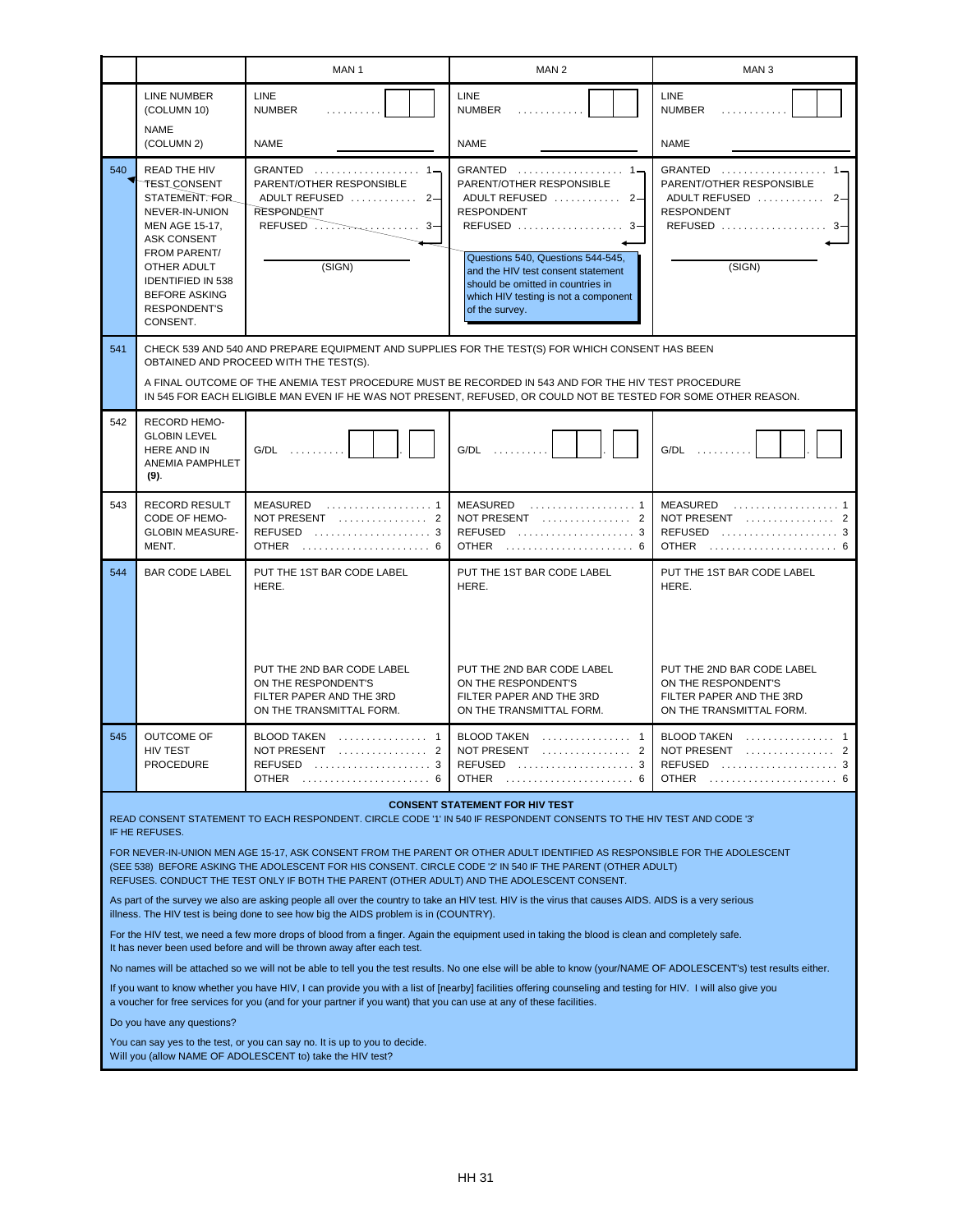| | | MAN 1 | MAN 2 | MAN 3 |
|---|---|---|---|---|
| | LINE NUMBER (COLUMN 10)<br><br>NAME (COLUMN 2) | LINE NUMBER . . . . . . . . . . [ ][ ]<br><br>NAME ____________ | LINE NUMBER . . . . . . . . . . . . [ ][ ]<br><br>NAME ____________ | LINE NUMBER . . . . . . . . . . . . [ ][ ]<br><br>NAME ____________ |
| 540 | READ THE HIV TEST CONSENT STATEMENT. FOR NEVER-IN-UNION MEN AGE 15-17, ASK CONSENT FROM PARENT/ OTHER ADULT IDENTIFIED IN 538 BEFORE ASKING RESPONDENT'S CONSENT. | GRANTED . . . . . . . . . . . . . . . . . . 1<br>PARENT/OTHER RESPONSIBLE ADULT REFUSED . . . . . . . . . . . . 2<br>RESPONDENT REFUSED . . . . . . . . . . . . . . . . . . 3<br><br>____________ (SIGN) | GRANTED . . . . . . . . . . . . . . . . . . 1<br>PARENT/OTHER RESPONSIBLE ADULT REFUSED . . . . . . . . . . . . 2<br>RESPONDENT REFUSED . . . . . . . . . . . . . . . . . . 3<br><br>Questions 540, Questions 544-545, and the HIV test consent statement should be omitted in countries in which HIV testing is not a component of the survey. | GRANTED . . . . . . . . . . . . . . . . . . 1<br>PARENT/OTHER RESPONSIBLE ADULT REFUSED . . . . . . . . . . . . 2<br>RESPONDENT REFUSED . . . . . . . . . . . . . . . . . . 3<br><br>____________ (SIGN) |
| 541 | CHECK 539 AND 540 AND PREPARE EQUIPMENT AND SUPPLIES FOR THE TEST(S) FOR WHICH CONSENT HAS BEEN OBTAINED AND PROCEED WITH THE TEST(S).<br><br>A FINAL OUTCOME OF THE ANEMIA TEST PROCEDURE MUST BE RECORDED IN 543 AND FOR THE HIV TEST PROCEDURE IN 545 FOR EACH ELIGIBLE MAN EVEN IF HE WAS NOT PRESENT, REFUSED, OR COULD NOT BE TESTED FOR SOME OTHER REASON. | | | |
| 542 | RECORD HEMO-GLOBIN LEVEL HERE AND IN ANEMIA PAMPHLET **(9)**. | G/DL . . . . . . . . . [ ][ ].[ ] | G/DL . . . . . . . . . [ ][ ].[ ] | G/DL . . . . . . . . . [ ][ ].[ ] |
| 543 | RECORD RESULT CODE OF HEMO-GLOBIN MEASURE-MENT. | MEASURED . . . . . . . . . . . . . . . . . . 1<br>NOT PRESENT . . . . . . . . . . . . . . . . 2<br>REFUSED . . . . . . . . . . . . . . . . . . . . 3<br>OTHER . . . . . . . . . . . . . . . . . . . . . . 6 | MEASURED . . . . . . . . . . . . . . . . . . 1<br>NOT PRESENT . . . . . . . . . . . . . . . . 2<br>REFUSED . . . . . . . . . . . . . . . . . . . . 3<br>OTHER . . . . . . . . . . . . . . . . . . . . . . 6 | MEASURED . . . . . . . . . . . . . . . . . . 1<br>NOT PRESENT . . . . . . . . . . . . . . . . 2<br>REFUSED . . . . . . . . . . . . . . . . . . . . 3<br>OTHER . . . . . . . . . . . . . . . . . . . . . . 6 |
| 544 | BAR CODE LABEL | PUT THE 1ST BAR CODE LABEL HERE.<br><br>PUT THE 2ND BAR CODE LABEL ON THE RESPONDENT'S FILTER PAPER AND THE 3RD ON THE TRANSMITTAL FORM. | PUT THE 1ST BAR CODE LABEL HERE.<br><br>PUT THE 2ND BAR CODE LABEL ON THE RESPONDENT'S FILTER PAPER AND THE 3RD ON THE TRANSMITTAL FORM. | PUT THE 1ST BAR CODE LABEL HERE.<br><br>PUT THE 2ND BAR CODE LABEL ON THE RESPONDENT'S FILTER PAPER AND THE 3RD ON THE TRANSMITTAL FORM. |
| 545 | OUTCOME OF HIV TEST PROCEDURE | BLOOD TAKEN . . . . . . . . . . . . . . . . 1<br>NOT PRESENT . . . . . . . . . . . . . . . . 2<br>REFUSED . . . . . . . . . . . . . . . . . . . . 3<br>OTHER . . . . . . . . . . . . . . . . . . . . . . 6 | BLOOD TAKEN . . . . . . . . . . . . . . . . 1<br>NOT PRESENT . . . . . . . . . . . . . . . . 2<br>REFUSED . . . . . . . . . . . . . . . . . . . . 3<br>OTHER . . . . . . . . . . . . . . . . . . . . . . 6 | BLOOD TAKEN . . . . . . . . . . . . . . . . 1<br>NOT PRESENT . . . . . . . . . . . . . . . . 2<br>REFUSED . . . . . . . . . . . . . . . . . . . . 3<br>OTHER . . . . . . . . . . . . . . . . . . . . . . 6 |

**CONSENT STATEMENT FOR HIV TEST**

READ CONSENT STATEMENT TO EACH RESPONDENT. CIRCLE CODE '1' IN 540 IF RESPONDENT CONSENTS TO THE HIV TEST AND CODE '3' IF HE REFUSES.

FOR NEVER-IN-UNION MEN AGE 15-17, ASK CONSENT FROM THE PARENT OR OTHER ADULT IDENTIFIED AS RESPONSIBLE FOR THE ADOLESCENT (SEE 538) BEFORE ASKING THE ADOLESCENT FOR HIS CONSENT. CIRCLE CODE '2' IN 540 IF THE PARENT (OTHER ADULT) REFUSES. CONDUCT THE TEST ONLY IF BOTH THE PARENT (OTHER ADULT) AND THE ADOLESCENT CONSENT.

As part of the survey we also are asking people all over the country to take an HIV test. HIV is the virus that causes AIDS. AIDS is a very serious illness. The HIV test is being done to see how big the AIDS problem is in (COUNTRY).

For the HIV test, we need a few more drops of blood from a finger. Again the equipment used in taking the blood is clean and completely safe. It has never been used before and will be thrown away after each test.

No names will be attached so we will not be able to tell you the test results. No one else will be able to know (your/NAME OF ADOLESCENT's) test results either.

If you want to know whether you have HIV, I can provide you with a list of [nearby] facilities offering counseling and testing for HIV. I will also give you a voucher for free services for you (and for your partner if you want) that you can use at any of these facilities.

Do you have any questions?

You can say yes to the test, or you can say no. It is up to you to decide.
Will you (allow NAME OF ADOLESCENT to) take the HIV test?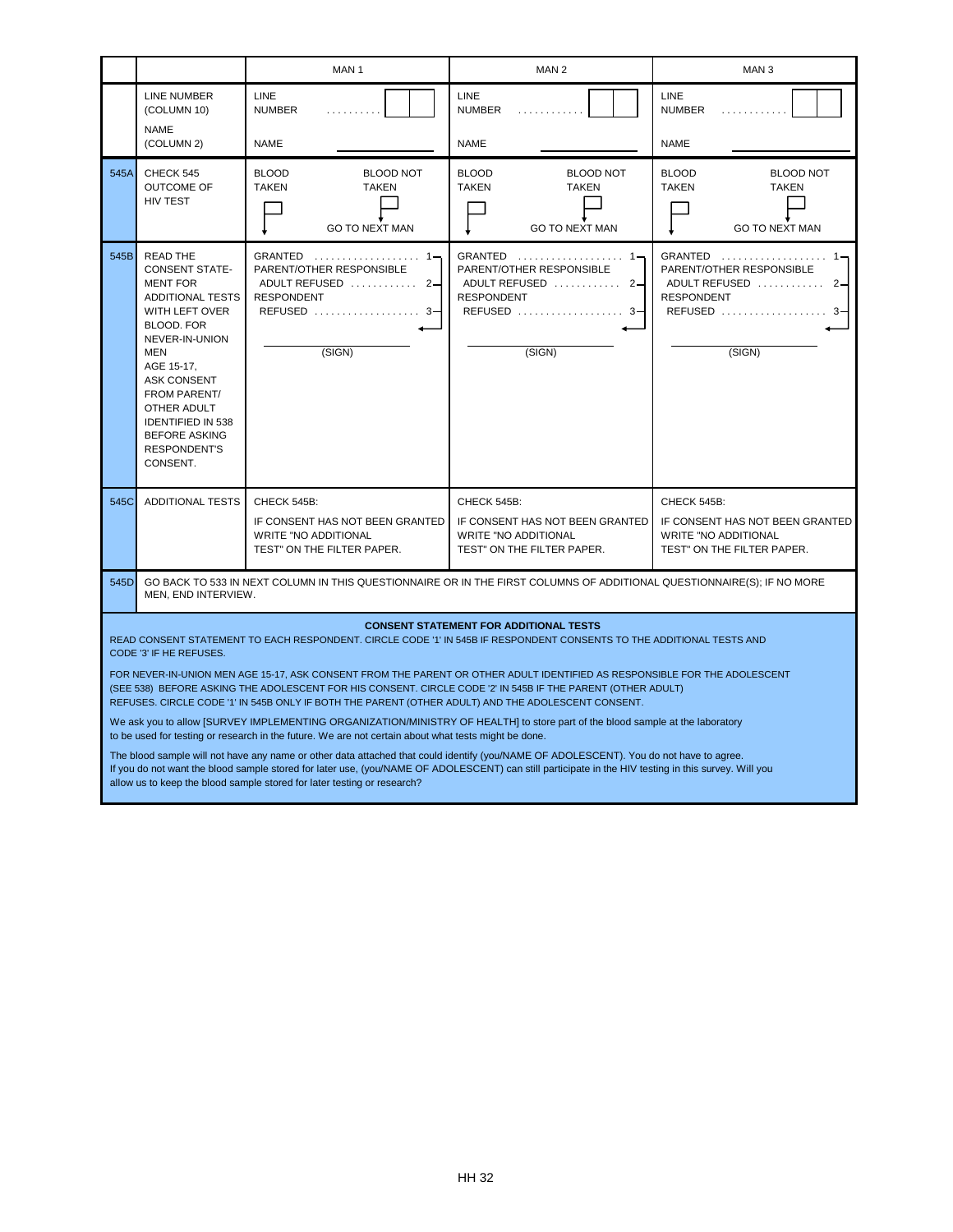| | | MAN 1 | MAN 2 | MAN 3 |
|---|---|---|---|---|
| | LINE NUMBER (COLUMN 10)<br>NAME (COLUMN 2) | LINE NUMBER .......... [ ][ ]<br>NAME ______________ | LINE NUMBER ............ [ ][ ]<br>NAME ______________ | LINE NUMBER ............ [ ][ ]<br>NAME ______________ |
| 545A | CHECK 545 OUTCOME OF HIV TEST | BLOOD TAKEN [ ] ↓<br>BLOOD NOT TAKEN [ ] → GO TO NEXT MAN | BLOOD TAKEN [ ] ↓<br>BLOOD NOT TAKEN [ ] → GO TO NEXT MAN | BLOOD TAKEN [ ] ↓<br>BLOOD NOT TAKEN [ ] → GO TO NEXT MAN |
| 545B | READ THE CONSENT STATEMENT FOR ADDITIONAL TESTS WITH LEFT OVER BLOOD. FOR NEVER-IN-UNION MEN AGE 15-17, ASK CONSENT FROM PARENT/ OTHER ADULT IDENTIFIED IN 538 BEFORE ASKING RESPONDENT'S CONSENT. | GRANTED .................. 1<br>PARENT/OTHER RESPONSIBLE ADULT REFUSED ............ 2<br>RESPONDENT REFUSED .................. 3<br><br>______________ (SIGN) | GRANTED .................. 1<br>PARENT/OTHER RESPONSIBLE ADULT REFUSED ............ 2<br>RESPONDENT REFUSED .................. 3<br><br>______________ (SIGN) | GRANTED .................. 1<br>PARENT/OTHER RESPONSIBLE ADULT REFUSED ............ 2<br>RESPONDENT REFUSED .................. 3<br><br>______________ (SIGN) |
| 545C | ADDITIONAL TESTS | CHECK 545B:<br>IF CONSENT HAS NOT BEEN GRANTED WRITE "NO ADDITIONAL TEST" ON THE FILTER PAPER. | CHECK 545B:<br>IF CONSENT HAS NOT BEEN GRANTED WRITE "NO ADDITIONAL TEST" ON THE FILTER PAPER. | CHECK 545B:<br>IF CONSENT HAS NOT BEEN GRANTED WRITE "NO ADDITIONAL TEST" ON THE FILTER PAPER. |
| 545D | GO BACK TO 533 IN NEXT COLUMN IN THIS QUESTIONNAIRE OR IN THE FIRST COLUMNS OF ADDITIONAL QUESTIONNAIRE(S); IF NO MORE MEN, END INTERVIEW. | | | |

**CONSENT STATEMENT FOR ADDITIONAL TESTS**

READ CONSENT STATEMENT TO EACH RESPONDENT. CIRCLE CODE '1' IN 545B IF RESPONDENT CONSENTS TO THE ADDITIONAL TESTS AND CODE '3' IF HE REFUSES.

FOR NEVER-IN-UNION MEN AGE 15-17, ASK CONSENT FROM THE PARENT OR OTHER ADULT IDENTIFIED AS RESPONSIBLE FOR THE ADOLESCENT (SEE 538) BEFORE ASKING THE ADOLESCENT FOR HIS CONSENT. CIRCLE CODE '2' IN 545B IF THE PARENT (OTHER ADULT) REFUSES. CIRCLE CODE '1' IN 545B ONLY IF BOTH THE PARENT (OTHER ADULT) AND THE ADOLESCENT CONSENT.

We ask you to allow [SURVEY IMPLEMENTING ORGANIZATION/MINISTRY OF HEALTH] to store part of the blood sample at the laboratory to be used for testing or research in the future. We are not certain about what tests might be done.

The blood sample will not have any name or other data attached that could identify (you/NAME OF ADOLESCENT). You do not have to agree. If you do not want the blood sample stored for later use, (you/NAME OF ADOLESCENT) can still participate in the HIV testing in this survey. Will you allow us to keep the blood sample stored for later testing or research?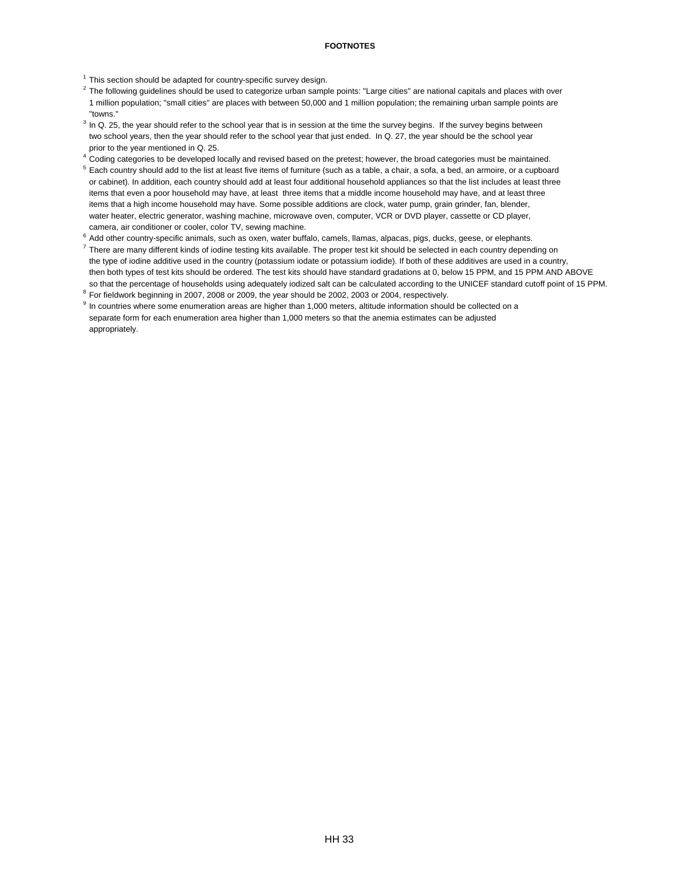## FOOTNOTES

[1] This section should be adapted for country-specific survey design.

[2] The following guidelines should be used to categorize urban sample points: "Large cities" are national capitals and places with over 1 million population; "small cities" are places with between 50,000 and 1 million population; the remaining urban sample points are "towns."

[3] In Q. 25, the year should refer to the school year that is in session at the time the survey begins. If the survey begins between two school years, then the year should refer to the school year that just ended. In Q. 27, the year should be the school year prior to the year mentioned in Q. 25.

[4] Coding categories to be developed locally and revised based on the pretest; however, the broad categories must be maintained.

[5] Each country should add to the list at least five items of furniture (such as a table, a chair, a sofa, a bed, an armoire, or a cupboard or cabinet). In addition, each country should add at least four additional household appliances so that the list includes at least three items that even a poor household may have, at least three items that a middle income household may have, and at least three items that a high income household may have. Some possible additions are clock, water pump, grain grinder, fan, blender, water heater, electric generator, washing machine, microwave oven, computer, VCR or DVD player, cassette or CD player, camera, air conditioner or cooler, color TV, sewing machine.

[6] Add other country-specific animals, such as oxen, water buffalo, camels, llamas, alpacas, pigs, ducks, geese, or elephants.

[7] There are many different kinds of iodine testing kits available. The proper test kit should be selected in each country depending on the type of iodine additive used in the country (potassium iodate or potassium iodide). If both of these additives are used in a country, then both types of test kits should be ordered. The test kits should have standard gradations at 0, below 15 PPM, and 15 PPM AND ABOVE so that the percentage of households using adequately iodized salt can be calculated according to the UNICEF standard cutoff point of 15 PPM.

[8] For fieldwork beginning in 2007, 2008 or 2009, the year should be 2002, 2003 or 2004, respectively.

[9] In countries where some enumeration areas are higher than 1,000 meters, altitude information should be collected on a separate form for each enumeration area higher than 1,000 meters so that the anemia estimates can be adjusted appropriately.